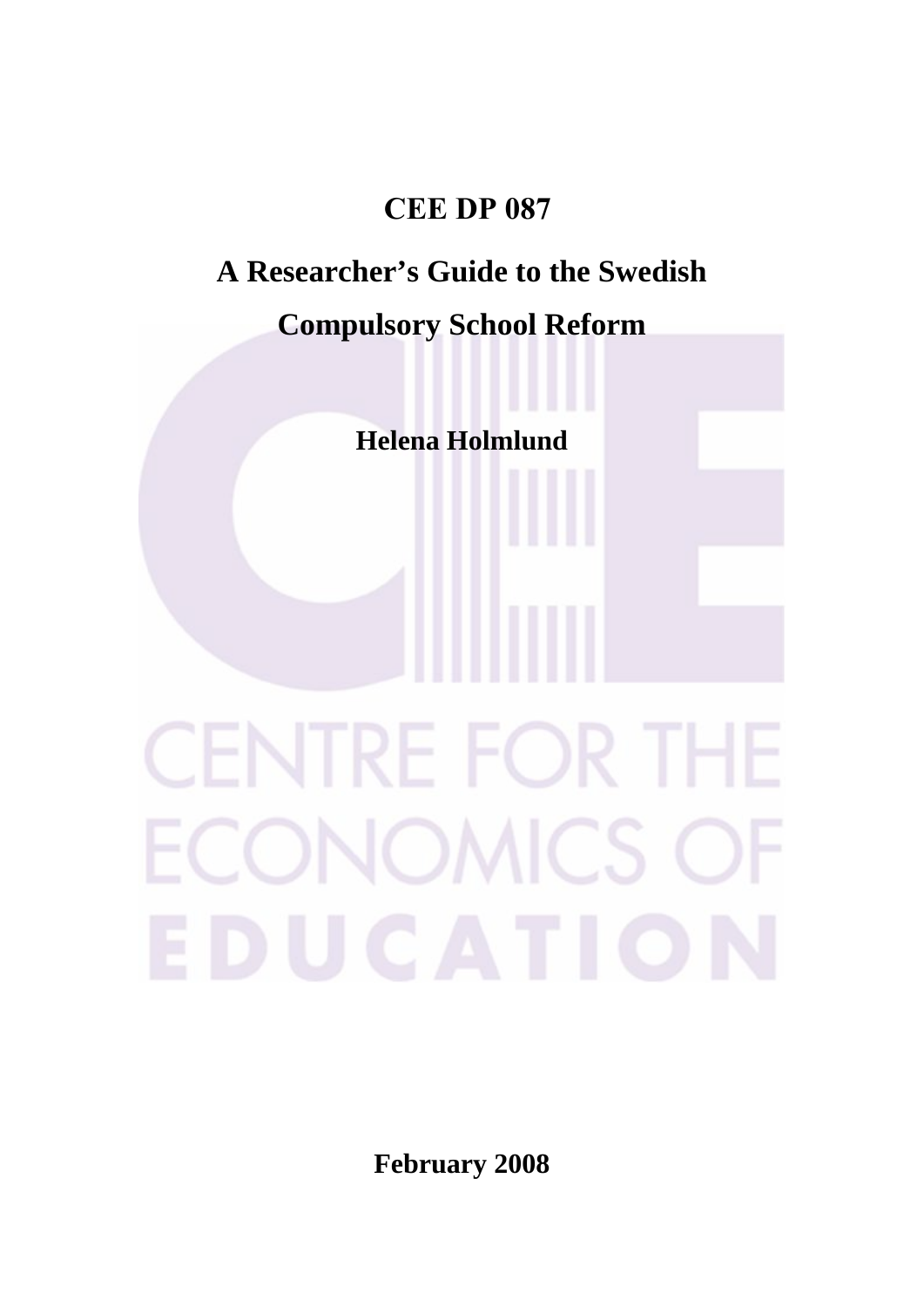**CEE DP 087**

# A Researcher's Guide to the Swedish Compulsory School Reform

**Helena Holmlund**

**February 2008**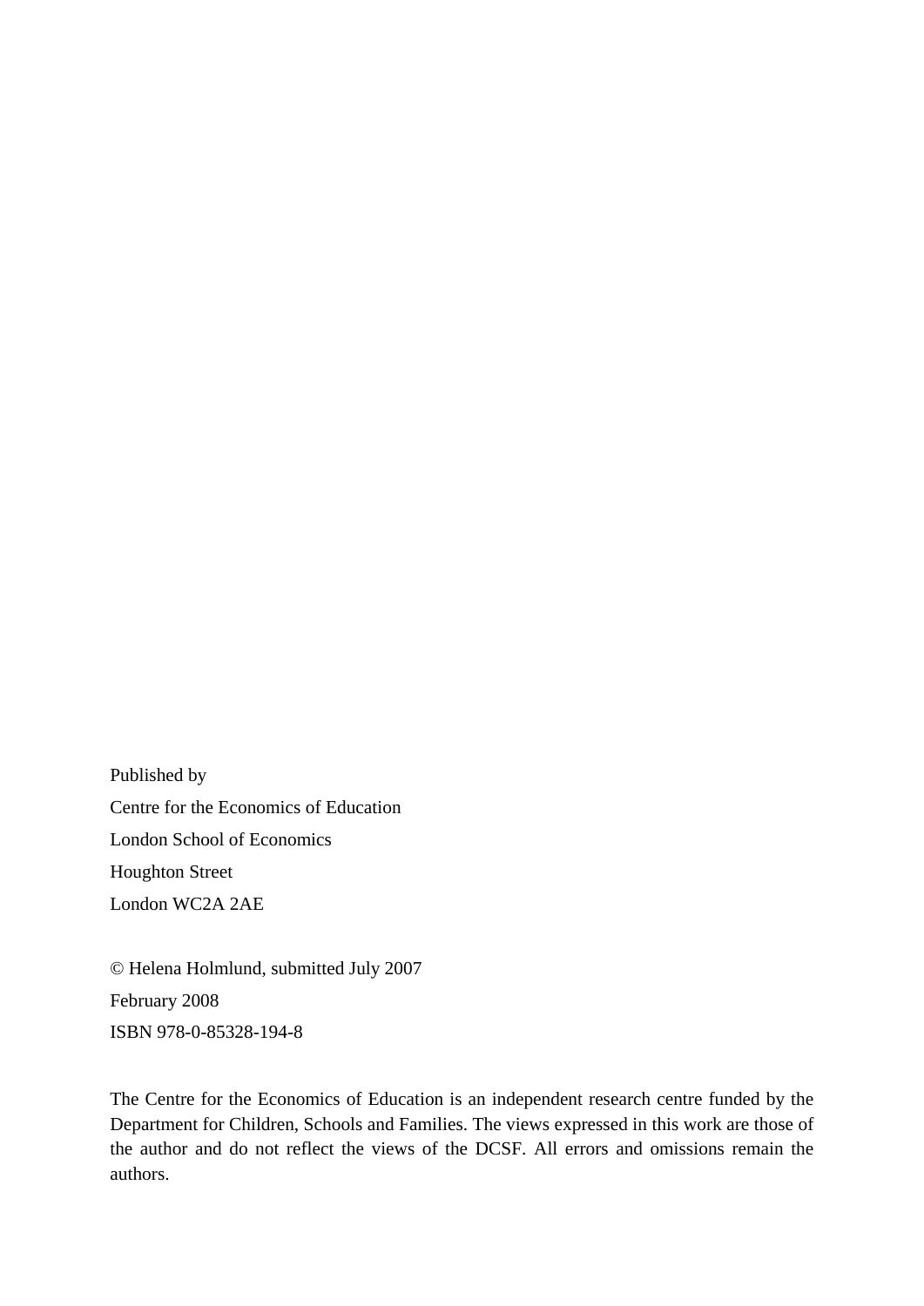Published by

Centre for the Economics of Education

London School of Economics

Houghton Street

London WC2A 2AE

© Helena Holmlund, submitted July 2007

February 2008

ISBN 978-0-85328-194-8

The Centre for the Economics of Education is an independent research centre funded by the Department for Children, Schools and Families. The views expressed in this work are those of the author and do not reflect the views of the DCSF. All errors and omissions remain the authors.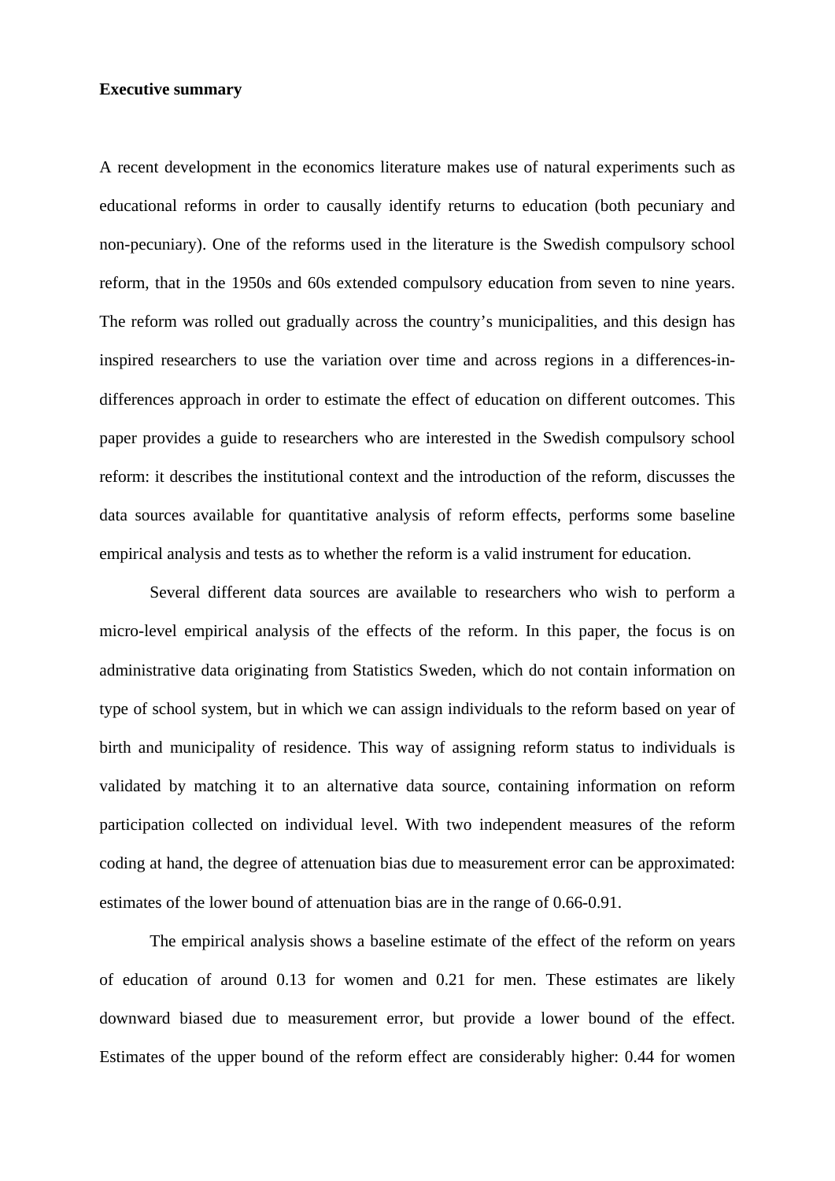**Executive summary**

A recent development in the economics literature makes use of natural experiments such as educational reforms in order to causally identify returns to education (both pecuniary and non-pecuniary). One of the reforms used in the literature is the Swedish compulsory school reform, that in the 1950s and 60s extended compulsory education from seven to nine years. The reform was rolled out gradually across the country's municipalities, and this design has inspired researchers to use the variation over time and across regions in a differences-in-differences approach in order to estimate the effect of education on different outcomes. This paper provides a guide to researchers who are interested in the Swedish compulsory school reform: it describes the institutional context and the introduction of the reform, discusses the data sources available for quantitative analysis of reform effects, performs some baseline empirical analysis and tests as to whether the reform is a valid instrument for education.

Several different data sources are available to researchers who wish to perform a micro-level empirical analysis of the effects of the reform. In this paper, the focus is on administrative data originating from Statistics Sweden, which do not contain information on type of school system, but in which we can assign individuals to the reform based on year of birth and municipality of residence. This way of assigning reform status to individuals is validated by matching it to an alternative data source, containing information on reform participation collected on individual level. With two independent measures of the reform coding at hand, the degree of attenuation bias due to measurement error can be approximated: estimates of the lower bound of attenuation bias are in the range of 0.66-0.91.

The empirical analysis shows a baseline estimate of the effect of the reform on years of education of around 0.13 for women and 0.21 for men. These estimates are likely downward biased due to measurement error, but provide a lower bound of the effect. Estimates of the upper bound of the reform effect are considerably higher: 0.44 for women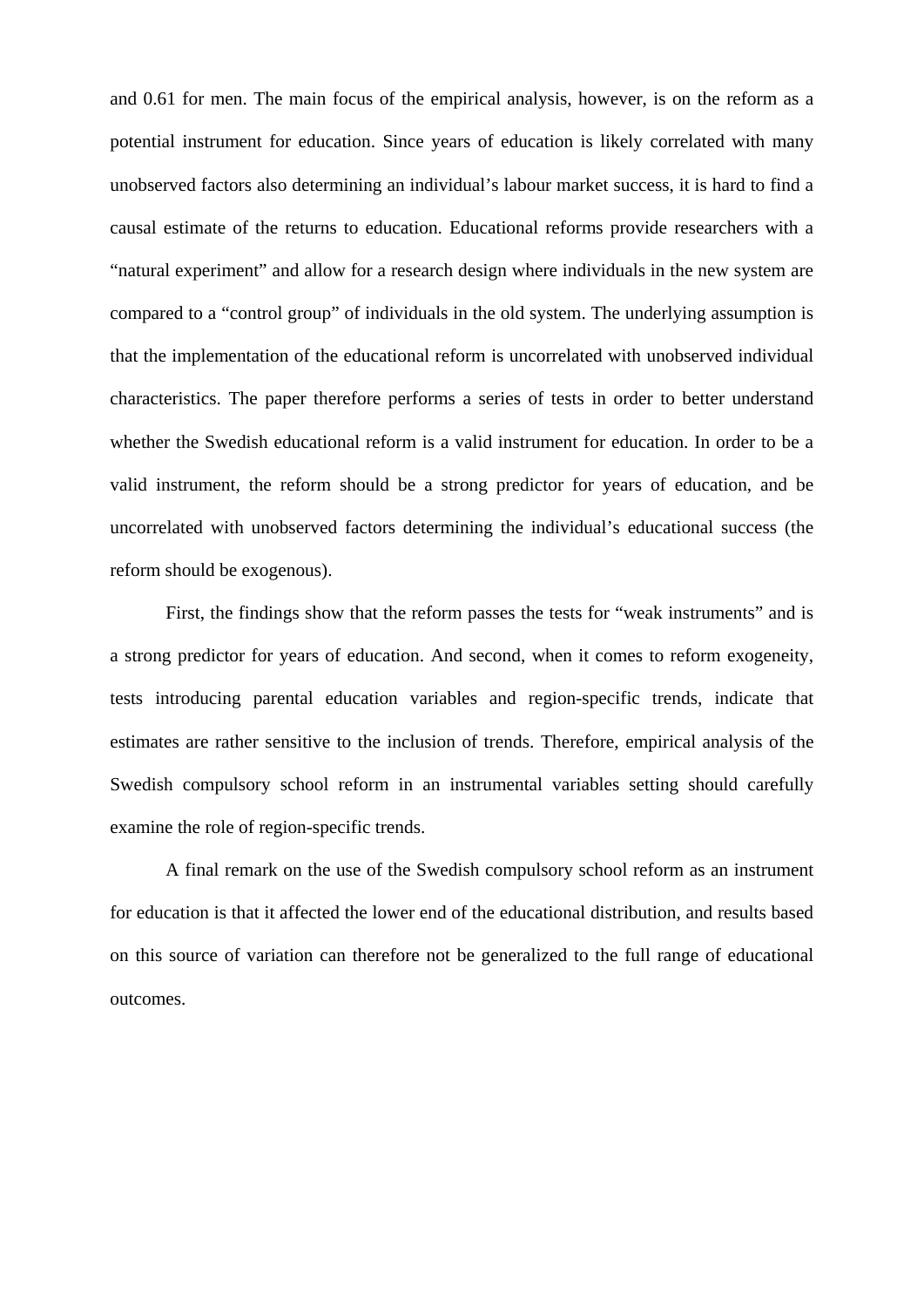and 0.61 for men. The main focus of the empirical analysis, however, is on the reform as a potential instrument for education. Since years of education is likely correlated with many unobserved factors also determining an individual's labour market success, it is hard to find a causal estimate of the returns to education. Educational reforms provide researchers with a "natural experiment" and allow for a research design where individuals in the new system are compared to a "control group" of individuals in the old system. The underlying assumption is that the implementation of the educational reform is uncorrelated with unobserved individual characteristics. The paper therefore performs a series of tests in order to better understand whether the Swedish educational reform is a valid instrument for education. In order to be a valid instrument, the reform should be a strong predictor for years of education, and be uncorrelated with unobserved factors determining the individual's educational success (the reform should be exogenous).

First, the findings show that the reform passes the tests for "weak instruments" and is a strong predictor for years of education. And second, when it comes to reform exogeneity, tests introducing parental education variables and region-specific trends, indicate that estimates are rather sensitive to the inclusion of trends. Therefore, empirical analysis of the Swedish compulsory school reform in an instrumental variables setting should carefully examine the role of region-specific trends.

A final remark on the use of the Swedish compulsory school reform as an instrument for education is that it affected the lower end of the educational distribution, and results based on this source of variation can therefore not be generalized to the full range of educational outcomes.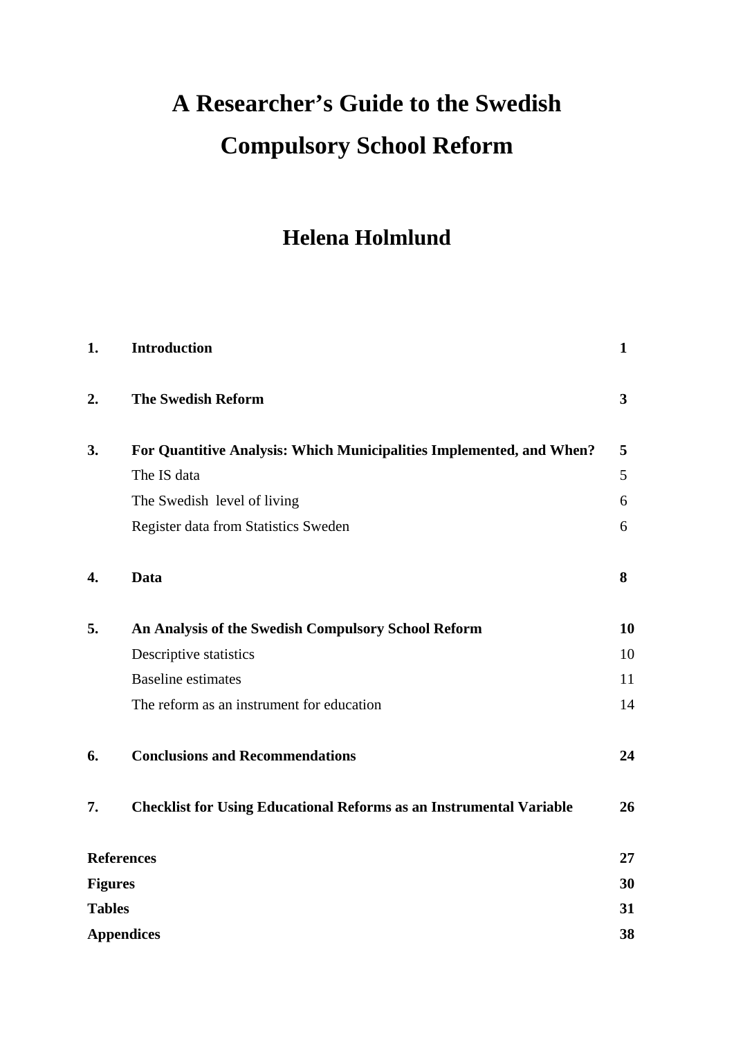# A Researcher's Guide to the Swedish Compulsory School Reform

## Helena Holmlund

| | | |
|---|---|---|
| **1.** | **Introduction** | **1** |
| **2.** | **The Swedish Reform** | **3** |
| **3.** | **For Quantitive Analysis: Which Municipalities Implemented, and When?** | **5** |
| | The IS data | 5 |
| | The Swedish level of living | 6 |
| | Register data from Statistics Sweden | 6 |
| **4.** | **Data** | **8** |
| **5.** | **An Analysis of the Swedish Compulsory School Reform** | **10** |
| | Descriptive statistics | 10 |
| | Baseline estimates | 11 |
| | The reform as an instrument for education | 14 |
| **6.** | **Conclusions and Recommendations** | **24** |
| **7.** | **Checklist for Using Educational Reforms as an Instrumental Variable** | **26** |
| **References** | | **27** |
| **Figures** | | **30** |
| **Tables** | | **31** |
| **Appendices** | | **38** |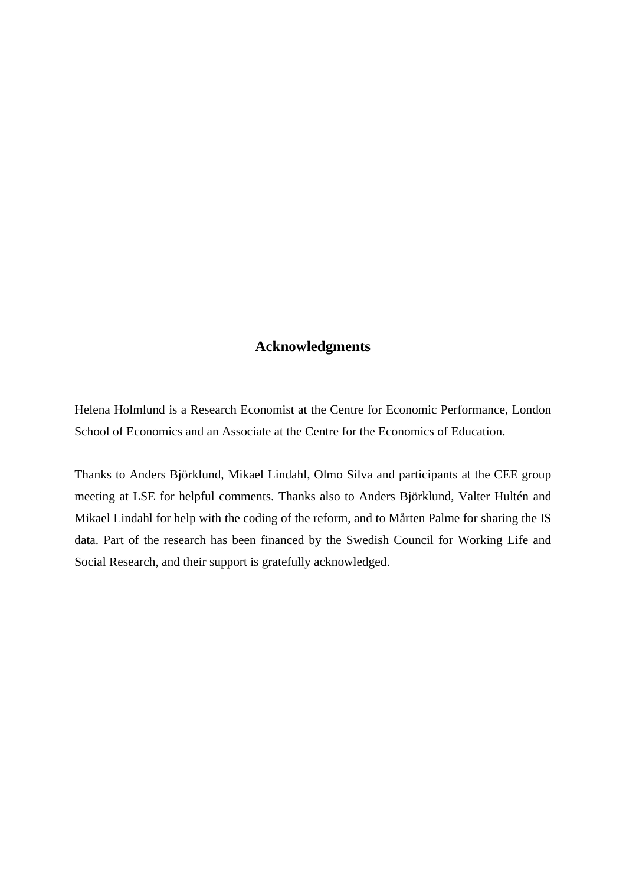## Acknowledgments

Helena Holmlund is a Research Economist at the Centre for Economic Performance, London School of Economics and an Associate at the Centre for the Economics of Education.

Thanks to Anders Björklund, Mikael Lindahl, Olmo Silva and participants at the CEE group meeting at LSE for helpful comments. Thanks also to Anders Björklund, Valter Hultén and Mikael Lindahl for help with the coding of the reform, and to Mårten Palme for sharing the IS data. Part of the research has been financed by the Swedish Council for Working Life and Social Research, and their support is gratefully acknowledged.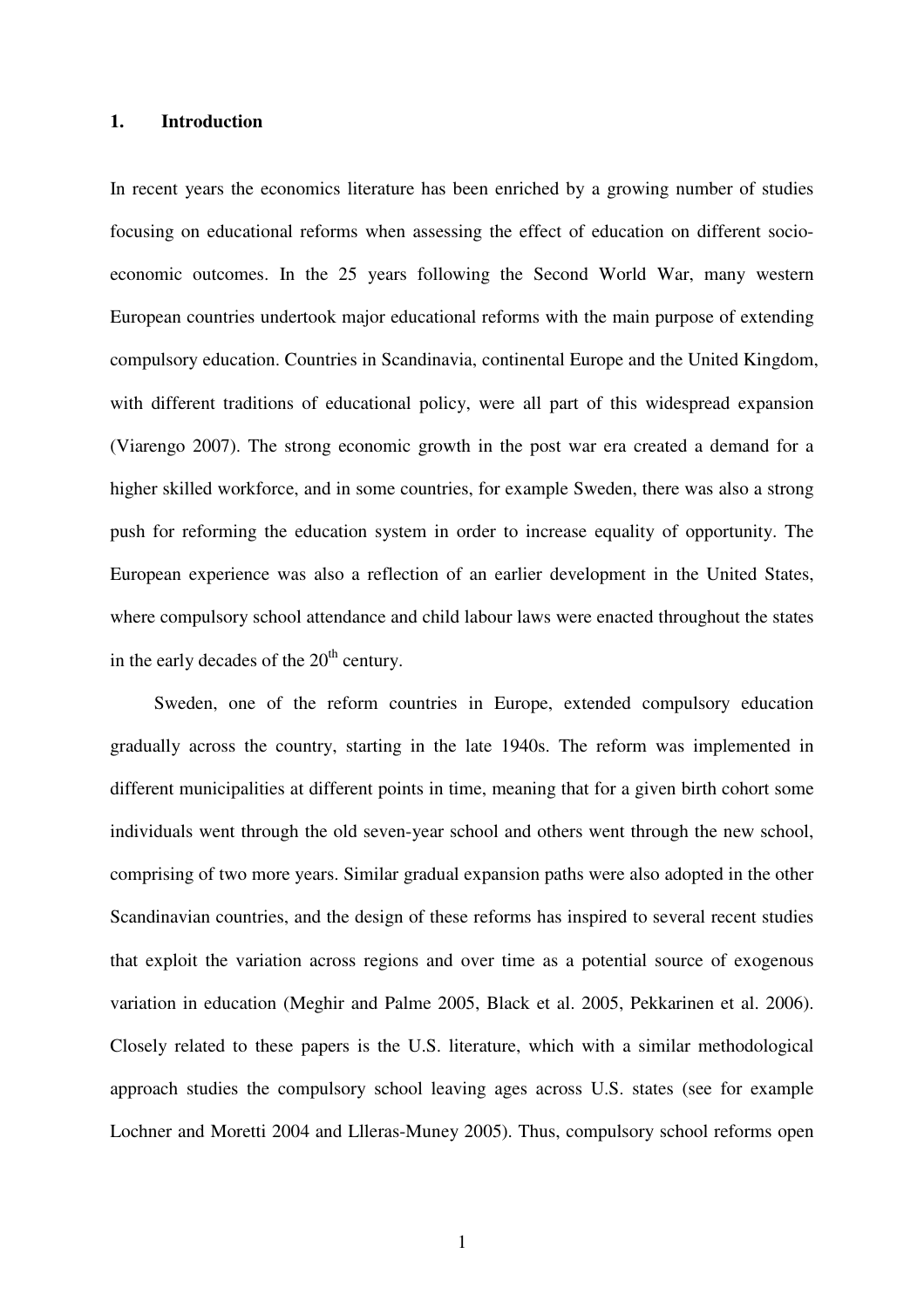## 1. Introduction

In recent years the economics literature has been enriched by a growing number of studies focusing on educational reforms when assessing the effect of education on different socio-economic outcomes. In the 25 years following the Second World War, many western European countries undertook major educational reforms with the main purpose of extending compulsory education. Countries in Scandinavia, continental Europe and the United Kingdom, with different traditions of educational policy, were all part of this widespread expansion (Viarengo 2007). The strong economic growth in the post war era created a demand for a higher skilled workforce, and in some countries, for example Sweden, there was also a strong push for reforming the education system in order to increase equality of opportunity. The European experience was also a reflection of an earlier development in the United States, where compulsory school attendance and child labour laws were enacted throughout the states in the early decades of the 20th century.

Sweden, one of the reform countries in Europe, extended compulsory education gradually across the country, starting in the late 1940s. The reform was implemented in different municipalities at different points in time, meaning that for a given birth cohort some individuals went through the old seven-year school and others went through the new school, comprising of two more years. Similar gradual expansion paths were also adopted in the other Scandinavian countries, and the design of these reforms has inspired to several recent studies that exploit the variation across regions and over time as a potential source of exogenous variation in education (Meghir and Palme 2005, Black et al. 2005, Pekkarinen et al. 2006). Closely related to these papers is the U.S. literature, which with a similar methodological approach studies the compulsory school leaving ages across U.S. states (see for example Lochner and Moretti 2004 and Llleras-Muney 2005). Thus, compulsory school reforms open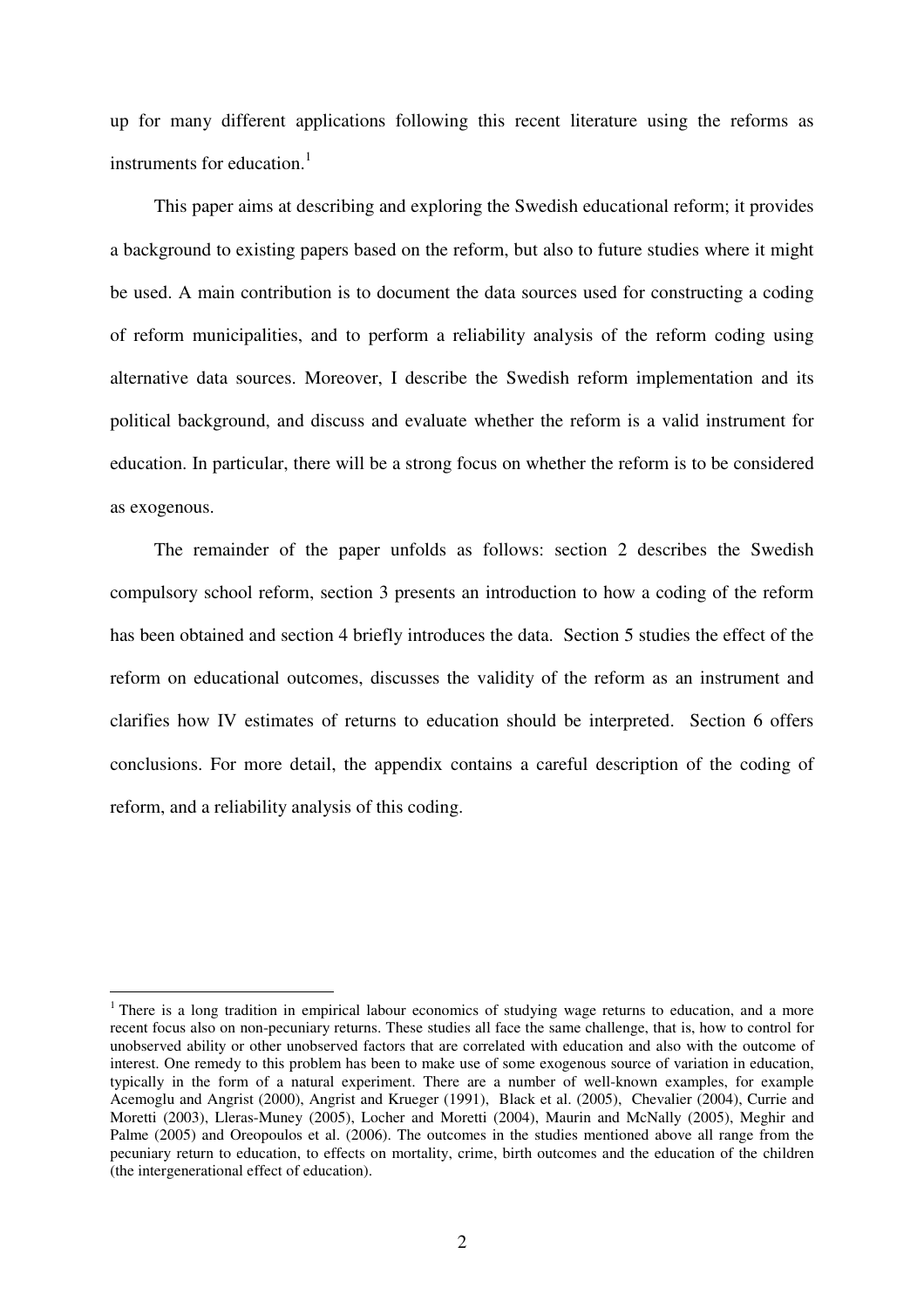up for many different applications following this recent literature using the reforms as instruments for education.[1]

This paper aims at describing and exploring the Swedish educational reform; it provides a background to existing papers based on the reform, but also to future studies where it might be used. A main contribution is to document the data sources used for constructing a coding of reform municipalities, and to perform a reliability analysis of the reform coding using alternative data sources. Moreover, I describe the Swedish reform implementation and its political background, and discuss and evaluate whether the reform is a valid instrument for education. In particular, there will be a strong focus on whether the reform is to be considered as exogenous.

The remainder of the paper unfolds as follows: section 2 describes the Swedish compulsory school reform, section 3 presents an introduction to how a coding of the reform has been obtained and section 4 briefly introduces the data. Section 5 studies the effect of the reform on educational outcomes, discusses the validity of the reform as an instrument and clarifies how IV estimates of returns to education should be interpreted. Section 6 offers conclusions. For more detail, the appendix contains a careful description of the coding of reform, and a reliability analysis of this coding.

[1] There is a long tradition in empirical labour economics of studying wage returns to education, and a more recent focus also on non-pecuniary returns. These studies all face the same challenge, that is, how to control for unobserved ability or other unobserved factors that are correlated with education and also with the outcome of interest. One remedy to this problem has been to make use of some exogenous source of variation in education, typically in the form of a natural experiment. There are a number of well-known examples, for example Acemoglu and Angrist (2000), Angrist and Krueger (1991), Black et al. (2005), Chevalier (2004), Currie and Moretti (2003), Lleras-Muney (2005), Locher and Moretti (2004), Maurin and McNally (2005), Meghir and Palme (2005) and Oreopoulos et al. (2006). The outcomes in the studies mentioned above all range from the pecuniary return to education, to effects on mortality, crime, birth outcomes and the education of the children (the intergenerational effect of education).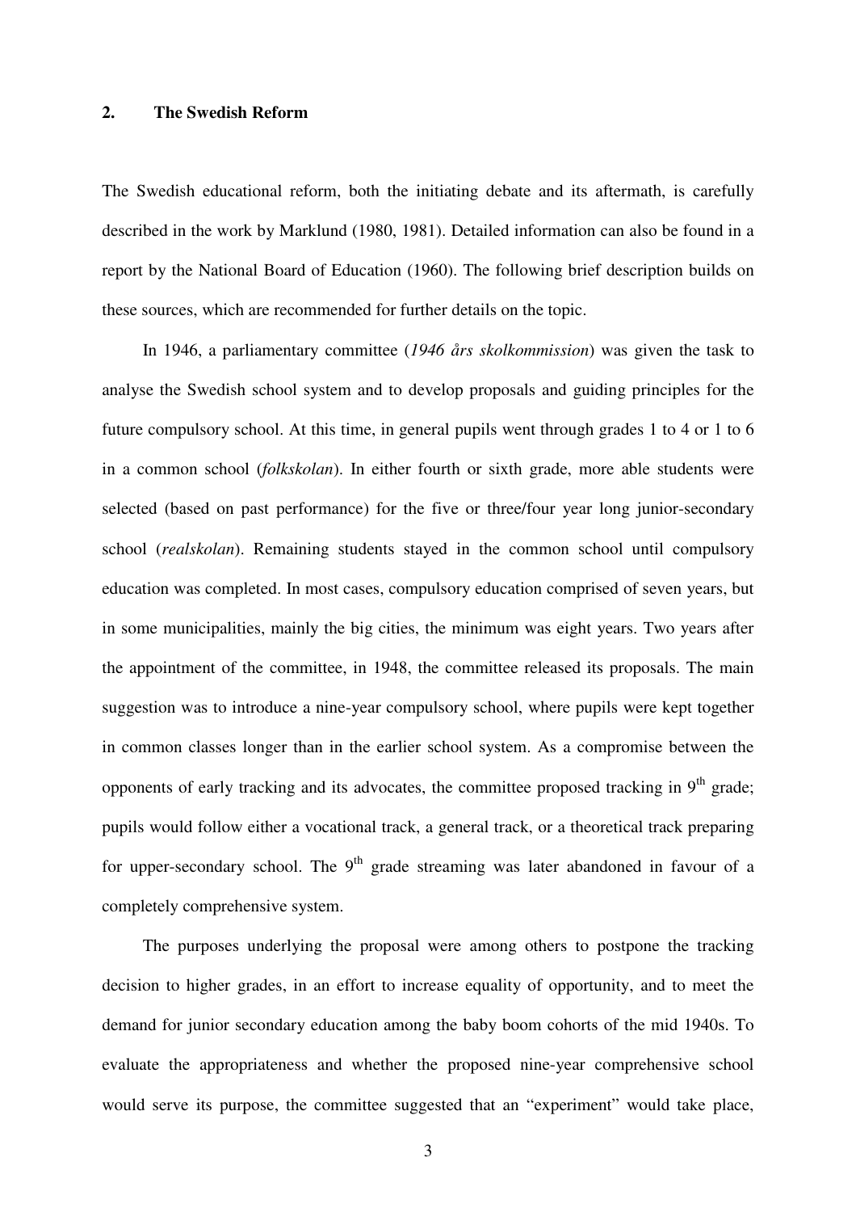## 2. The Swedish Reform

The Swedish educational reform, both the initiating debate and its aftermath, is carefully described in the work by Marklund (1980, 1981). Detailed information can also be found in a report by the National Board of Education (1960). The following brief description builds on these sources, which are recommended for further details on the topic.

In 1946, a parliamentary committee (*1946 års skolkommission*) was given the task to analyse the Swedish school system and to develop proposals and guiding principles for the future compulsory school. At this time, in general pupils went through grades 1 to 4 or 1 to 6 in a common school (*folkskolan*). In either fourth or sixth grade, more able students were selected (based on past performance) for the five or three/four year long junior-secondary school (*realskolan*). Remaining students stayed in the common school until compulsory education was completed. In most cases, compulsory education comprised of seven years, but in some municipalities, mainly the big cities, the minimum was eight years. Two years after the appointment of the committee, in 1948, the committee released its proposals. The main suggestion was to introduce a nine-year compulsory school, where pupils were kept together in common classes longer than in the earlier school system. As a compromise between the opponents of early tracking and its advocates, the committee proposed tracking in 9th grade; pupils would follow either a vocational track, a general track, or a theoretical track preparing for upper-secondary school. The 9th grade streaming was later abandoned in favour of a completely comprehensive system.

The purposes underlying the proposal were among others to postpone the tracking decision to higher grades, in an effort to increase equality of opportunity, and to meet the demand for junior secondary education among the baby boom cohorts of the mid 1940s. To evaluate the appropriateness and whether the proposed nine-year comprehensive school would serve its purpose, the committee suggested that an "experiment" would take place,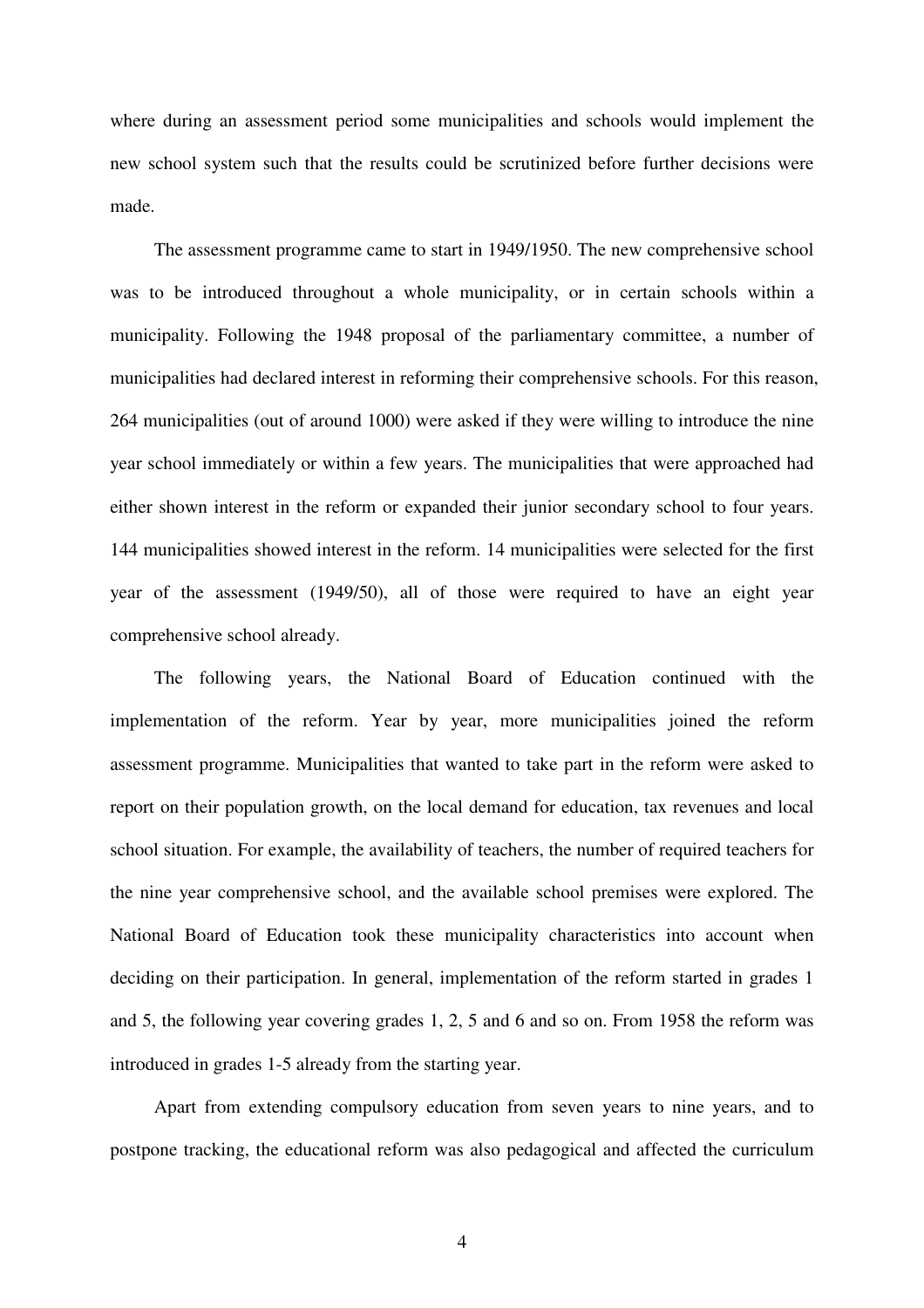where during an assessment period some municipalities and schools would implement the new school system such that the results could be scrutinized before further decisions were made.

The assessment programme came to start in 1949/1950. The new comprehensive school was to be introduced throughout a whole municipality, or in certain schools within a municipality. Following the 1948 proposal of the parliamentary committee, a number of municipalities had declared interest in reforming their comprehensive schools. For this reason, 264 municipalities (out of around 1000) were asked if they were willing to introduce the nine year school immediately or within a few years. The municipalities that were approached had either shown interest in the reform or expanded their junior secondary school to four years. 144 municipalities showed interest in the reform. 14 municipalities were selected for the first year of the assessment (1949/50), all of those were required to have an eight year comprehensive school already.

The following years, the National Board of Education continued with the implementation of the reform. Year by year, more municipalities joined the reform assessment programme. Municipalities that wanted to take part in the reform were asked to report on their population growth, on the local demand for education, tax revenues and local school situation. For example, the availability of teachers, the number of required teachers for the nine year comprehensive school, and the available school premises were explored. The National Board of Education took these municipality characteristics into account when deciding on their participation. In general, implementation of the reform started in grades 1 and 5, the following year covering grades 1, 2, 5 and 6 and so on. From 1958 the reform was introduced in grades 1-5 already from the starting year.

Apart from extending compulsory education from seven years to nine years, and to postpone tracking, the educational reform was also pedagogical and affected the curriculum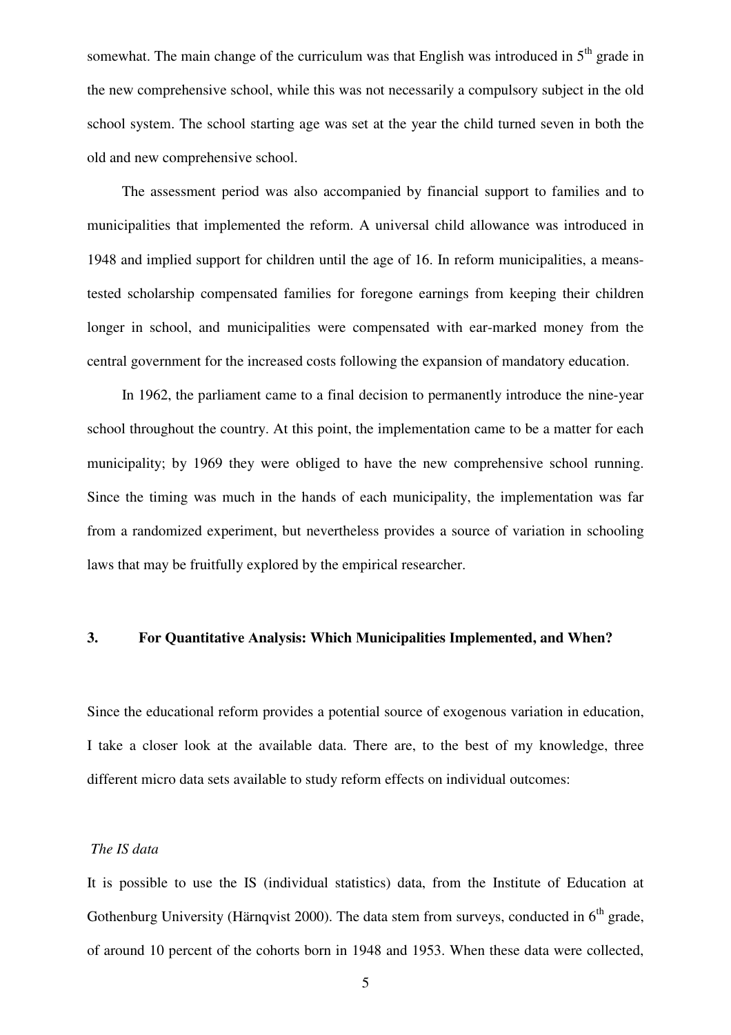somewhat. The main change of the curriculum was that English was introduced in 5th grade in the new comprehensive school, while this was not necessarily a compulsory subject in the old school system. The school starting age was set at the year the child turned seven in both the old and new comprehensive school.

The assessment period was also accompanied by financial support to families and to municipalities that implemented the reform. A universal child allowance was introduced in 1948 and implied support for children until the age of 16. In reform municipalities, a means-tested scholarship compensated families for foregone earnings from keeping their children longer in school, and municipalities were compensated with ear-marked money from the central government for the increased costs following the expansion of mandatory education.

In 1962, the parliament came to a final decision to permanently introduce the nine-year school throughout the country. At this point, the implementation came to be a matter for each municipality; by 1969 they were obliged to have the new comprehensive school running. Since the timing was much in the hands of each municipality, the implementation was far from a randomized experiment, but nevertheless provides a source of variation in schooling laws that may be fruitfully explored by the empirical researcher.

## 3. For Quantitative Analysis: Which Municipalities Implemented, and When?

Since the educational reform provides a potential source of exogenous variation in education, I take a closer look at the available data. There are, to the best of my knowledge, three different micro data sets available to study reform effects on individual outcomes:

*The IS data*

It is possible to use the IS (individual statistics) data, from the Institute of Education at Gothenburg University (Härnqvist 2000). The data stem from surveys, conducted in 6th grade, of around 10 percent of the cohorts born in 1948 and 1953. When these data were collected,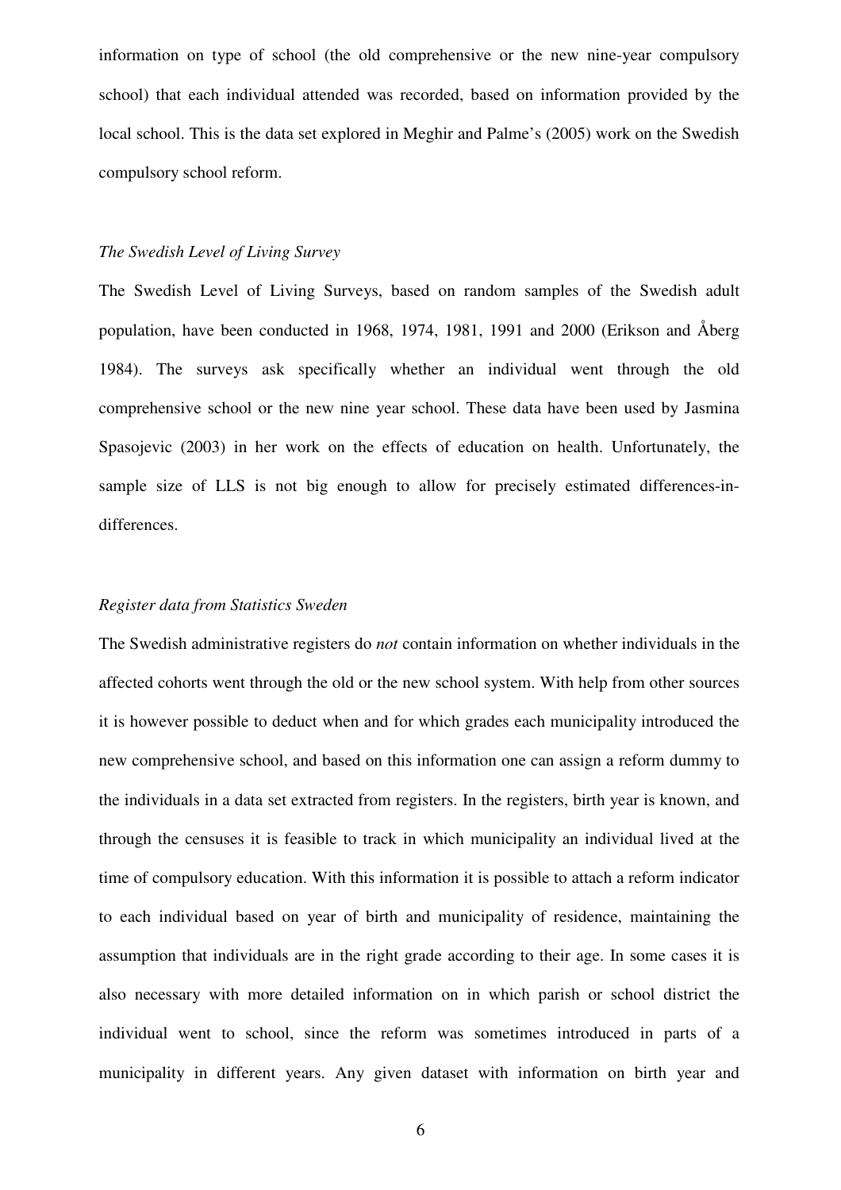information on type of school (the old comprehensive or the new nine-year compulsory school) that each individual attended was recorded, based on information provided by the local school. This is the data set explored in Meghir and Palme's (2005) work on the Swedish compulsory school reform.

*The Swedish Level of Living Survey*

The Swedish Level of Living Surveys, based on random samples of the Swedish adult population, have been conducted in 1968, 1974, 1981, 1991 and 2000 (Erikson and Åberg 1984). The surveys ask specifically whether an individual went through the old comprehensive school or the new nine year school. These data have been used by Jasmina Spasojevic (2003) in her work on the effects of education on health. Unfortunately, the sample size of LLS is not big enough to allow for precisely estimated differences-in-differences.

*Register data from Statistics Sweden*

The Swedish administrative registers do *not* contain information on whether individuals in the affected cohorts went through the old or the new school system. With help from other sources it is however possible to deduct when and for which grades each municipality introduced the new comprehensive school, and based on this information one can assign a reform dummy to the individuals in a data set extracted from registers. In the registers, birth year is known, and through the censuses it is feasible to track in which municipality an individual lived at the time of compulsory education. With this information it is possible to attach a reform indicator to each individual based on year of birth and municipality of residence, maintaining the assumption that individuals are in the right grade according to their age. In some cases it is also necessary with more detailed information on in which parish or school district the individual went to school, since the reform was sometimes introduced in parts of a municipality in different years. Any given dataset with information on birth year and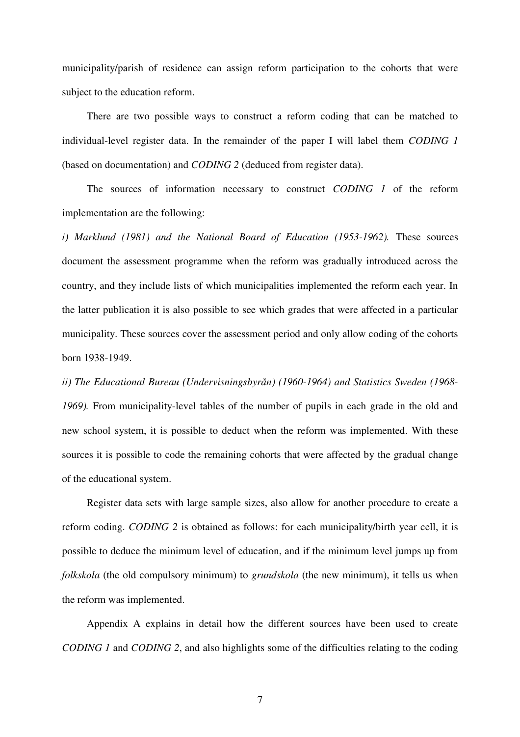municipality/parish of residence can assign reform participation to the cohorts that were subject to the education reform.

There are two possible ways to construct a reform coding that can be matched to individual-level register data. In the remainder of the paper I will label them *CODING 1* (based on documentation) and *CODING 2* (deduced from register data).

The sources of information necessary to construct *CODING 1* of the reform implementation are the following:

*i) Marklund (1981) and the National Board of Education (1953-1962).* These sources document the assessment programme when the reform was gradually introduced across the country, and they include lists of which municipalities implemented the reform each year. In the latter publication it is also possible to see which grades that were affected in a particular municipality. These sources cover the assessment period and only allow coding of the cohorts born 1938-1949.

*ii) The Educational Bureau (Undervisningsbyrån) (1960-1964) and Statistics Sweden (1968-1969).* From municipality-level tables of the number of pupils in each grade in the old and new school system, it is possible to deduct when the reform was implemented. With these sources it is possible to code the remaining cohorts that were affected by the gradual change of the educational system.

Register data sets with large sample sizes, also allow for another procedure to create a reform coding. *CODING 2* is obtained as follows: for each municipality/birth year cell, it is possible to deduce the minimum level of education, and if the minimum level jumps up from *folkskola* (the old compulsory minimum) to *grundskola* (the new minimum), it tells us when the reform was implemented.

Appendix A explains in detail how the different sources have been used to create *CODING 1* and *CODING 2*, and also highlights some of the difficulties relating to the coding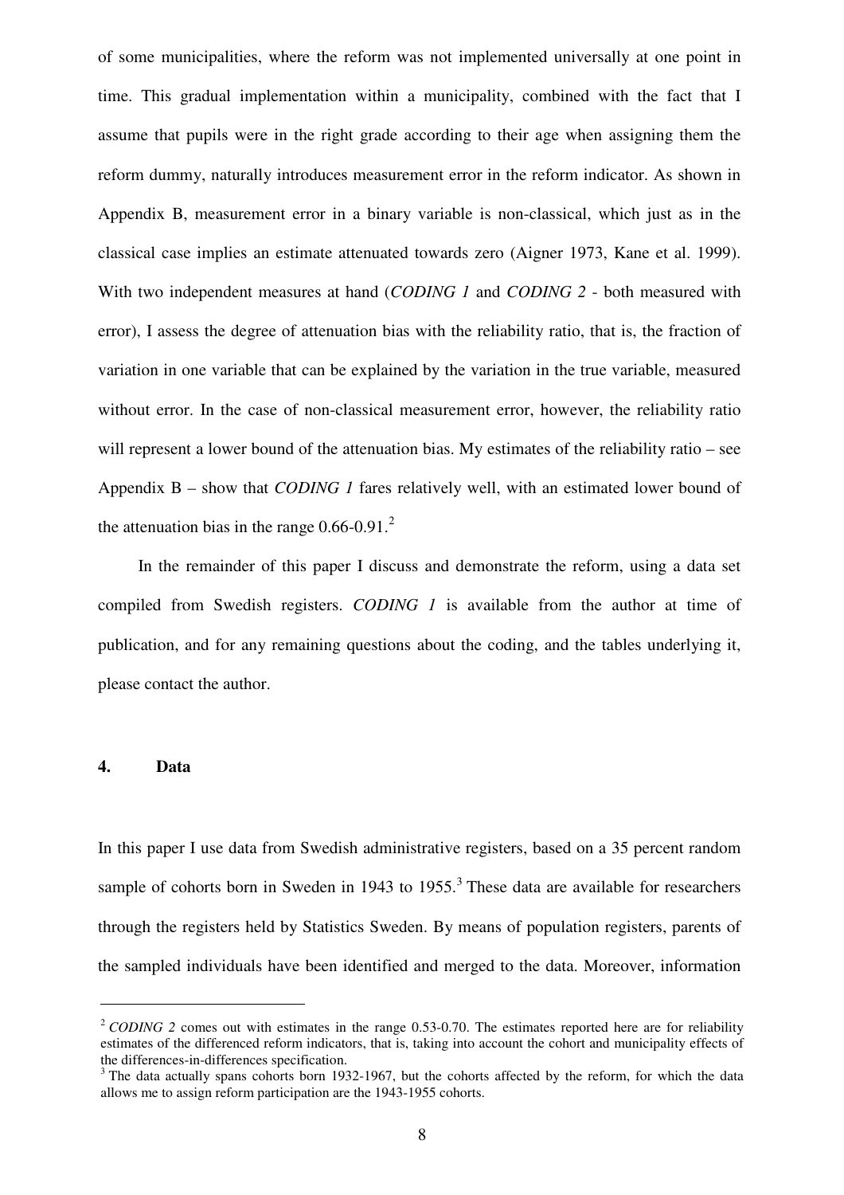of some municipalities, where the reform was not implemented universally at one point in time. This gradual implementation within a municipality, combined with the fact that I assume that pupils were in the right grade according to their age when assigning them the reform dummy, naturally introduces measurement error in the reform indicator. As shown in Appendix B, measurement error in a binary variable is non-classical, which just as in the classical case implies an estimate attenuated towards zero (Aigner 1973, Kane et al. 1999). With two independent measures at hand (*CODING 1* and *CODING 2* - both measured with error), I assess the degree of attenuation bias with the reliability ratio, that is, the fraction of variation in one variable that can be explained by the variation in the true variable, measured without error. In the case of non-classical measurement error, however, the reliability ratio will represent a lower bound of the attenuation bias. My estimates of the reliability ratio – see Appendix B – show that *CODING 1* fares relatively well, with an estimated lower bound of the attenuation bias in the range 0.66-0.91.[2]

In the remainder of this paper I discuss and demonstrate the reform, using a data set compiled from Swedish registers. *CODING 1* is available from the author at time of publication, and for any remaining questions about the coding, and the tables underlying it, please contact the author.

## 4. Data

In this paper I use data from Swedish administrative registers, based on a 35 percent random sample of cohorts born in Sweden in 1943 to 1955.[3] These data are available for researchers through the registers held by Statistics Sweden. By means of population registers, parents of the sampled individuals have been identified and merged to the data. Moreover, information

[2] *CODING 2* comes out with estimates in the range 0.53-0.70. The estimates reported here are for reliability estimates of the differenced reform indicators, that is, taking into account the cohort and municipality effects of the differences-in-differences specification.

[3] The data actually spans cohorts born 1932-1967, but the cohorts affected by the reform, for which the data allows me to assign reform participation are the 1943-1955 cohorts.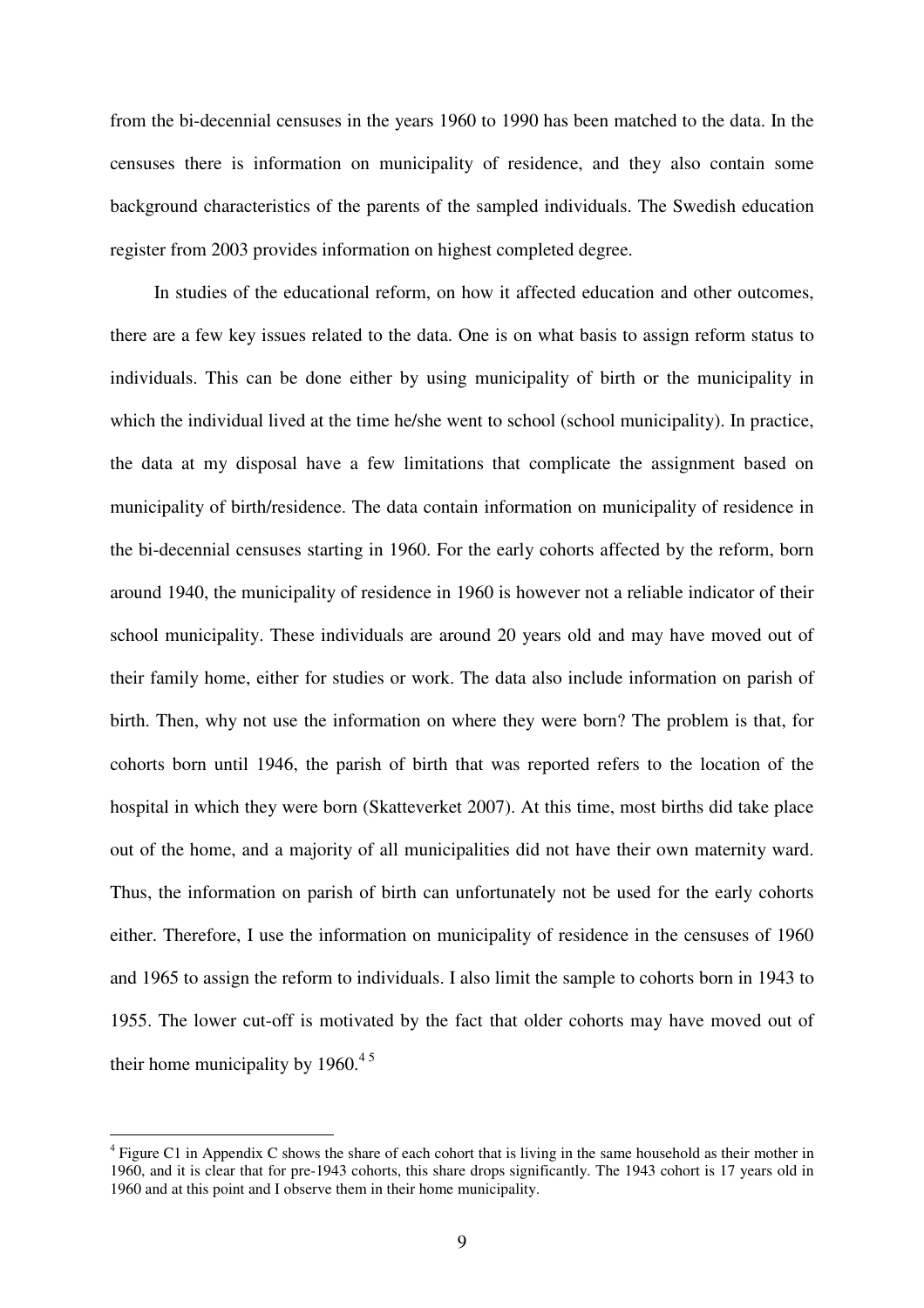from the bi-decennial censuses in the years 1960 to 1990 has been matched to the data. In the censuses there is information on municipality of residence, and they also contain some background characteristics of the parents of the sampled individuals. The Swedish education register from 2003 provides information on highest completed degree.

In studies of the educational reform, on how it affected education and other outcomes, there are a few key issues related to the data. One is on what basis to assign reform status to individuals. This can be done either by using municipality of birth or the municipality in which the individual lived at the time he/she went to school (school municipality). In practice, the data at my disposal have a few limitations that complicate the assignment based on municipality of birth/residence. The data contain information on municipality of residence in the bi-decennial censuses starting in 1960. For the early cohorts affected by the reform, born around 1940, the municipality of residence in 1960 is however not a reliable indicator of their school municipality. These individuals are around 20 years old and may have moved out of their family home, either for studies or work. The data also include information on parish of birth. Then, why not use the information on where they were born? The problem is that, for cohorts born until 1946, the parish of birth that was reported refers to the location of the hospital in which they were born (Skatteverket 2007). At this time, most births did take place out of the home, and a majority of all municipalities did not have their own maternity ward. Thus, the information on parish of birth can unfortunately not be used for the early cohorts either. Therefore, I use the information on municipality of residence in the censuses of 1960 and 1965 to assign the reform to individuals. I also limit the sample to cohorts born in 1943 to 1955. The lower cut-off is motivated by the fact that older cohorts may have moved out of their home municipality by 1960.[4] [5]

[4] Figure C1 in Appendix C shows the share of each cohort that is living in the same household as their mother in 1960, and it is clear that for pre-1943 cohorts, this share drops significantly. The 1943 cohort is 17 years old in 1960 and at this point and I observe them in their home municipality.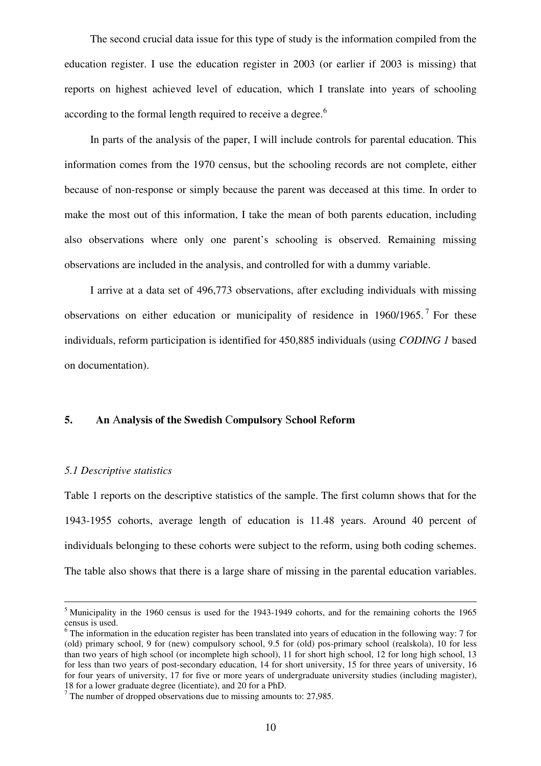The second crucial data issue for this type of study is the information compiled from the education register. I use the education register in 2003 (or earlier if 2003 is missing) that reports on highest achieved level of education, which I translate into years of schooling according to the formal length required to receive a degree.[6]

In parts of the analysis of the paper, I will include controls for parental education. This information comes from the 1970 census, but the schooling records are not complete, either because of non-response or simply because the parent was deceased at this time. In order to make the most out of this information, I take the mean of both parents education, including also observations where only one parent's schooling is observed. Remaining missing observations are included in the analysis, and controlled for with a dummy variable.

I arrive at a data set of 496,773 observations, after excluding individuals with missing observations on either education or municipality of residence in 1960/1965.[7] For these individuals, reform participation is identified for 450,885 individuals (using *CODING 1* based on documentation).

## 5. An Analysis of the Swedish Compulsory School Reform

### *5.1 Descriptive statistics*

Table 1 reports on the descriptive statistics of the sample. The first column shows that for the 1943-1955 cohorts, average length of education is 11.48 years. Around 40 percent of individuals belonging to these cohorts were subject to the reform, using both coding schemes. The table also shows that there is a large share of missing in the parental education variables.

---

[5] Municipality in the 1960 census is used for the 1943-1949 cohorts, and for the remaining cohorts the 1965 census is used.

[6] The information in the education register has been translated into years of education in the following way: 7 for (old) primary school, 9 for (new) compulsory school, 9.5 for (old) pos-primary school (realskola), 10 for less than two years of high school (or incomplete high school), 11 for short high school, 12 for long high school, 13 for less than two years of post-secondary education, 14 for short university, 15 for three years of university, 16 for four years of university, 17 for five or more years of undergraduate university studies (including magister), 18 for a lower graduate degree (licentiate), and 20 for a PhD.

[7] The number of dropped observations due to missing amounts to: 27,985.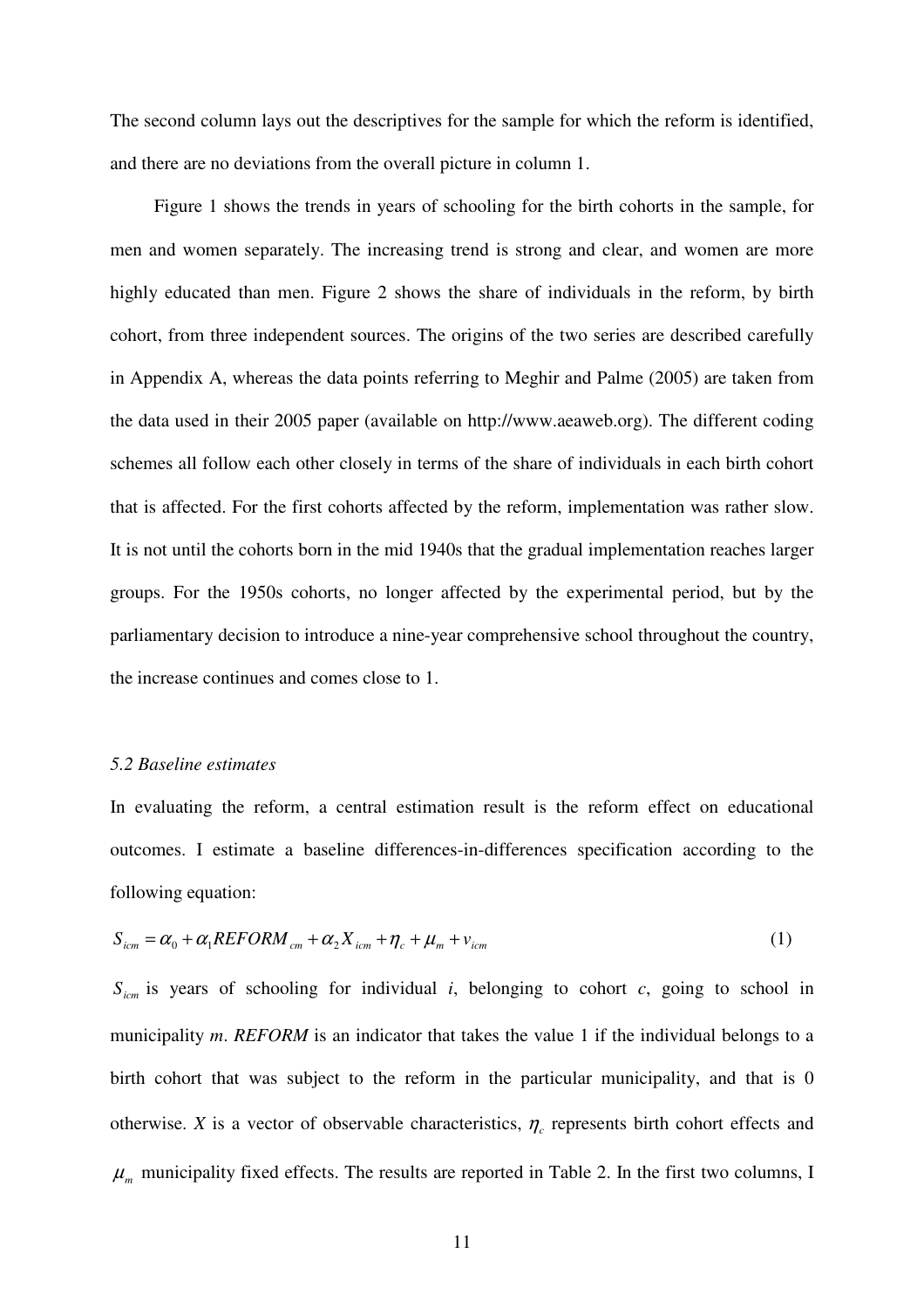The second column lays out the descriptives for the sample for which the reform is identified, and there are no deviations from the overall picture in column 1.

Figure 1 shows the trends in years of schooling for the birth cohorts in the sample, for men and women separately. The increasing trend is strong and clear, and women are more highly educated than men. Figure 2 shows the share of individuals in the reform, by birth cohort, from three independent sources. The origins of the two series are described carefully in Appendix A, whereas the data points referring to Meghir and Palme (2005) are taken from the data used in their 2005 paper (available on http://www.aeaweb.org). The different coding schemes all follow each other closely in terms of the share of individuals in each birth cohort that is affected. For the first cohorts affected by the reform, implementation was rather slow. It is not until the cohorts born in the mid 1940s that the gradual implementation reaches larger groups. For the 1950s cohorts, no longer affected by the experimental period, but by the parliamentary decision to introduce a nine-year comprehensive school throughout the country, the increase continues and comes close to 1.

### *5.2 Baseline estimates*

In evaluating the reform, a central estimation result is the reform effect on educational outcomes. I estimate a baseline differences-in-differences specification according to the following equation:

$$S_{icm} = \alpha_0 + \alpha_1 REFORM_{cm} + \alpha_2 X_{icm} + \eta_c + \mu_m + v_{icm} \tag{1}$$

$S_{icm}$ is years of schooling for individual *i*, belonging to cohort *c*, going to school in municipality *m*. *REFORM* is an indicator that takes the value 1 if the individual belongs to a birth cohort that was subject to the reform in the particular municipality, and that is 0 otherwise. *X* is a vector of observable characteristics, $\eta_c$ represents birth cohort effects and $\mu_m$ municipality fixed effects. The results are reported in Table 2. In the first two columns, I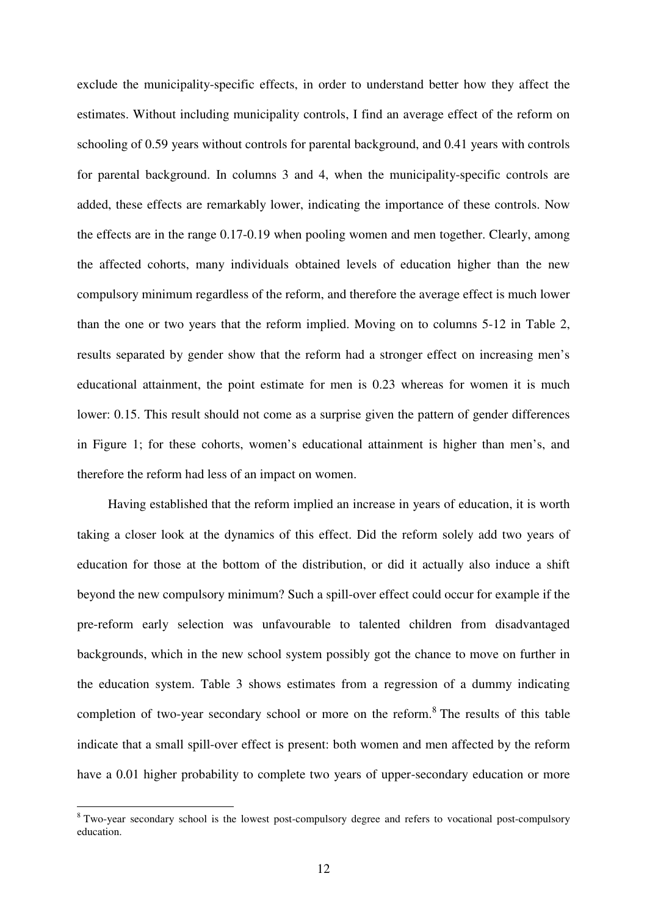exclude the municipality-specific effects, in order to understand better how they affect the estimates. Without including municipality controls, I find an average effect of the reform on schooling of 0.59 years without controls for parental background, and 0.41 years with controls for parental background. In columns 3 and 4, when the municipality-specific controls are added, these effects are remarkably lower, indicating the importance of these controls. Now the effects are in the range 0.17-0.19 when pooling women and men together. Clearly, among the affected cohorts, many individuals obtained levels of education higher than the new compulsory minimum regardless of the reform, and therefore the average effect is much lower than the one or two years that the reform implied. Moving on to columns 5-12 in Table 2, results separated by gender show that the reform had a stronger effect on increasing men's educational attainment, the point estimate for men is 0.23 whereas for women it is much lower: 0.15. This result should not come as a surprise given the pattern of gender differences in Figure 1; for these cohorts, women's educational attainment is higher than men's, and therefore the reform had less of an impact on women.

Having established that the reform implied an increase in years of education, it is worth taking a closer look at the dynamics of this effect. Did the reform solely add two years of education for those at the bottom of the distribution, or did it actually also induce a shift beyond the new compulsory minimum? Such a spill-over effect could occur for example if the pre-reform early selection was unfavourable to talented children from disadvantaged backgrounds, which in the new school system possibly got the chance to move on further in the education system. Table 3 shows estimates from a regression of a dummy indicating completion of two-year secondary school or more on the reform.[8] The results of this table indicate that a small spill-over effect is present: both women and men affected by the reform have a 0.01 higher probability to complete two years of upper-secondary education or more

[8] Two-year secondary school is the lowest post-compulsory degree and refers to vocational post-compulsory education.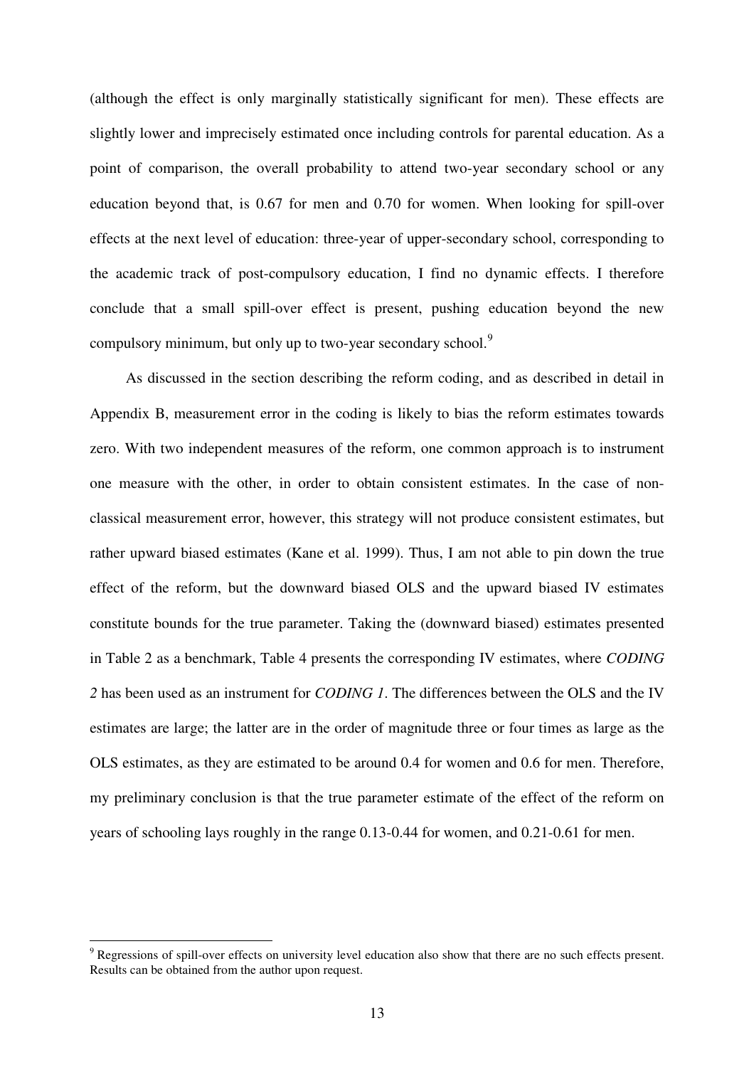(although the effect is only marginally statistically significant for men). These effects are slightly lower and imprecisely estimated once including controls for parental education. As a point of comparison, the overall probability to attend two-year secondary school or any education beyond that, is 0.67 for men and 0.70 for women. When looking for spill-over effects at the next level of education: three-year of upper-secondary school, corresponding to the academic track of post-compulsory education, I find no dynamic effects. I therefore conclude that a small spill-over effect is present, pushing education beyond the new compulsory minimum, but only up to two-year secondary school.[9]

As discussed in the section describing the reform coding, and as described in detail in Appendix B, measurement error in the coding is likely to bias the reform estimates towards zero. With two independent measures of the reform, one common approach is to instrument one measure with the other, in order to obtain consistent estimates. In the case of non-classical measurement error, however, this strategy will not produce consistent estimates, but rather upward biased estimates (Kane et al. 1999). Thus, I am not able to pin down the true effect of the reform, but the downward biased OLS and the upward biased IV estimates constitute bounds for the true parameter. Taking the (downward biased) estimates presented in Table 2 as a benchmark, Table 4 presents the corresponding IV estimates, where *CODING 2* has been used as an instrument for *CODING 1*. The differences between the OLS and the IV estimates are large; the latter are in the order of magnitude three or four times as large as the OLS estimates, as they are estimated to be around 0.4 for women and 0.6 for men. Therefore, my preliminary conclusion is that the true parameter estimate of the effect of the reform on years of schooling lays roughly in the range 0.13-0.44 for women, and 0.21-0.61 for men.

[9] Regressions of spill-over effects on university level education also show that there are no such effects present. Results can be obtained from the author upon request.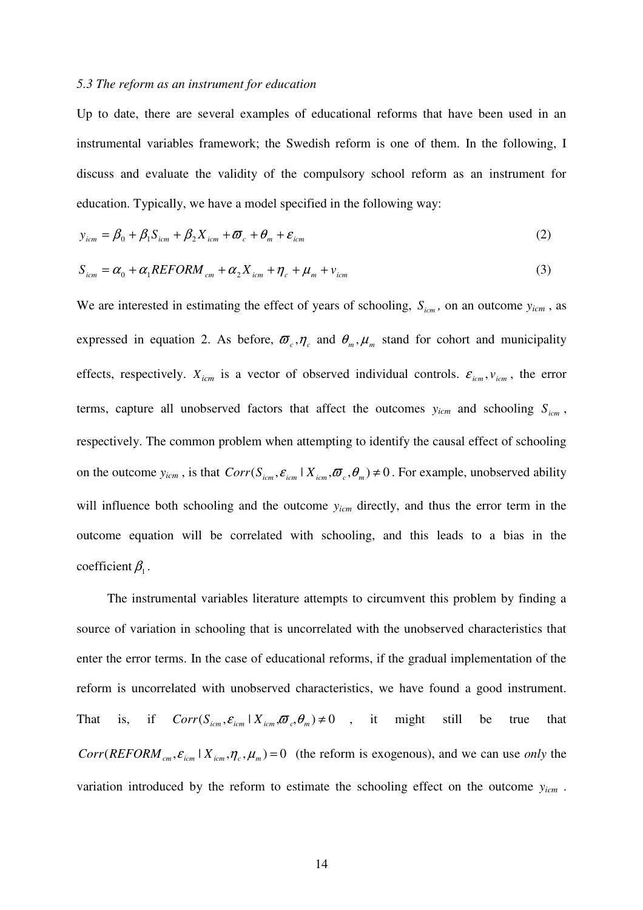*5.3 The reform as an instrument for education*

Up to date, there are several examples of educational reforms that have been used in an instrumental variables framework; the Swedish reform is one of them. In the following, I discuss and evaluate the validity of the compulsory school reform as an instrument for education. Typically, we have a model specified in the following way:

$$y_{icm} = \beta_0 + \beta_1 S_{icm} + \beta_2 X_{icm} + \varpi_c + \theta_m + \varepsilon_{icm} \tag{2}$$

$$S_{icm} = \alpha_0 + \alpha_1 REFORM_{cm} + \alpha_2 X_{icm} + \eta_c + \mu_m + v_{icm} \tag{3}$$

We are interested in estimating the effect of years of schooling, $S_{icm}$, on an outcome $y_{icm}$, as expressed in equation 2. As before, $\varpi_c, \eta_c$ and $\theta_m, \mu_m$ stand for cohort and municipality effects, respectively. $X_{icm}$ is a vector of observed individual controls. $\varepsilon_{icm}, v_{icm}$, the error terms, capture all unobserved factors that affect the outcomes $y_{icm}$ and schooling $S_{icm}$, respectively. The common problem when attempting to identify the causal effect of schooling on the outcome $y_{icm}$, is that $Corr(S_{icm}, \varepsilon_{icm} \mid X_{icm}, \varpi_c, \theta_m) \neq 0$. For example, unobserved ability will influence both schooling and the outcome $y_{icm}$ directly, and thus the error term in the outcome equation will be correlated with schooling, and this leads to a bias in the coefficient $\beta_1$.

The instrumental variables literature attempts to circumvent this problem by finding a source of variation in schooling that is uncorrelated with the unobserved characteristics that enter the error terms. In the case of educational reforms, if the gradual implementation of the reform is uncorrelated with unobserved characteristics, we have found a good instrument. That is, if $Corr(S_{icm}, \varepsilon_{icm} \mid X_{icm}, \varpi_c, \theta_m) \neq 0$, it might still be true that $Corr(REFORM_{cm}, \varepsilon_{icm} \mid X_{icm}, \eta_c, \mu_m) = 0$ (the reform is exogenous), and we can use *only* the variation introduced by the reform to estimate the schooling effect on the outcome $y_{icm}$.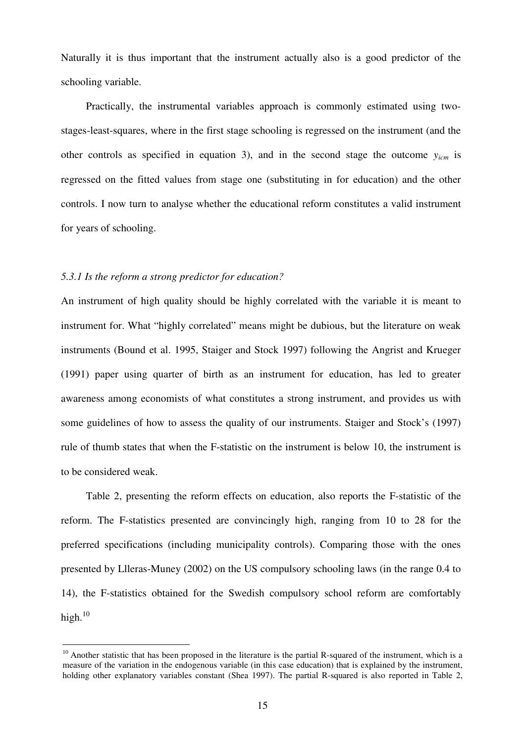Naturally it is thus important that the instrument actually also is a good predictor of the schooling variable.

Practically, the instrumental variables approach is commonly estimated using two-stages-least-squares, where in the first stage schooling is regressed on the instrument (and the other controls as specified in equation 3), and in the second stage the outcome $y_{icm}$ is regressed on the fitted values from stage one (substituting in for education) and the other controls. I now turn to analyse whether the educational reform constitutes a valid instrument for years of schooling.

### *5.3.1 Is the reform a strong predictor for education?*

An instrument of high quality should be highly correlated with the variable it is meant to instrument for. What "highly correlated" means might be dubious, but the literature on weak instruments (Bound et al. 1995, Staiger and Stock 1997) following the Angrist and Krueger (1991) paper using quarter of birth as an instrument for education, has led to greater awareness among economists of what constitutes a strong instrument, and provides us with some guidelines of how to assess the quality of our instruments. Staiger and Stock's (1997) rule of thumb states that when the F-statistic on the instrument is below 10, the instrument is to be considered weak.

Table 2, presenting the reform effects on education, also reports the F-statistic of the reform. The F-statistics presented are convincingly high, ranging from 10 to 28 for the preferred specifications (including municipality controls). Comparing those with the ones presented by Llleras-Muney (2002) on the US compulsory schooling laws (in the range 0.4 to 14), the F-statistics obtained for the Swedish compulsory school reform are comfortably high.[10]

[10] Another statistic that has been proposed in the literature is the partial R-squared of the instrument, which is a measure of the variation in the endogenous variable (in this case education) that is explained by the instrument, holding other explanatory variables constant (Shea 1997). The partial R-squared is also reported in Table 2,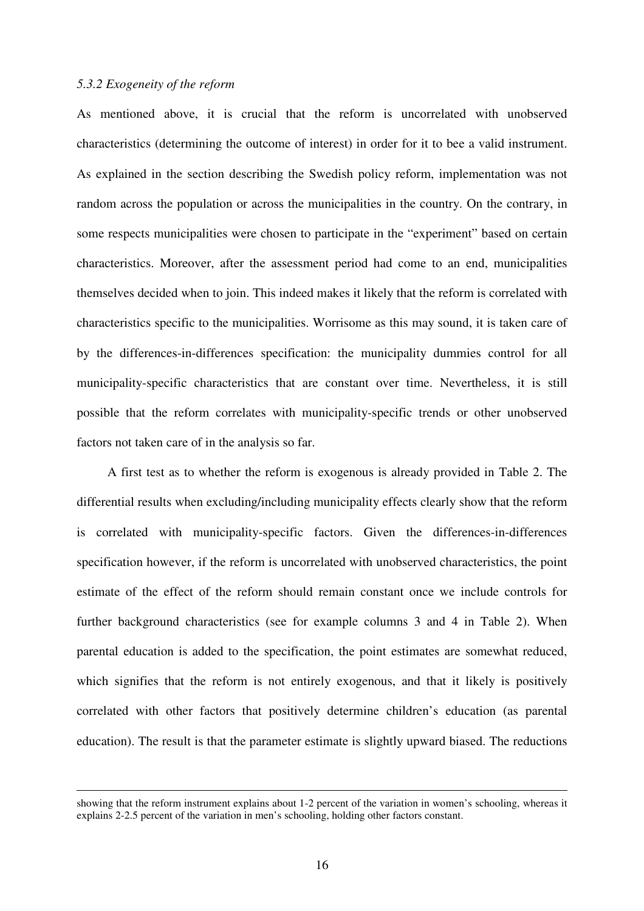### *5.3.2 Exogeneity of the reform*

As mentioned above, it is crucial that the reform is uncorrelated with unobserved characteristics (determining the outcome of interest) in order for it to bee a valid instrument. As explained in the section describing the Swedish policy reform, implementation was not random across the population or across the municipalities in the country. On the contrary, in some respects municipalities were chosen to participate in the "experiment" based on certain characteristics. Moreover, after the assessment period had come to an end, municipalities themselves decided when to join. This indeed makes it likely that the reform is correlated with characteristics specific to the municipalities. Worrisome as this may sound, it is taken care of by the differences-in-differences specification: the municipality dummies control for all municipality-specific characteristics that are constant over time. Nevertheless, it is still possible that the reform correlates with municipality-specific trends or other unobserved factors not taken care of in the analysis so far.

A first test as to whether the reform is exogenous is already provided in Table 2. The differential results when excluding/including municipality effects clearly show that the reform is correlated with municipality-specific factors. Given the differences-in-differences specification however, if the reform is uncorrelated with unobserved characteristics, the point estimate of the effect of the reform should remain constant once we include controls for further background characteristics (see for example columns 3 and 4 in Table 2). When parental education is added to the specification, the point estimates are somewhat reduced, which signifies that the reform is not entirely exogenous, and that it likely is positively correlated with other factors that positively determine children's education (as parental education). The result is that the parameter estimate is slightly upward biased. The reductions

---

showing that the reform instrument explains about 1-2 percent of the variation in women's schooling, whereas it explains 2-2.5 percent of the variation in men's schooling, holding other factors constant.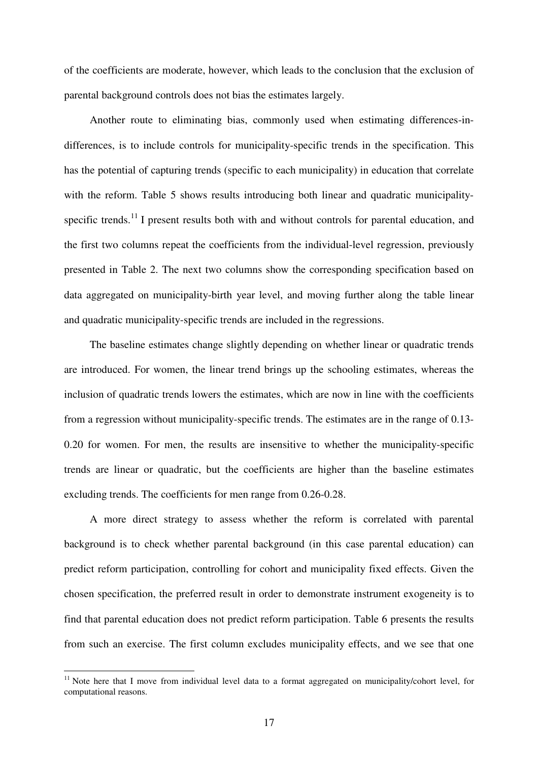of the coefficients are moderate, however, which leads to the conclusion that the exclusion of parental background controls does not bias the estimates largely.

Another route to eliminating bias, commonly used when estimating differences-in-differences, is to include controls for municipality-specific trends in the specification. This has the potential of capturing trends (specific to each municipality) in education that correlate with the reform. Table 5 shows results introducing both linear and quadratic municipality-specific trends.[11] I present results both with and without controls for parental education, and the first two columns repeat the coefficients from the individual-level regression, previously presented in Table 2. The next two columns show the corresponding specification based on data aggregated on municipality-birth year level, and moving further along the table linear and quadratic municipality-specific trends are included in the regressions.

The baseline estimates change slightly depending on whether linear or quadratic trends are introduced. For women, the linear trend brings up the schooling estimates, whereas the inclusion of quadratic trends lowers the estimates, which are now in line with the coefficients from a regression without municipality-specific trends. The estimates are in the range of 0.13-0.20 for women. For men, the results are insensitive to whether the municipality-specific trends are linear or quadratic, but the coefficients are higher than the baseline estimates excluding trends. The coefficients for men range from 0.26-0.28.

A more direct strategy to assess whether the reform is correlated with parental background is to check whether parental background (in this case parental education) can predict reform participation, controlling for cohort and municipality fixed effects. Given the chosen specification, the preferred result in order to demonstrate instrument exogeneity is to find that parental education does not predict reform participation. Table 6 presents the results from such an exercise. The first column excludes municipality effects, and we see that one

[11] Note here that I move from individual level data to a format aggregated on municipality/cohort level, for computational reasons.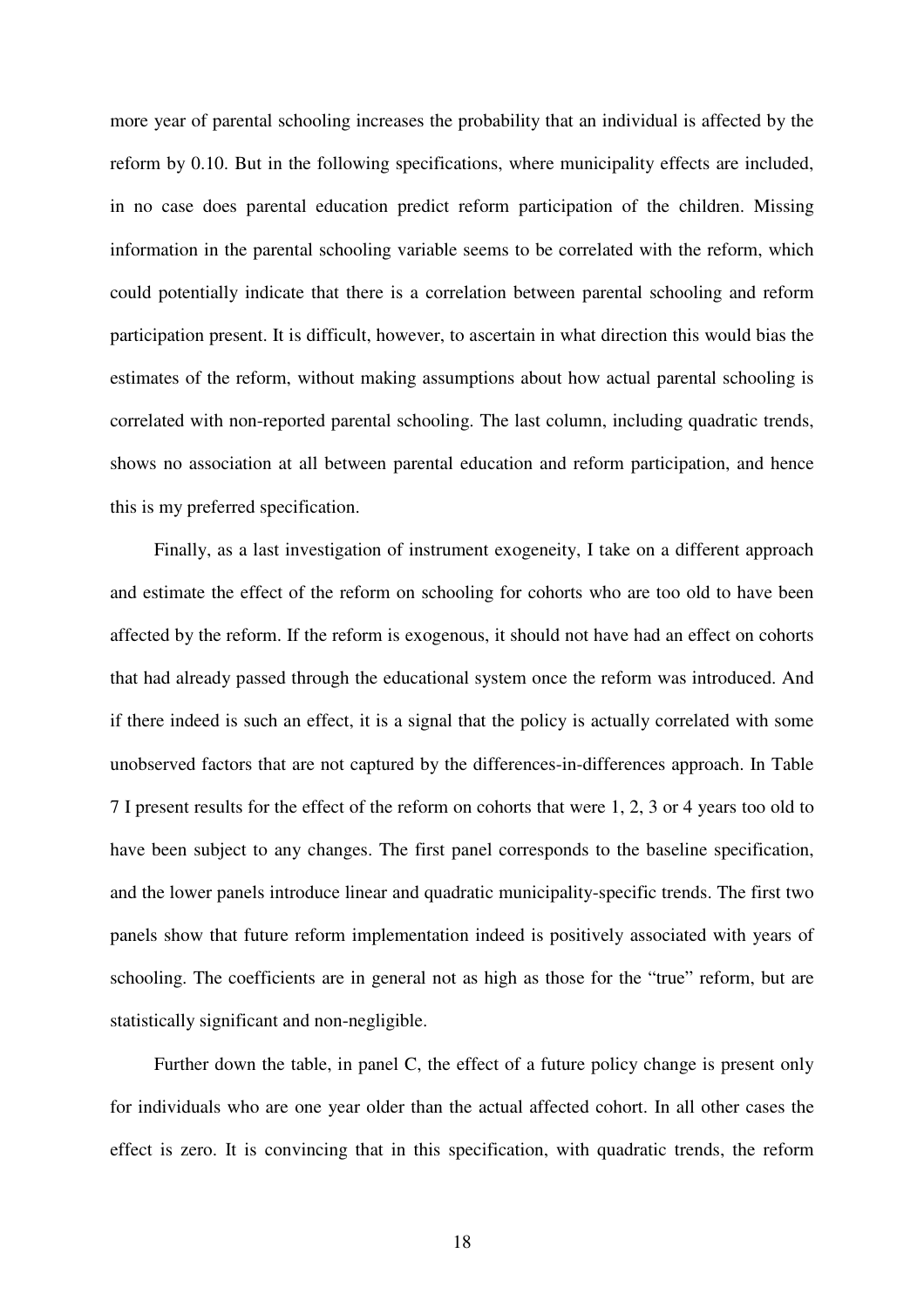more year of parental schooling increases the probability that an individual is affected by the reform by 0.10. But in the following specifications, where municipality effects are included, in no case does parental education predict reform participation of the children. Missing information in the parental schooling variable seems to be correlated with the reform, which could potentially indicate that there is a correlation between parental schooling and reform participation present. It is difficult, however, to ascertain in what direction this would bias the estimates of the reform, without making assumptions about how actual parental schooling is correlated with non-reported parental schooling. The last column, including quadratic trends, shows no association at all between parental education and reform participation, and hence this is my preferred specification.

Finally, as a last investigation of instrument exogeneity, I take on a different approach and estimate the effect of the reform on schooling for cohorts who are too old to have been affected by the reform. If the reform is exogenous, it should not have had an effect on cohorts that had already passed through the educational system once the reform was introduced. And if there indeed is such an effect, it is a signal that the policy is actually correlated with some unobserved factors that are not captured by the differences-in-differences approach. In Table 7 I present results for the effect of the reform on cohorts that were 1, 2, 3 or 4 years too old to have been subject to any changes. The first panel corresponds to the baseline specification, and the lower panels introduce linear and quadratic municipality-specific trends. The first two panels show that future reform implementation indeed is positively associated with years of schooling. The coefficients are in general not as high as those for the "true" reform, but are statistically significant and non-negligible.

Further down the table, in panel C, the effect of a future policy change is present only for individuals who are one year older than the actual affected cohort. In all other cases the effect is zero. It is convincing that in this specification, with quadratic trends, the reform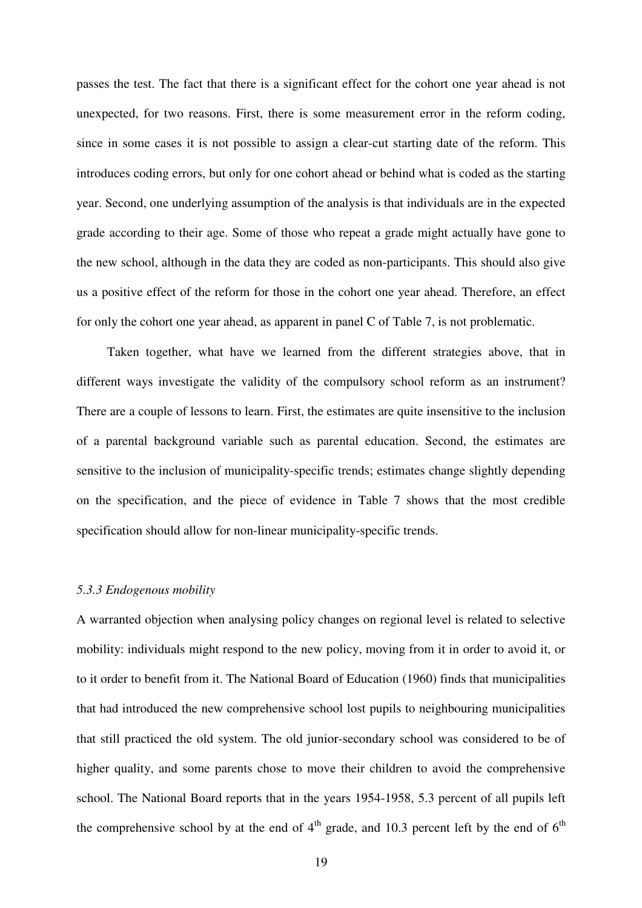passes the test. The fact that there is a significant effect for the cohort one year ahead is not unexpected, for two reasons. First, there is some measurement error in the reform coding, since in some cases it is not possible to assign a clear-cut starting date of the reform. This introduces coding errors, but only for one cohort ahead or behind what is coded as the starting year. Second, one underlying assumption of the analysis is that individuals are in the expected grade according to their age. Some of those who repeat a grade might actually have gone to the new school, although in the data they are coded as non-participants. This should also give us a positive effect of the reform for those in the cohort one year ahead. Therefore, an effect for only the cohort one year ahead, as apparent in panel C of Table 7, is not problematic.

Taken together, what have we learned from the different strategies above, that in different ways investigate the validity of the compulsory school reform as an instrument? There are a couple of lessons to learn. First, the estimates are quite insensitive to the inclusion of a parental background variable such as parental education. Second, the estimates are sensitive to the inclusion of municipality-specific trends; estimates change slightly depending on the specification, and the piece of evidence in Table 7 shows that the most credible specification should allow for non-linear municipality-specific trends.

### *5.3.3 Endogenous mobility*

A warranted objection when analysing policy changes on regional level is related to selective mobility: individuals might respond to the new policy, moving from it in order to avoid it, or to it order to benefit from it. The National Board of Education (1960) finds that municipalities that had introduced the new comprehensive school lost pupils to neighbouring municipalities that still practiced the old system. The old junior-secondary school was considered to be of higher quality, and some parents chose to move their children to avoid the comprehensive school. The National Board reports that in the years 1954-1958, 5.3 percent of all pupils left the comprehensive school by at the end of 4th grade, and 10.3 percent left by the end of 6th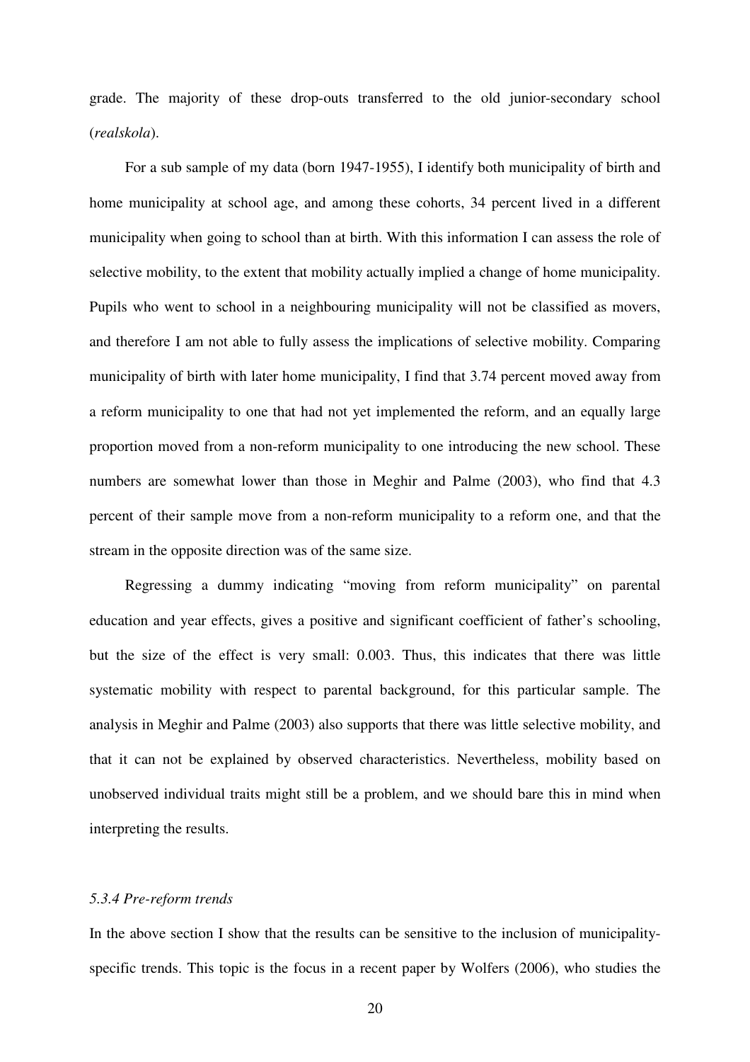grade. The majority of these drop-outs transferred to the old junior-secondary school (*realskola*).

For a sub sample of my data (born 1947-1955), I identify both municipality of birth and home municipality at school age, and among these cohorts, 34 percent lived in a different municipality when going to school than at birth. With this information I can assess the role of selective mobility, to the extent that mobility actually implied a change of home municipality. Pupils who went to school in a neighbouring municipality will not be classified as movers, and therefore I am not able to fully assess the implications of selective mobility. Comparing municipality of birth with later home municipality, I find that 3.74 percent moved away from a reform municipality to one that had not yet implemented the reform, and an equally large proportion moved from a non-reform municipality to one introducing the new school. These numbers are somewhat lower than those in Meghir and Palme (2003), who find that 4.3 percent of their sample move from a non-reform municipality to a reform one, and that the stream in the opposite direction was of the same size.

Regressing a dummy indicating "moving from reform municipality" on parental education and year effects, gives a positive and significant coefficient of father's schooling, but the size of the effect is very small: 0.003. Thus, this indicates that there was little systematic mobility with respect to parental background, for this particular sample. The analysis in Meghir and Palme (2003) also supports that there was little selective mobility, and that it can not be explained by observed characteristics. Nevertheless, mobility based on unobserved individual traits might still be a problem, and we should bare this in mind when interpreting the results.

#### *5.3.4 Pre-reform trends*

In the above section I show that the results can be sensitive to the inclusion of municipality-specific trends. This topic is the focus in a recent paper by Wolfers (2006), who studies the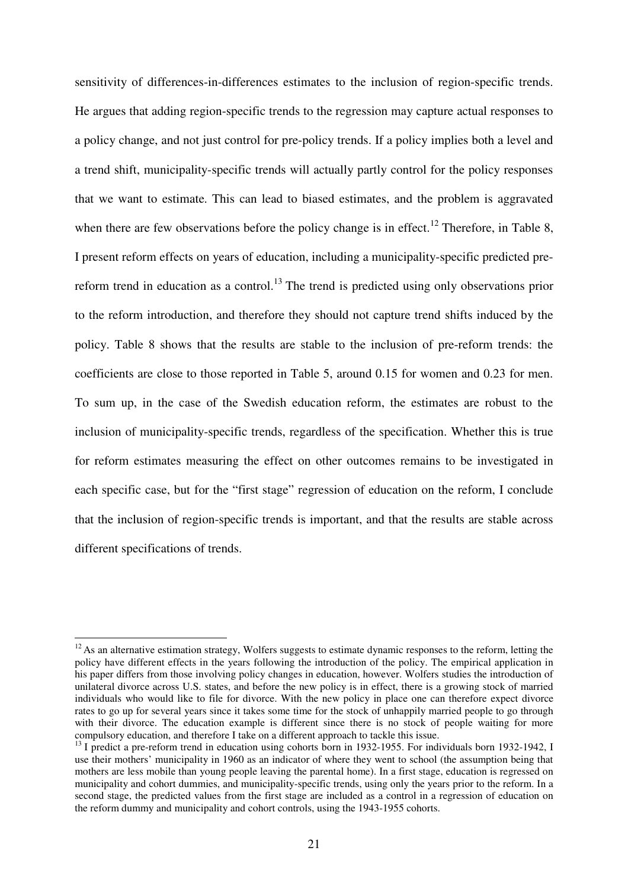sensitivity of differences-in-differences estimates to the inclusion of region-specific trends. He argues that adding region-specific trends to the regression may capture actual responses to a policy change, and not just control for pre-policy trends. If a policy implies both a level and a trend shift, municipality-specific trends will actually partly control for the policy responses that we want to estimate. This can lead to biased estimates, and the problem is aggravated when there are few observations before the policy change is in effect.[12] Therefore, in Table 8, I present reform effects on years of education, including a municipality-specific predicted pre-reform trend in education as a control.[13] The trend is predicted using only observations prior to the reform introduction, and therefore they should not capture trend shifts induced by the policy. Table 8 shows that the results are stable to the inclusion of pre-reform trends: the coefficients are close to those reported in Table 5, around 0.15 for women and 0.23 for men. To sum up, in the case of the Swedish education reform, the estimates are robust to the inclusion of municipality-specific trends, regardless of the specification. Whether this is true for reform estimates measuring the effect on other outcomes remains to be investigated in each specific case, but for the "first stage" regression of education on the reform, I conclude that the inclusion of region-specific trends is important, and that the results are stable across different specifications of trends.

[12] As an alternative estimation strategy, Wolfers suggests to estimate dynamic responses to the reform, letting the policy have different effects in the years following the introduction of the policy. The empirical application in his paper differs from those involving policy changes in education, however. Wolfers studies the introduction of unilateral divorce across U.S. states, and before the new policy is in effect, there is a growing stock of married individuals who would like to file for divorce. With the new policy in place one can therefore expect divorce rates to go up for several years since it takes some time for the stock of unhappily married people to go through with their divorce. The education example is different since there is no stock of people waiting for more compulsory education, and therefore I take on a different approach to tackle this issue.

[13] I predict a pre-reform trend in education using cohorts born in 1932-1955. For individuals born 1932-1942, I use their mothers' municipality in 1960 as an indicator of where they went to school (the assumption being that mothers are less mobile than young people leaving the parental home). In a first stage, education is regressed on municipality and cohort dummies, and municipality-specific trends, using only the years prior to the reform. In a second stage, the predicted values from the first stage are included as a control in a regression of education on the reform dummy and municipality and cohort controls, using the 1943-1955 cohorts.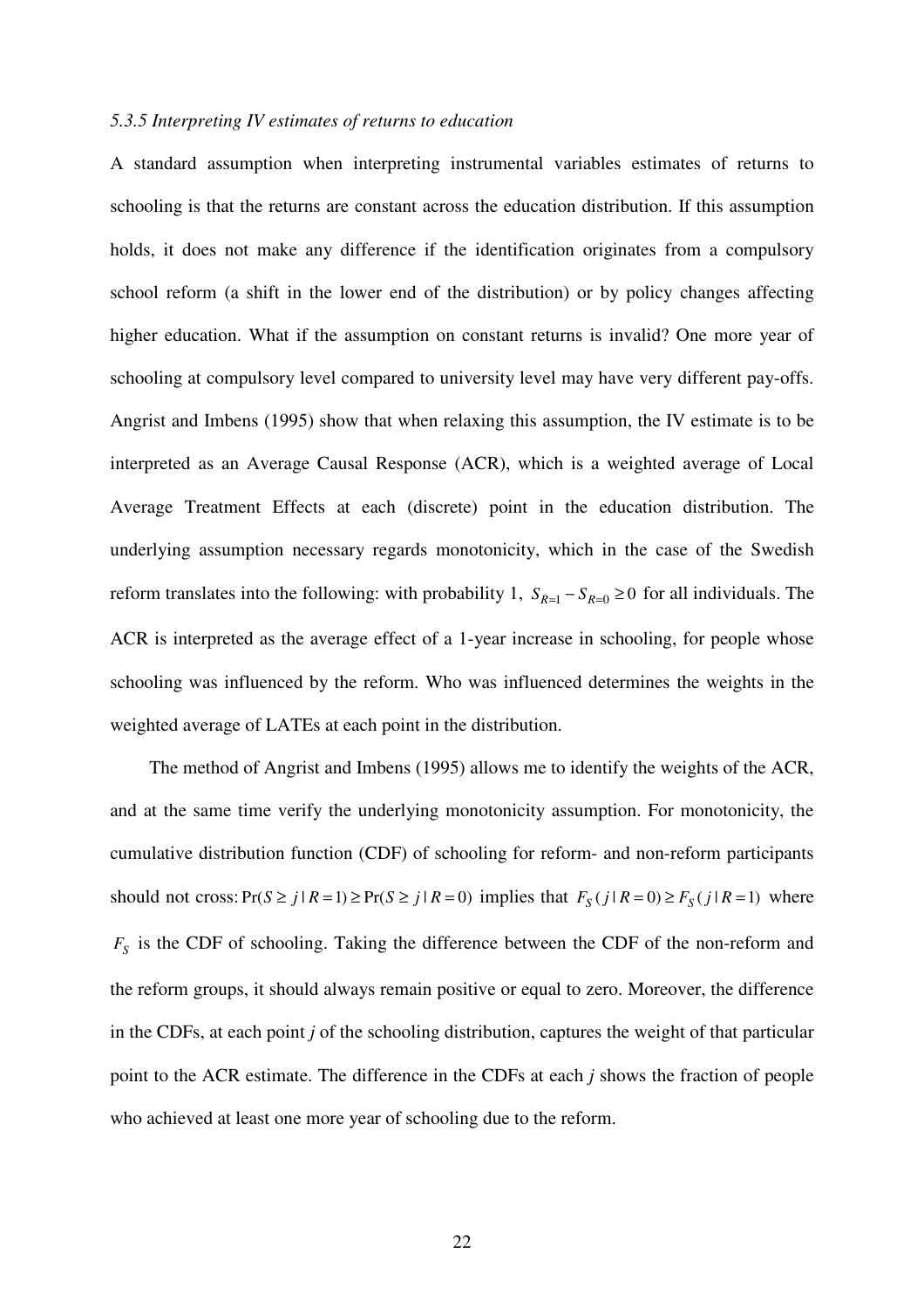*5.3.5 Interpreting IV estimates of returns to education*

A standard assumption when interpreting instrumental variables estimates of returns to schooling is that the returns are constant across the education distribution. If this assumption holds, it does not make any difference if the identification originates from a compulsory school reform (a shift in the lower end of the distribution) or by policy changes affecting higher education. What if the assumption on constant returns is invalid? One more year of schooling at compulsory level compared to university level may have very different pay-offs. Angrist and Imbens (1995) show that when relaxing this assumption, the IV estimate is to be interpreted as an Average Causal Response (ACR), which is a weighted average of Local Average Treatment Effects at each (discrete) point in the education distribution. The underlying assumption necessary regards monotonicity, which in the case of the Swedish reform translates into the following: with probability 1, $S_{R=1} - S_{R=0} \geq 0$ for all individuals. The ACR is interpreted as the average effect of a 1-year increase in schooling, for people whose schooling was influenced by the reform. Who was influenced determines the weights in the weighted average of LATEs at each point in the distribution.

The method of Angrist and Imbens (1995) allows me to identify the weights of the ACR, and at the same time verify the underlying monotonicity assumption. For monotonicity, the cumulative distribution function (CDF) of schooling for reform- and non-reform participants should not cross: $\Pr(S \geq j \mid R = 1) \geq \Pr(S \geq j \mid R = 0)$ implies that $F_S(j \mid R = 0) \geq F_S(j \mid R = 1)$ where $F_S$ is the CDF of schooling. Taking the difference between the CDF of the non-reform and the reform groups, it should always remain positive or equal to zero. Moreover, the difference in the CDFs, at each point *j* of the schooling distribution, captures the weight of that particular point to the ACR estimate. The difference in the CDFs at each *j* shows the fraction of people who achieved at least one more year of schooling due to the reform.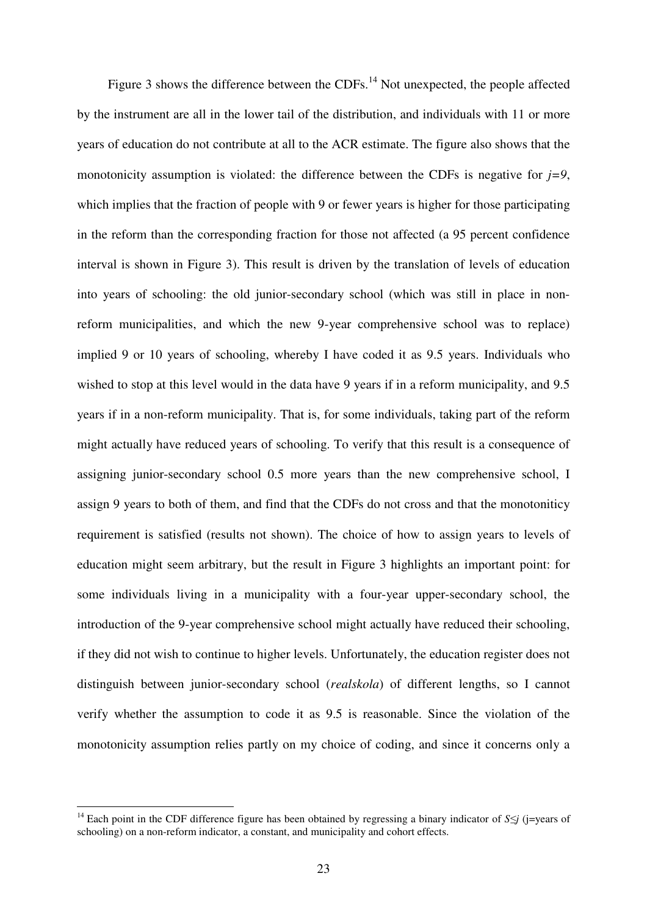Figure 3 shows the difference between the CDFs.[14] Not unexpected, the people affected by the instrument are all in the lower tail of the distribution, and individuals with 11 or more years of education do not contribute at all to the ACR estimate. The figure also shows that the monotonicity assumption is violated: the difference between the CDFs is negative for $j=9$, which implies that the fraction of people with 9 or fewer years is higher for those participating in the reform than the corresponding fraction for those not affected (a 95 percent confidence interval is shown in Figure 3). This result is driven by the translation of levels of education into years of schooling: the old junior-secondary school (which was still in place in non-reform municipalities, and which the new 9-year comprehensive school was to replace) implied 9 or 10 years of schooling, whereby I have coded it as 9.5 years. Individuals who wished to stop at this level would in the data have 9 years if in a reform municipality, and 9.5 years if in a non-reform municipality. That is, for some individuals, taking part of the reform might actually have reduced years of schooling. To verify that this result is a consequence of assigning junior-secondary school 0.5 more years than the new comprehensive school, I assign 9 years to both of them, and find that the CDFs do not cross and that the monotoniticy requirement is satisfied (results not shown). The choice of how to assign years to levels of education might seem arbitrary, but the result in Figure 3 highlights an important point: for some individuals living in a municipality with a four-year upper-secondary school, the introduction of the 9-year comprehensive school might actually have reduced their schooling, if they did not wish to continue to higher levels. Unfortunately, the education register does not distinguish between junior-secondary school (*realskola*) of different lengths, so I cannot verify whether the assumption to code it as 9.5 is reasonable. Since the violation of the monotonicity assumption relies partly on my choice of coding, and since it concerns only a

[14] Each point in the CDF difference figure has been obtained by regressing a binary indicator of $S \leq j$ (j=years of schooling) on a non-reform indicator, a constant, and municipality and cohort effects.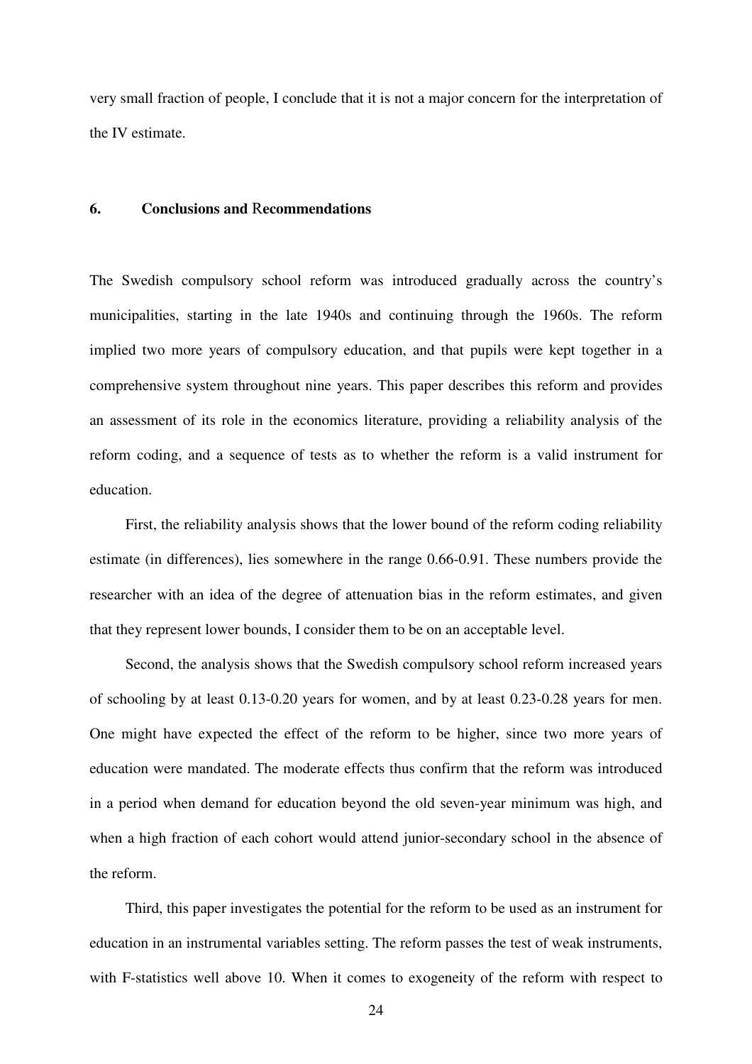very small fraction of people, I conclude that it is not a major concern for the interpretation of the IV estimate.

## 6. Conclusions and Recommendations

The Swedish compulsory school reform was introduced gradually across the country's municipalities, starting in the late 1940s and continuing through the 1960s. The reform implied two more years of compulsory education, and that pupils were kept together in a comprehensive system throughout nine years. This paper describes this reform and provides an assessment of its role in the economics literature, providing a reliability analysis of the reform coding, and a sequence of tests as to whether the reform is a valid instrument for education.

First, the reliability analysis shows that the lower bound of the reform coding reliability estimate (in differences), lies somewhere in the range 0.66-0.91. These numbers provide the researcher with an idea of the degree of attenuation bias in the reform estimates, and given that they represent lower bounds, I consider them to be on an acceptable level.

Second, the analysis shows that the Swedish compulsory school reform increased years of schooling by at least 0.13-0.20 years for women, and by at least 0.23-0.28 years for men. One might have expected the effect of the reform to be higher, since two more years of education were mandated. The moderate effects thus confirm that the reform was introduced in a period when demand for education beyond the old seven-year minimum was high, and when a high fraction of each cohort would attend junior-secondary school in the absence of the reform.

Third, this paper investigates the potential for the reform to be used as an instrument for education in an instrumental variables setting. The reform passes the test of weak instruments, with F-statistics well above 10. When it comes to exogeneity of the reform with respect to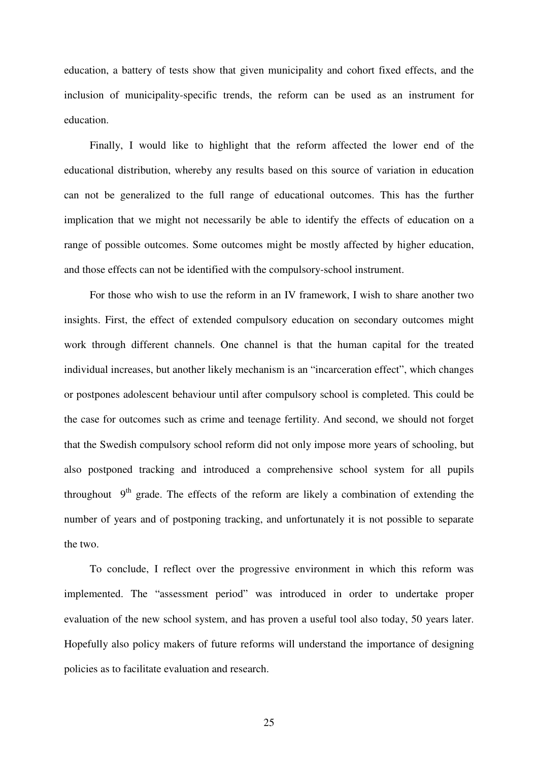education, a battery of tests show that given municipality and cohort fixed effects, and the inclusion of municipality-specific trends, the reform can be used as an instrument for education.

Finally, I would like to highlight that the reform affected the lower end of the educational distribution, whereby any results based on this source of variation in education can not be generalized to the full range of educational outcomes. This has the further implication that we might not necessarily be able to identify the effects of education on a range of possible outcomes. Some outcomes might be mostly affected by higher education, and those effects can not be identified with the compulsory-school instrument.

For those who wish to use the reform in an IV framework, I wish to share another two insights. First, the effect of extended compulsory education on secondary outcomes might work through different channels. One channel is that the human capital for the treated individual increases, but another likely mechanism is an "incarceration effect", which changes or postpones adolescent behaviour until after compulsory school is completed. This could be the case for outcomes such as crime and teenage fertility. And second, we should not forget that the Swedish compulsory school reform did not only impose more years of schooling, but also postponed tracking and introduced a comprehensive school system for all pupils throughout 9$^{th}$ grade. The effects of the reform are likely a combination of extending the number of years and of postponing tracking, and unfortunately it is not possible to separate the two.

To conclude, I reflect over the progressive environment in which this reform was implemented. The "assessment period" was introduced in order to undertake proper evaluation of the new school system, and has proven a useful tool also today, 50 years later. Hopefully also policy makers of future reforms will understand the importance of designing policies as to facilitate evaluation and research.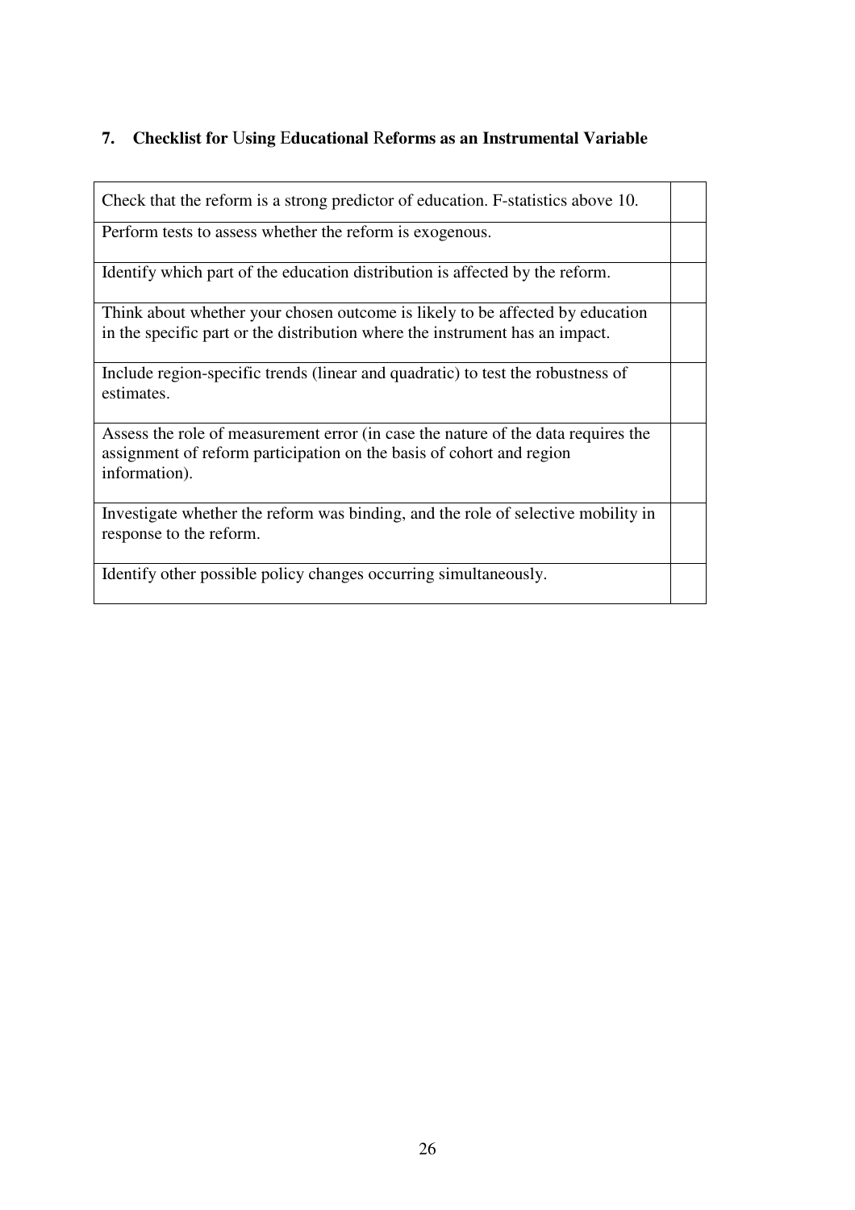## 7. Checklist for Using Educational Reforms as an Instrumental Variable

| | |
|---|---|
| Check that the reform is a strong predictor of education. F-statistics above 10. | |
| Perform tests to assess whether the reform is exogenous. | |
| Identify which part of the education distribution is affected by the reform. | |
| Think about whether your chosen outcome is likely to be affected by education in the specific part or the distribution where the instrument has an impact. | |
| Include region-specific trends (linear and quadratic) to test the robustness of estimates. | |
| Assess the role of measurement error (in case the nature of the data requires the assignment of reform participation on the basis of cohort and region information). | |
| Investigate whether the reform was binding, and the role of selective mobility in response to the reform. | |
| Identify other possible policy changes occurring simultaneously. | |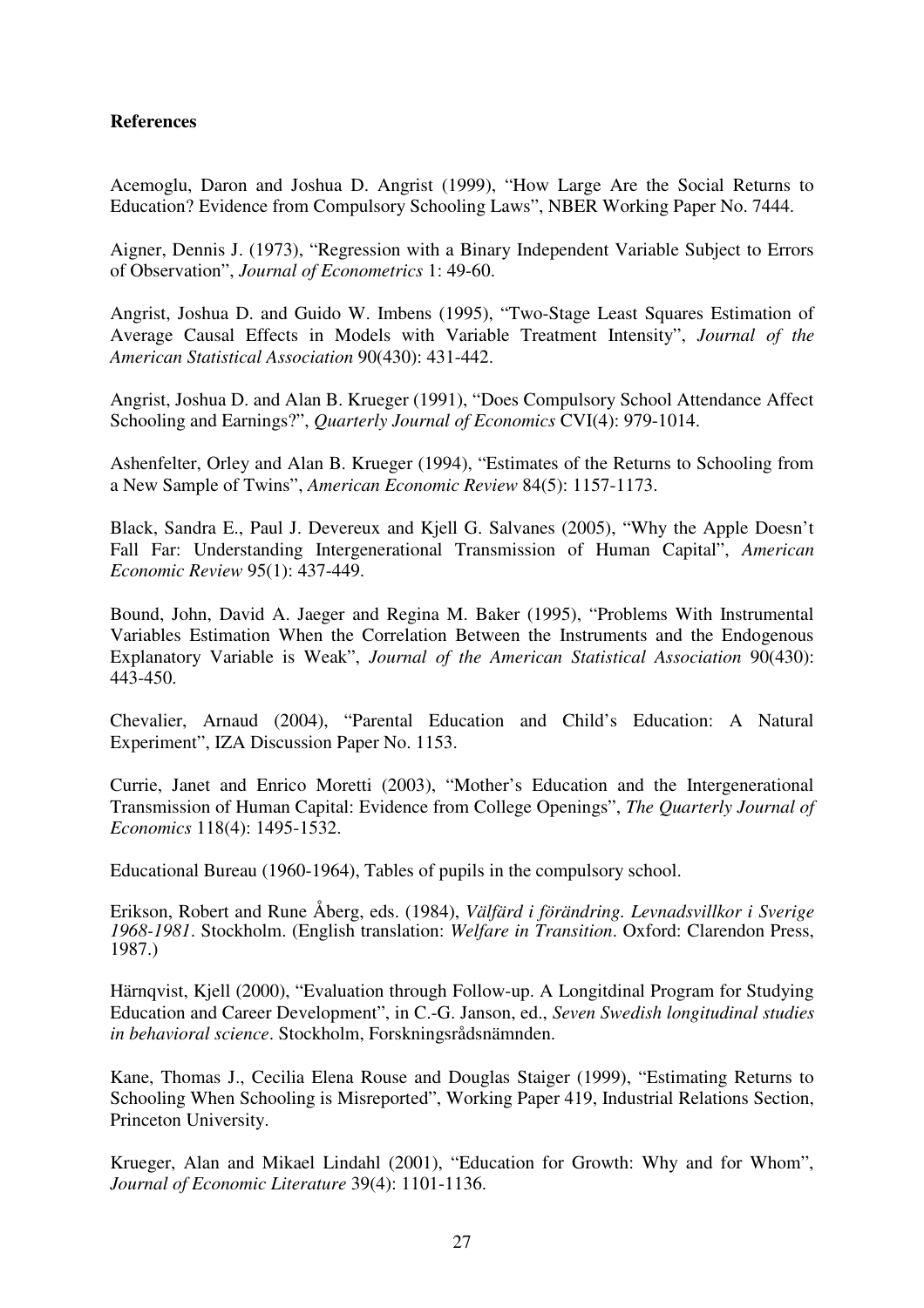**References**

Acemoglu, Daron and Joshua D. Angrist (1999), "How Large Are the Social Returns to Education? Evidence from Compulsory Schooling Laws", NBER Working Paper No. 7444.

Aigner, Dennis J. (1973), "Regression with a Binary Independent Variable Subject to Errors of Observation", *Journal of Econometrics* 1: 49-60.

Angrist, Joshua D. and Guido W. Imbens (1995), "Two-Stage Least Squares Estimation of Average Causal Effects in Models with Variable Treatment Intensity", *Journal of the American Statistical Association* 90(430): 431-442.

Angrist, Joshua D. and Alan B. Krueger (1991), "Does Compulsory School Attendance Affect Schooling and Earnings?", *Quarterly Journal of Economics* CVI(4): 979-1014.

Ashenfelter, Orley and Alan B. Krueger (1994), "Estimates of the Returns to Schooling from a New Sample of Twins", *American Economic Review* 84(5): 1157-1173.

Black, Sandra E., Paul J. Devereux and Kjell G. Salvanes (2005), "Why the Apple Doesn't Fall Far: Understanding Intergenerational Transmission of Human Capital", *American Economic Review* 95(1): 437-449.

Bound, John, David A. Jaeger and Regina M. Baker (1995), "Problems With Instrumental Variables Estimation When the Correlation Between the Instruments and the Endogenous Explanatory Variable is Weak", *Journal of the American Statistical Association* 90(430): 443-450.

Chevalier, Arnaud (2004), "Parental Education and Child's Education: A Natural Experiment", IZA Discussion Paper No. 1153.

Currie, Janet and Enrico Moretti (2003), "Mother's Education and the Intergenerational Transmission of Human Capital: Evidence from College Openings", *The Quarterly Journal of Economics* 118(4): 1495-1532.

Educational Bureau (1960-1964), Tables of pupils in the compulsory school.

Erikson, Robert and Rune Åberg, eds. (1984), *Välfärd i förändring. Levnadsvillkor i Sverige 1968-1981*. Stockholm. (English translation: *Welfare in Transition*. Oxford: Clarendon Press, 1987.)

Härnqvist, Kjell (2000), "Evaluation through Follow-up. A Longitdinal Program for Studying Education and Career Development", in C.-G. Janson, ed., *Seven Swedish longitudinal studies in behavioral science*. Stockholm, Forskningsrådsnämnden.

Kane, Thomas J., Cecilia Elena Rouse and Douglas Staiger (1999), "Estimating Returns to Schooling When Schooling is Misreported", Working Paper 419, Industrial Relations Section, Princeton University.

Krueger, Alan and Mikael Lindahl (2001), "Education for Growth: Why and for Whom", *Journal of Economic Literature* 39(4): 1101-1136.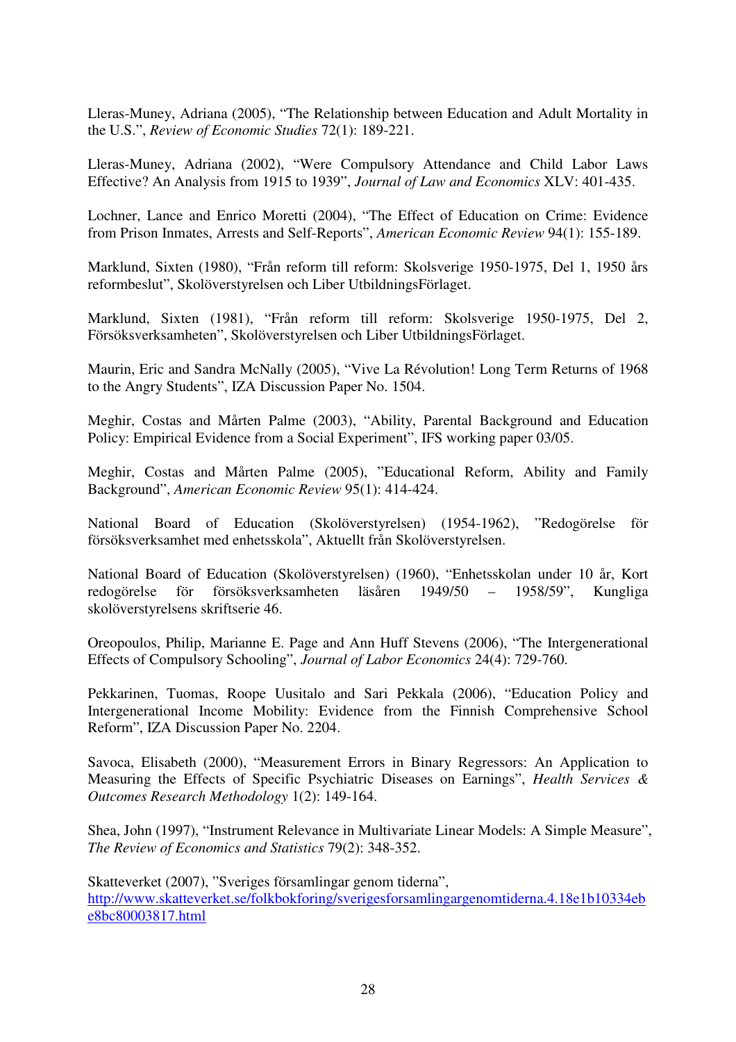Lleras-Muney, Adriana (2005), "The Relationship between Education and Adult Mortality in the U.S.", *Review of Economic Studies* 72(1): 189-221.

Lleras-Muney, Adriana (2002), "Were Compulsory Attendance and Child Labor Laws Effective? An Analysis from 1915 to 1939", *Journal of Law and Economics* XLV: 401-435.

Lochner, Lance and Enrico Moretti (2004), "The Effect of Education on Crime: Evidence from Prison Inmates, Arrests and Self-Reports", *American Economic Review* 94(1): 155-189.

Marklund, Sixten (1980), "Från reform till reform: Skolsverige 1950-1975, Del 1, 1950 års reformbeslut", Skolöverstyrelsen och Liber UtbildningsFörlaget.

Marklund, Sixten (1981), "Från reform till reform: Skolsverige 1950-1975, Del 2, Försöksverksamheten", Skolöverstyrelsen och Liber UtbildningsFörlaget.

Maurin, Eric and Sandra McNally (2005), "Vive La Révolution! Long Term Returns of 1968 to the Angry Students", IZA Discussion Paper No. 1504.

Meghir, Costas and Mårten Palme (2003), "Ability, Parental Background and Education Policy: Empirical Evidence from a Social Experiment", IFS working paper 03/05.

Meghir, Costas and Mårten Palme (2005), "Educational Reform, Ability and Family Background", *American Economic Review* 95(1): 414-424.

National Board of Education (Skolöverstyrelsen) (1954-1962), "Redogörelse för försöksverksamhet med enhetsskola", Aktuellt från Skolöverstyrelsen.

National Board of Education (Skolöverstyrelsen) (1960), "Enhetsskolan under 10 år, Kort redogörelse för försöksverksamheten läsåren 1949/50 – 1958/59", Kungliga skolöverstyrelsens skriftserie 46.

Oreopoulos, Philip, Marianne E. Page and Ann Huff Stevens (2006), "The Intergenerational Effects of Compulsory Schooling", *Journal of Labor Economics* 24(4): 729-760.

Pekkarinen, Tuomas, Roope Uusitalo and Sari Pekkala (2006), "Education Policy and Intergenerational Income Mobility: Evidence from the Finnish Comprehensive School Reform", IZA Discussion Paper No. 2204.

Savoca, Elisabeth (2000), "Measurement Errors in Binary Regressors: An Application to Measuring the Effects of Specific Psychiatric Diseases on Earnings", *Health Services & Outcomes Research Methodology* 1(2): 149-164.

Shea, John (1997), "Instrument Relevance in Multivariate Linear Models: A Simple Measure", *The Review of Economics and Statistics* 79(2): 348-352.

Skatteverket (2007), "Sveriges församlingar genom tiderna", http://www.skatteverket.se/folkbokforing/sverigesforsamlingargenomtiderna.4.18e1b10334ebe8bc80003817.html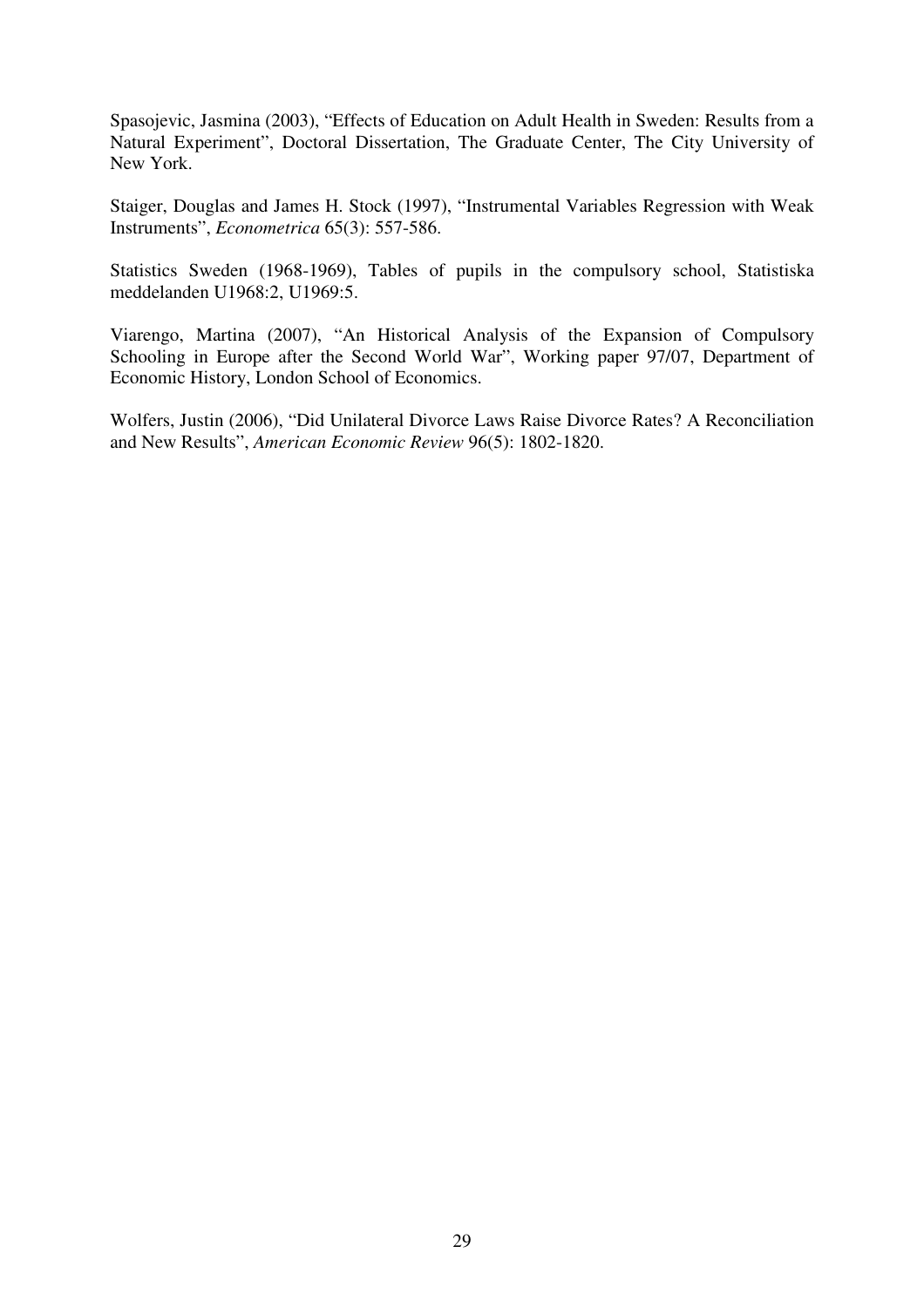Spasojevic, Jasmina (2003), "Effects of Education on Adult Health in Sweden: Results from a Natural Experiment", Doctoral Dissertation, The Graduate Center, The City University of New York.

Staiger, Douglas and James H. Stock (1997), "Instrumental Variables Regression with Weak Instruments", *Econometrica* 65(3): 557-586.

Statistics Sweden (1968-1969), Tables of pupils in the compulsory school, Statistiska meddelanden U1968:2, U1969:5.

Viarengo, Martina (2007), "An Historical Analysis of the Expansion of Compulsory Schooling in Europe after the Second World War", Working paper 97/07, Department of Economic History, London School of Economics.

Wolfers, Justin (2006), "Did Unilateral Divorce Laws Raise Divorce Rates? A Reconciliation and New Results", *American Economic Review* 96(5): 1802-1820.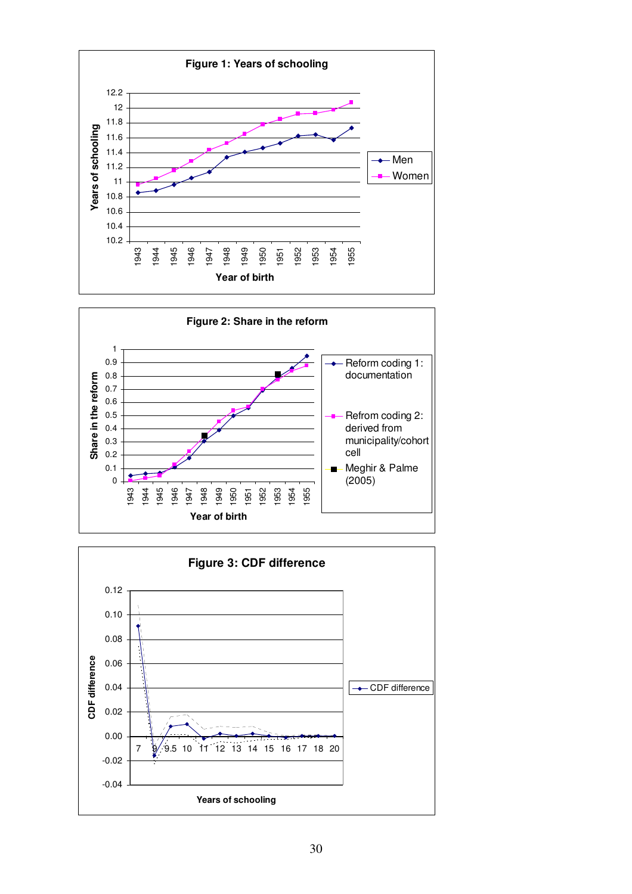**Figure 1: Years of schooling**

**Figure 2: Share in the reform**

**Figure 3: CDF difference**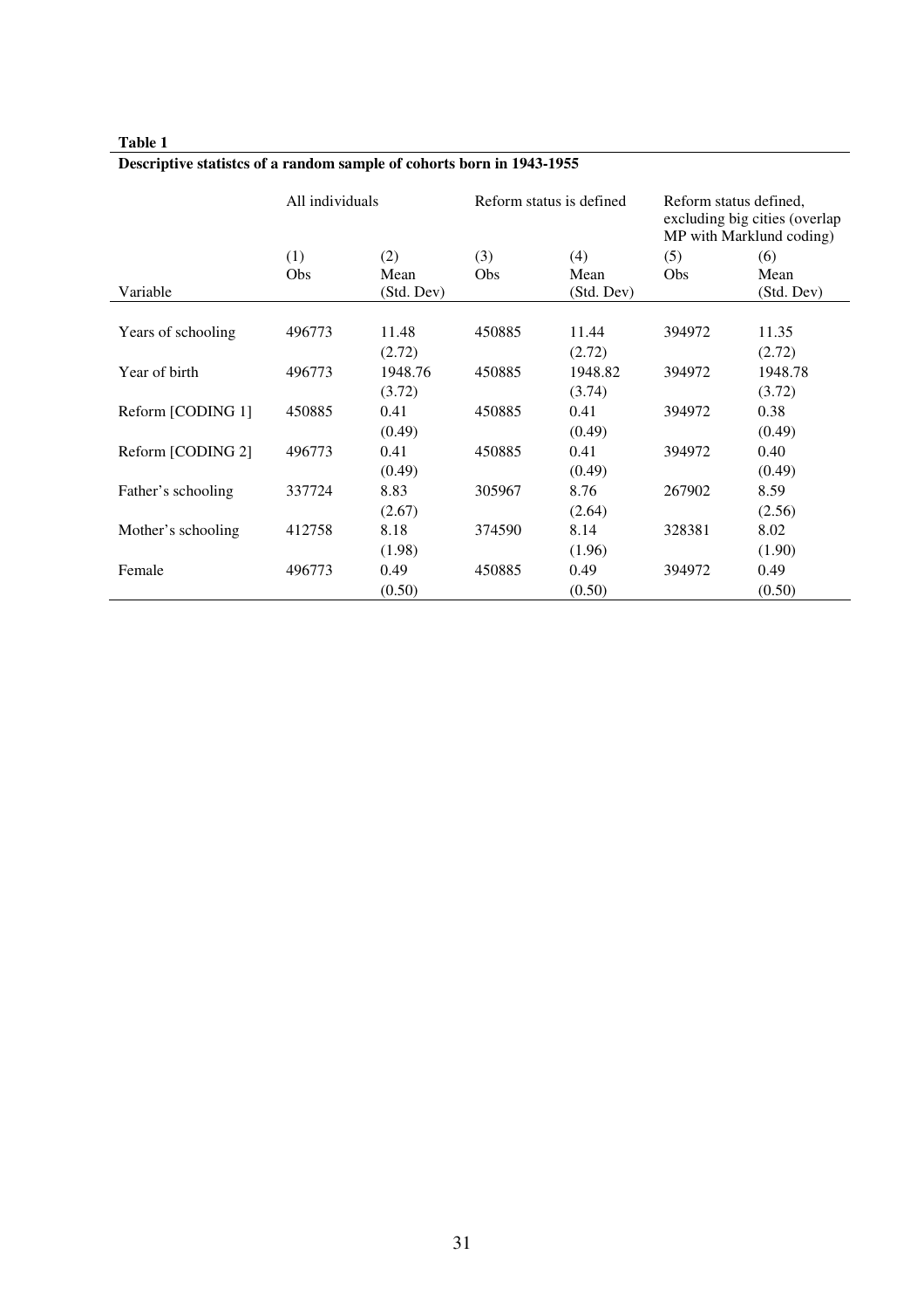**Table 1**

**Descriptive statistcs of a random sample of cohorts born in 1943-1955**

| | All individuals | | Reform status is defined | | Reform status defined, excluding big cities (overlap MP with Marklund coding) | |
|---|---|---|---|---|---|---|
| | (1) | (2) | (3) | (4) | (5) | (6) |
| Variable | Obs | Mean (Std. Dev) | Obs | Mean (Std. Dev) | Obs | Mean (Std. Dev) |
| Years of schooling | 496773 | 11.48 | 450885 | 11.44 | 394972 | 11.35 |
| | | (2.72) | | (2.72) | | (2.72) |
| Year of birth | 496773 | 1948.76 | 450885 | 1948.82 | 394972 | 1948.78 |
| | | (3.72) | | (3.74) | | (3.72) |
| Reform [CODING 1] | 450885 | 0.41 | 450885 | 0.41 | 394972 | 0.38 |
| | | (0.49) | | (0.49) | | (0.49) |
| Reform [CODING 2] | 496773 | 0.41 | 450885 | 0.41 | 394972 | 0.40 |
| | | (0.49) | | (0.49) | | (0.49) |
| Father's schooling | 337724 | 8.83 | 305967 | 8.76 | 267902 | 8.59 |
| | | (2.67) | | (2.64) | | (2.56) |
| Mother's schooling | 412758 | 8.18 | 374590 | 8.14 | 328381 | 8.02 |
| | | (1.98) | | (1.96) | | (1.90) |
| Female | 496773 | 0.49 | 450885 | 0.49 | 394972 | 0.49 |
| | | (0.50) | | (0.50) | | (0.50) |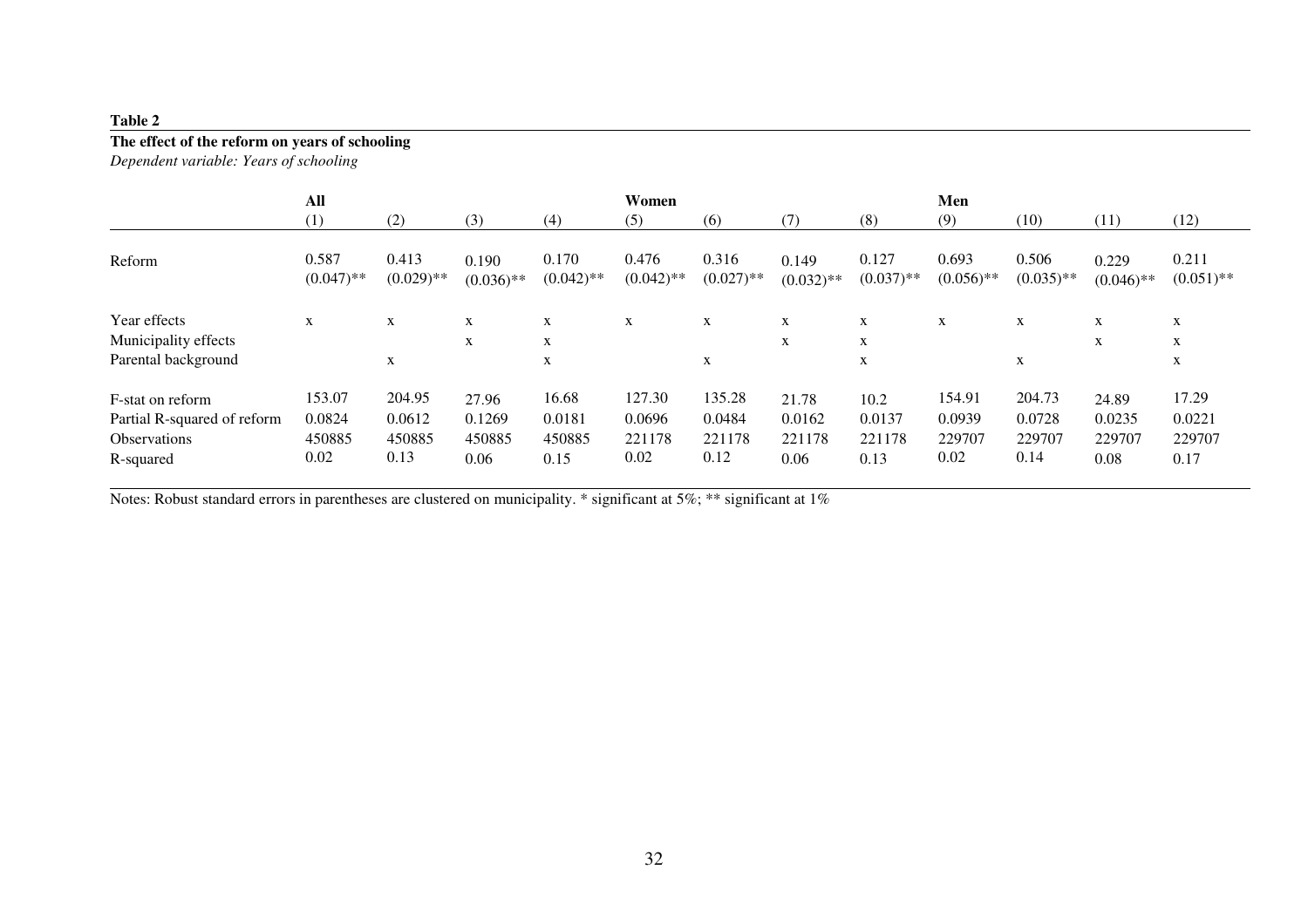**Table 2**

**The effect of the reform on years of schooling**

*Dependent variable: Years of schooling*

| | **All** | | | | **Women** | | | | **Men** | | | |
|---|---|---|---|---|---|---|---|---|---|---|---|---|
| | (1) | (2) | (3) | (4) | (5) | (6) | (7) | (8) | (9) | (10) | (11) | (12) |
| Reform | 0.587<br>(0.047)** | 0.413<br>(0.029)** | 0.190<br>(0.036)** | 0.170<br>(0.042)** | 0.476<br>(0.042)** | 0.316<br>(0.027)** | 0.149<br>(0.032)** | 0.127<br>(0.037)** | 0.693<br>(0.056)** | 0.506<br>(0.035)** | 0.229<br>(0.046)** | 0.211<br>(0.051)** |
| Year effects | x | x | x | x | x | x | x | x | x | x | x | x |
| Municipality effects | | | x | x | | | x | x | | | x | x |
| Parental background | | x | | x | | x | | x | | x | | x |
| F-stat on reform | 153.07 | 204.95 | 27.96 | 16.68 | 127.30 | 135.28 | 21.78 | 10.2 | 154.91 | 204.73 | 24.89 | 17.29 |
| Partial R-squared of reform | 0.0824 | 0.0612 | 0.1269 | 0.0181 | 0.0696 | 0.0484 | 0.0162 | 0.0137 | 0.0939 | 0.0728 | 0.0235 | 0.0221 |
| Observations | 450885 | 450885 | 450885 | 450885 | 221178 | 221178 | 221178 | 221178 | 229707 | 229707 | 229707 | 229707 |
| R-squared | 0.02 | 0.13 | 0.06 | 0.15 | 0.02 | 0.12 | 0.06 | 0.13 | 0.02 | 0.14 | 0.08 | 0.17 |

Notes: Robust standard errors in parentheses are clustered on municipality. * significant at 5%; ** significant at 1%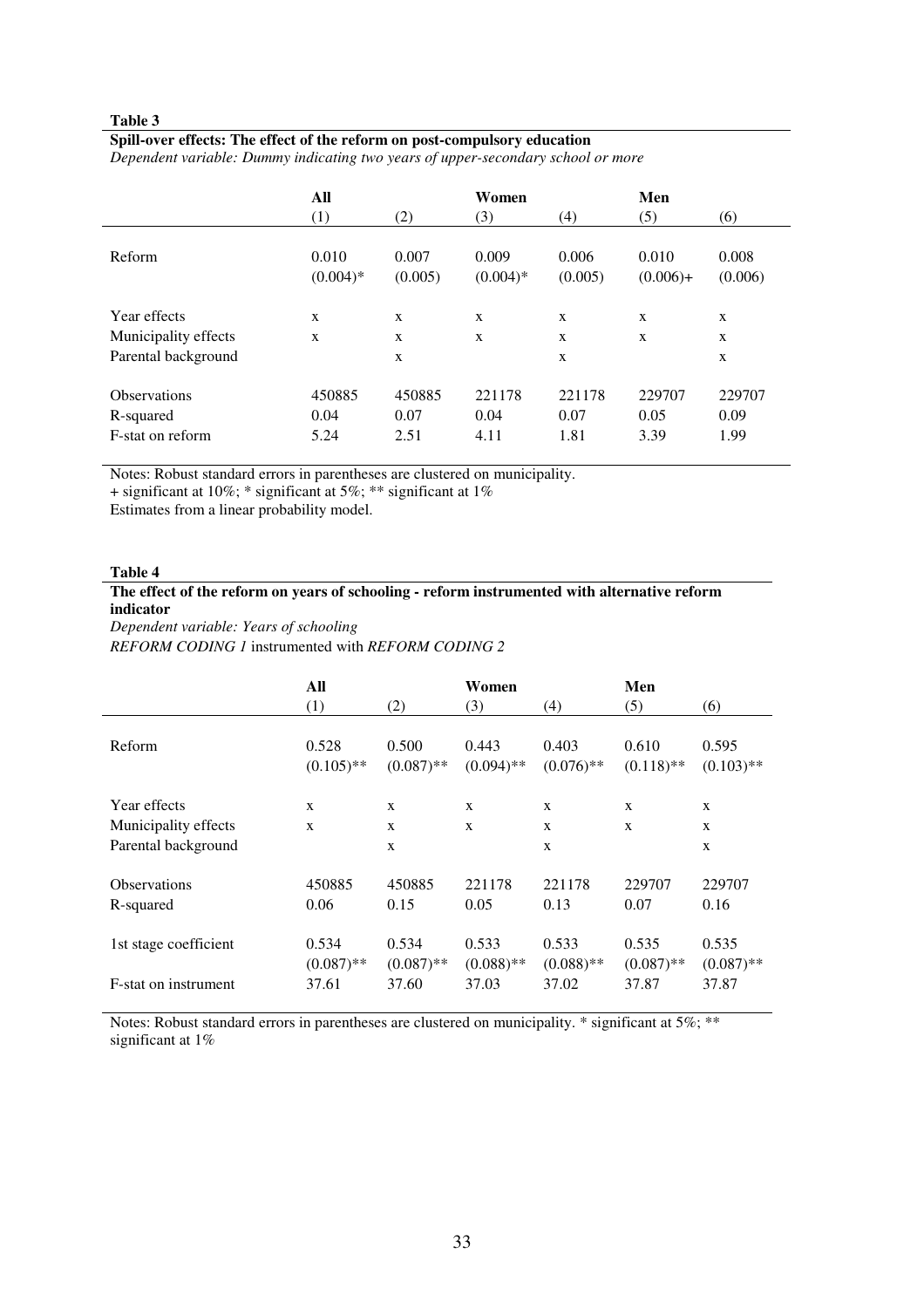**Table 3**

**Spill-over effects: The effect of the reform on post-compulsory education**

*Dependent variable: Dummy indicating two years of upper-secondary school or more*

| | All | | Women | | Men | |
|---|---|---|---|---|---|---|
| | (1) | (2) | (3) | (4) | (5) | (6) |
| Reform | 0.010 | 0.007 | 0.009 | 0.006 | 0.010 | 0.008 |
| | (0.004)* | (0.005) | (0.004)* | (0.005) | (0.006)+ | (0.006) |
| Year effects | x | x | x | x | x | x |
| Municipality effects | x | x | x | x | x | x |
| Parental background | | x | | x | | x |
| Observations | 450885 | 450885 | 221178 | 221178 | 229707 | 229707 |
| R-squared | 0.04 | 0.07 | 0.04 | 0.07 | 0.05 | 0.09 |
| F-stat on reform | 5.24 | 2.51 | 4.11 | 1.81 | 3.39 | 1.99 |

Notes: Robust standard errors in parentheses are clustered on municipality.
+ significant at 10%; * significant at 5%; ** significant at 1%
Estimates from a linear probability model.

**Table 4**

**The effect of the reform on years of schooling - reform instrumented with alternative reform indicator**

*Dependent variable: Years of schooling*
*REFORM CODING 1* instrumented with *REFORM CODING 2*

| | All | | Women | | Men | |
|---|---|---|---|---|---|---|
| | (1) | (2) | (3) | (4) | (5) | (6) |
| Reform | 0.528 | 0.500 | 0.443 | 0.403 | 0.610 | 0.595 |
| | (0.105)** | (0.087)** | (0.094)** | (0.076)** | (0.118)** | (0.103)** |
| Year effects | x | x | x | x | x | x |
| Municipality effects | x | x | x | x | x | x |
| Parental background | | x | | x | | x |
| Observations | 450885 | 450885 | 221178 | 221178 | 229707 | 229707 |
| R-squared | 0.06 | 0.15 | 0.05 | 0.13 | 0.07 | 0.16 |
| 1st stage coefficient | 0.534 | 0.534 | 0.533 | 0.533 | 0.535 | 0.535 |
| | (0.087)** | (0.087)** | (0.088)** | (0.088)** | (0.087)** | (0.087)** |
| F-stat on instrument | 37.61 | 37.60 | 37.03 | 37.02 | 37.87 | 37.87 |

Notes: Robust standard errors in parentheses are clustered on municipality. * significant at 5%; ** significant at 1%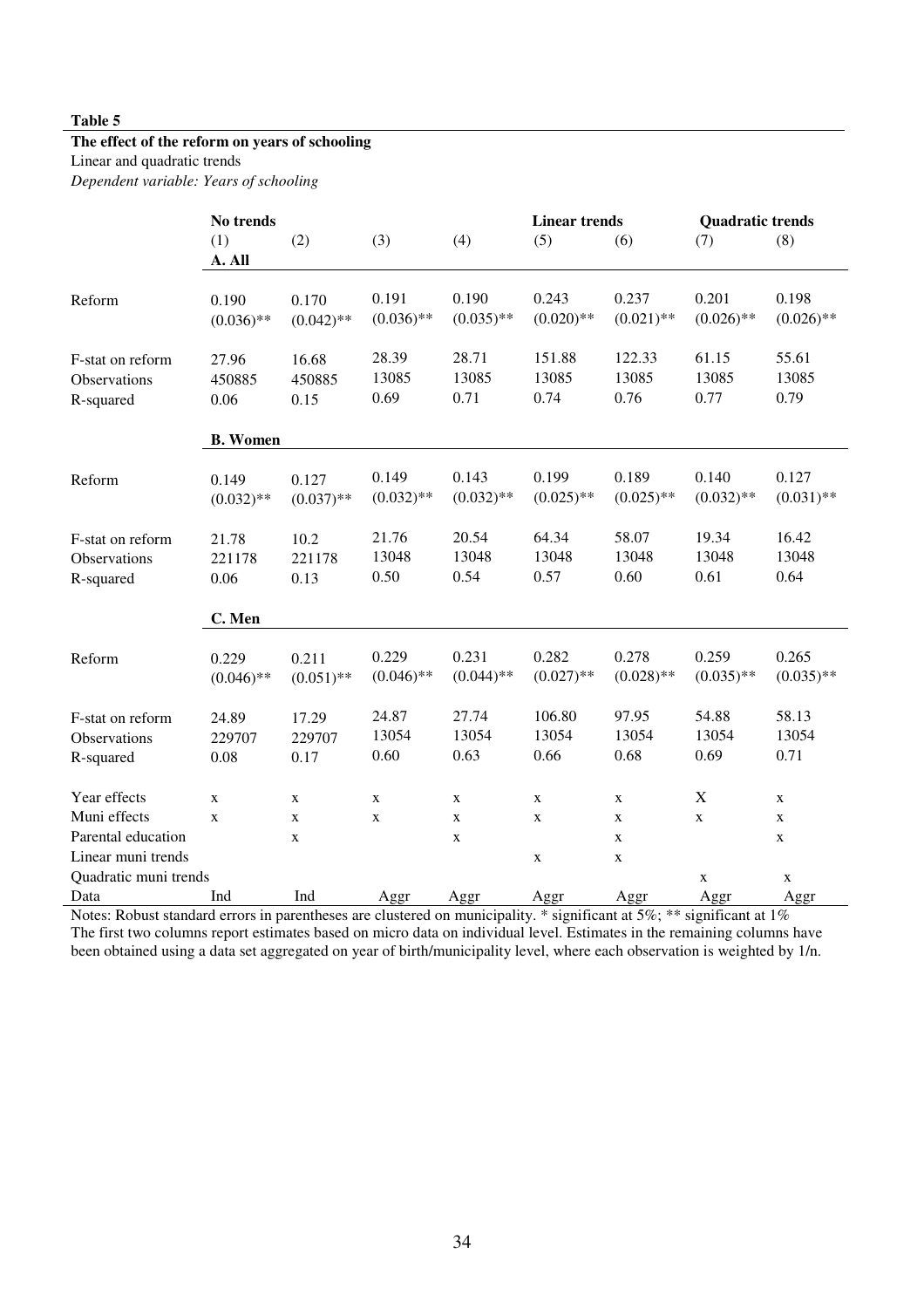**Table 5**

**The effect of the reform on years of schooling**

Linear and quadratic trends

*Dependent variable: Years of schooling*

| | No trends | | | | Linear trends | | Quadratic trends | |
|---|---|---|---|---|---|---|---|---|
| | (1) | (2) | (3) | (4) | (5) | (6) | (7) | (8) |
| | **A. All** | | | | | | | |
| Reform | 0.190 | 0.170 | 0.191 | 0.190 | 0.243 | 0.237 | 0.201 | 0.198 |
| | (0.036)** | (0.042)** | (0.036)** | (0.035)** | (0.020)** | (0.021)** | (0.026)** | (0.026)** |
| F-stat on reform | 27.96 | 16.68 | 28.39 | 28.71 | 151.88 | 122.33 | 61.15 | 55.61 |
| Observations | 450885 | 450885 | 13085 | 13085 | 13085 | 13085 | 13085 | 13085 |
| R-squared | 0.06 | 0.15 | 0.69 | 0.71 | 0.74 | 0.76 | 0.77 | 0.79 |
| | **B. Women** | | | | | | | |
| Reform | 0.149 | 0.127 | 0.149 | 0.143 | 0.199 | 0.189 | 0.140 | 0.127 |
| | (0.032)** | (0.037)** | (0.032)** | (0.032)** | (0.025)** | (0.025)** | (0.032)** | (0.031)** |
| F-stat on reform | 21.78 | 10.2 | 21.76 | 20.54 | 64.34 | 58.07 | 19.34 | 16.42 |
| Observations | 221178 | 221178 | 13048 | 13048 | 13048 | 13048 | 13048 | 13048 |
| R-squared | 0.06 | 0.13 | 0.50 | 0.54 | 0.57 | 0.60 | 0.61 | 0.64 |
| | **C. Men** | | | | | | | |
| Reform | 0.229 | 0.211 | 0.229 | 0.231 | 0.282 | 0.278 | 0.259 | 0.265 |
| | (0.046)** | (0.051)** | (0.046)** | (0.044)** | (0.027)** | (0.028)** | (0.035)** | (0.035)** |
| F-stat on reform | 24.89 | 17.29 | 24.87 | 27.74 | 106.80 | 97.95 | 54.88 | 58.13 |
| Observations | 229707 | 229707 | 13054 | 13054 | 13054 | 13054 | 13054 | 13054 |
| R-squared | 0.08 | 0.17 | 0.60 | 0.63 | 0.66 | 0.68 | 0.69 | 0.71 |
| Year effects | x | x | x | x | x | x | X | x |
| Muni effects | x | x | x | x | x | x | x | x |
| Parental education | | x | | x | | x | | x |
| Linear muni trends | | | | | x | x | | |
| Quadratic muni trends | | | | | | | x | x |
| Data | Ind | Ind | Aggr | Aggr | Aggr | Aggr | Aggr | Aggr |

Notes: Robust standard errors in parentheses are clustered on municipality. * significant at 5%; ** significant at 1%
The first two columns report estimates based on micro data on individual level. Estimates in the remaining columns have been obtained using a data set aggregated on year of birth/municipality level, where each observation is weighted by 1/n.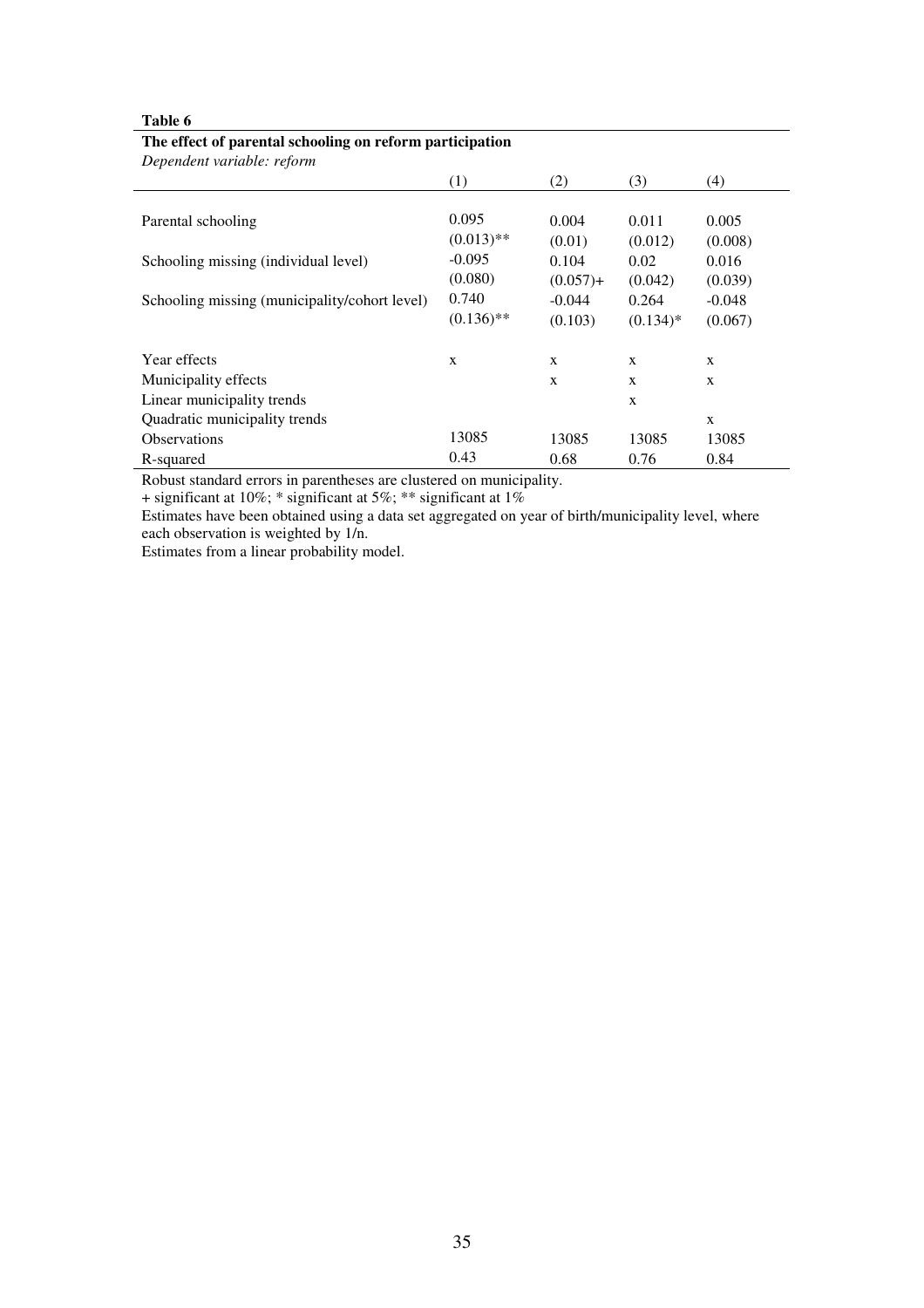**Table 6**

**The effect of parental schooling on reform participation**

*Dependent variable: reform*

| | (1) | (2) | (3) | (4) |
|---|---|---|---|---|
| Parental schooling | 0.095 | 0.004 | 0.011 | 0.005 |
| | (0.013)** | (0.01) | (0.012) | (0.008) |
| Schooling missing (individual level) | -0.095 | 0.104 | 0.02 | 0.016 |
| | (0.080) | (0.057)+ | (0.042) | (0.039) |
| Schooling missing (municipality/cohort level) | 0.740 | -0.044 | 0.264 | -0.048 |
| | (0.136)** | (0.103) | (0.134)* | (0.067) |
| Year effects | x | x | x | x |
| Municipality effects | | x | x | x |
| Linear municipality trends | | | x | |
| Quadratic municipality trends | | | | x |
| Observations | 13085 | 13085 | 13085 | 13085 |
| R-squared | 0.43 | 0.68 | 0.76 | 0.84 |

Robust standard errors in parentheses are clustered on municipality.

+ significant at 10%; * significant at 5%; ** significant at 1%

Estimates have been obtained using a data set aggregated on year of birth/municipality level, where each observation is weighted by 1/n.

Estimates from a linear probability model.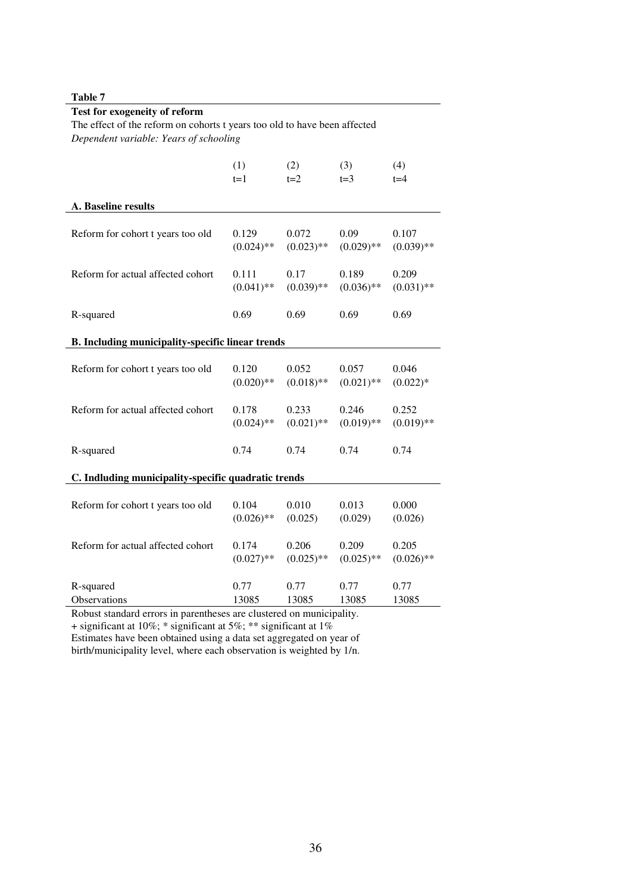**Table 7**

**Test for exogeneity of reform**

The effect of the reform on cohorts t years too old to have been affected

*Dependent variable: Years of schooling*

| | (1) t=1 | (2) t=2 | (3) t=3 | (4) t=4 |
|---|---|---|---|---|
| **A. Baseline results** | | | | |
| Reform for cohort t years too old | 0.129 | 0.072 | 0.09 | 0.107 |
| | (0.024)** | (0.023)** | (0.029)** | (0.039)** |
| Reform for actual affected cohort | 0.111 | 0.17 | 0.189 | 0.209 |
| | (0.041)** | (0.039)** | (0.036)** | (0.031)** |
| R-squared | 0.69 | 0.69 | 0.69 | 0.69 |
| **B. Including municipality-specific linear trends** | | | | |
| Reform for cohort t years too old | 0.120 | 0.052 | 0.057 | 0.046 |
| | (0.020)** | (0.018)** | (0.021)** | (0.022)* |
| Reform for actual affected cohort | 0.178 | 0.233 | 0.246 | 0.252 |
| | (0.024)** | (0.021)** | (0.019)** | (0.019)** |
| R-squared | 0.74 | 0.74 | 0.74 | 0.74 |
| **C. Indluding municipality-specific quadratic trends** | | | | |
| Reform for cohort t years too old | 0.104 | 0.010 | 0.013 | 0.000 |
| | (0.026)** | (0.025) | (0.029) | (0.026) |
| Reform for actual affected cohort | 0.174 | 0.206 | 0.209 | 0.205 |
| | (0.027)** | (0.025)** | (0.025)** | (0.026)** |
| R-squared | 0.77 | 0.77 | 0.77 | 0.77 |
| Observations | 13085 | 13085 | 13085 | 13085 |

Robust standard errors in parentheses are clustered on municipality.

+ significant at 10%; * significant at 5%; ** significant at 1%

Estimates have been obtained using a data set aggregated on year of birth/municipality level, where each observation is weighted by 1/n.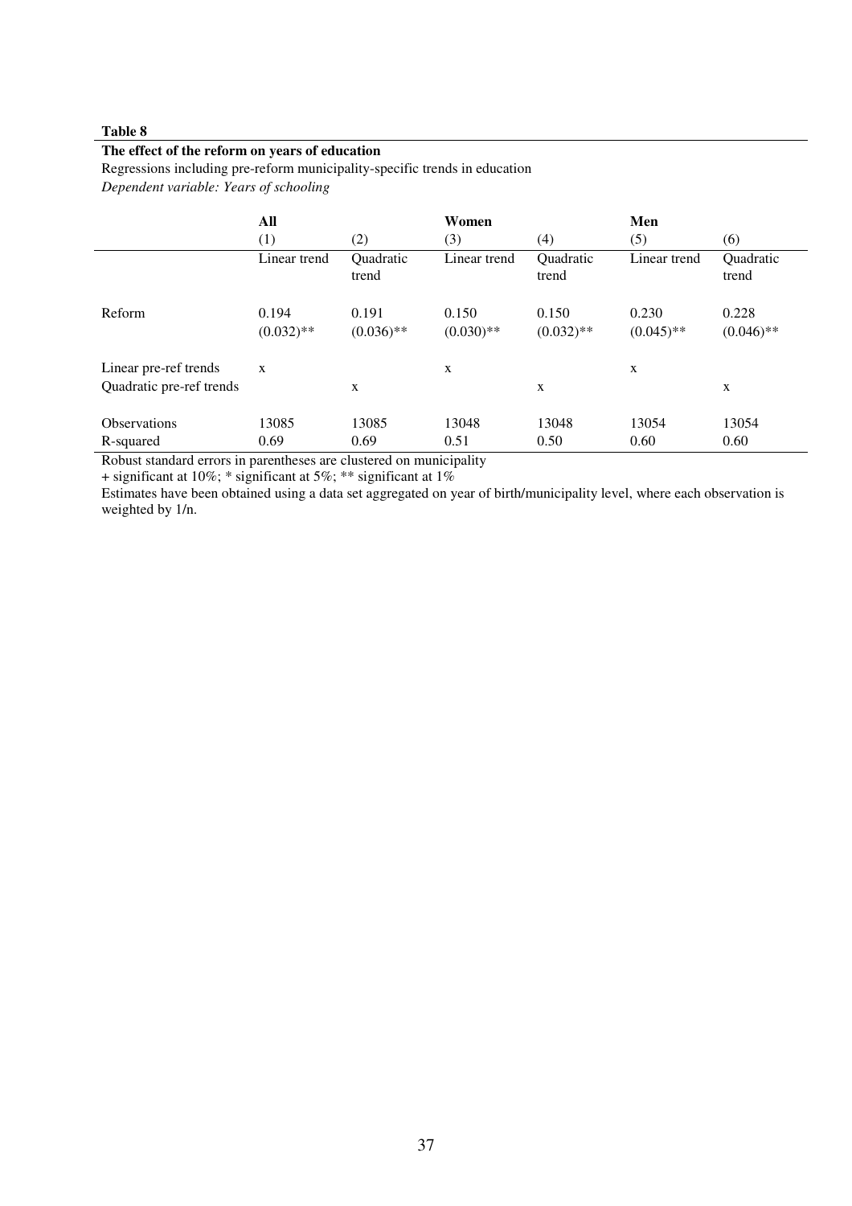**Table 8**

**The effect of the reform on years of education**

Regressions including pre-reform municipality-specific trends in education

*Dependent variable: Years of schooling*

| | **All** | | **Women** | | **Men** | |
|---|---|---|---|---|---|---|
| | (1) | (2) | (3) | (4) | (5) | (6) |
| | Linear trend | Quadratic trend | Linear trend | Quadratic trend | Linear trend | Quadratic trend |
| Reform | 0.194 | 0.191 | 0.150 | 0.150 | 0.230 | 0.228 |
| | (0.032)** | (0.036)** | (0.030)** | (0.032)** | (0.045)** | (0.046)** |
| Linear pre-ref trends | x | | x | | x | |
| Quadratic pre-ref trends | | x | | x | | x |
| Observations | 13085 | 13085 | 13048 | 13048 | 13054 | 13054 |
| R-squared | 0.69 | 0.69 | 0.51 | 0.50 | 0.60 | 0.60 |

Robust standard errors in parentheses are clustered on municipality

+ significant at 10%; * significant at 5%; ** significant at 1%

Estimates have been obtained using a data set aggregated on year of birth/municipality level, where each observation is weighted by 1/n.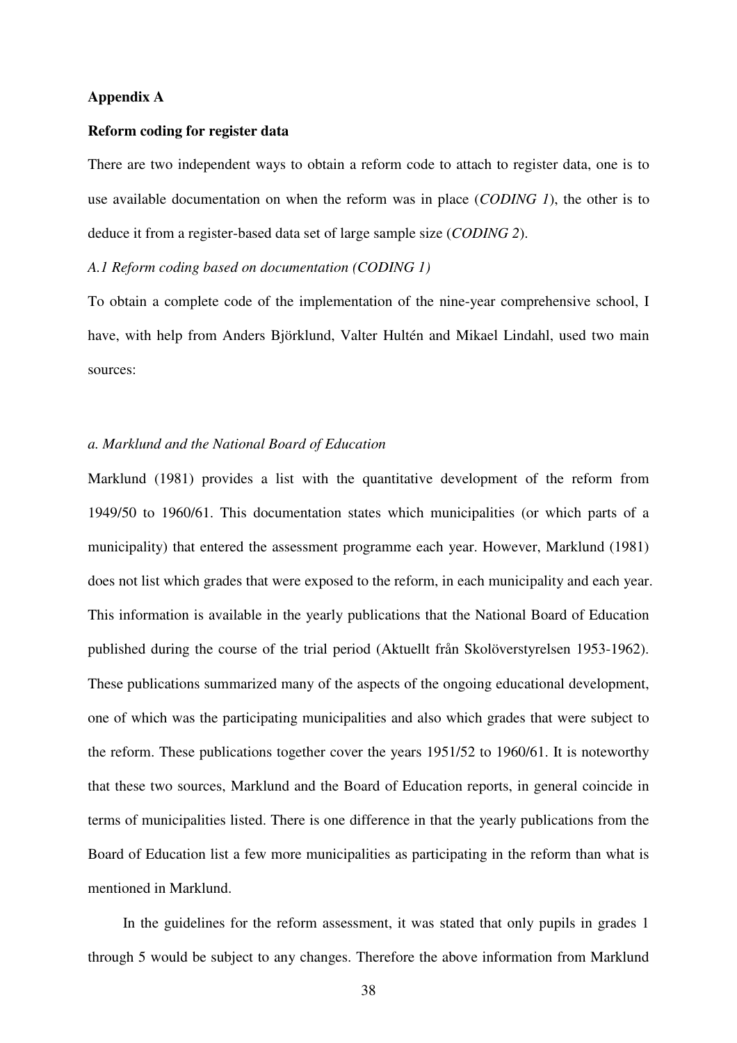## Appendix A

### Reform coding for register data

There are two independent ways to obtain a reform code to attach to register data, one is to use available documentation on when the reform was in place (*CODING 1*), the other is to deduce it from a register-based data set of large sample size (*CODING 2*).

*A.1 Reform coding based on documentation (CODING 1)*

To obtain a complete code of the implementation of the nine-year comprehensive school, I have, with help from Anders Björklund, Valter Hultén and Mikael Lindahl, used two main sources:

*a. Marklund and the National Board of Education*

Marklund (1981) provides a list with the quantitative development of the reform from 1949/50 to 1960/61. This documentation states which municipalities (or which parts of a municipality) that entered the assessment programme each year. However, Marklund (1981) does not list which grades that were exposed to the reform, in each municipality and each year. This information is available in the yearly publications that the National Board of Education published during the course of the trial period (Aktuellt från Skolöverstyrelsen 1953-1962). These publications summarized many of the aspects of the ongoing educational development, one of which was the participating municipalities and also which grades that were subject to the reform. These publications together cover the years 1951/52 to 1960/61. It is noteworthy that these two sources, Marklund and the Board of Education reports, in general coincide in terms of municipalities listed. There is one difference in that the yearly publications from the Board of Education list a few more municipalities as participating in the reform than what is mentioned in Marklund.

In the guidelines for the reform assessment, it was stated that only pupils in grades 1 through 5 would be subject to any changes. Therefore the above information from Marklund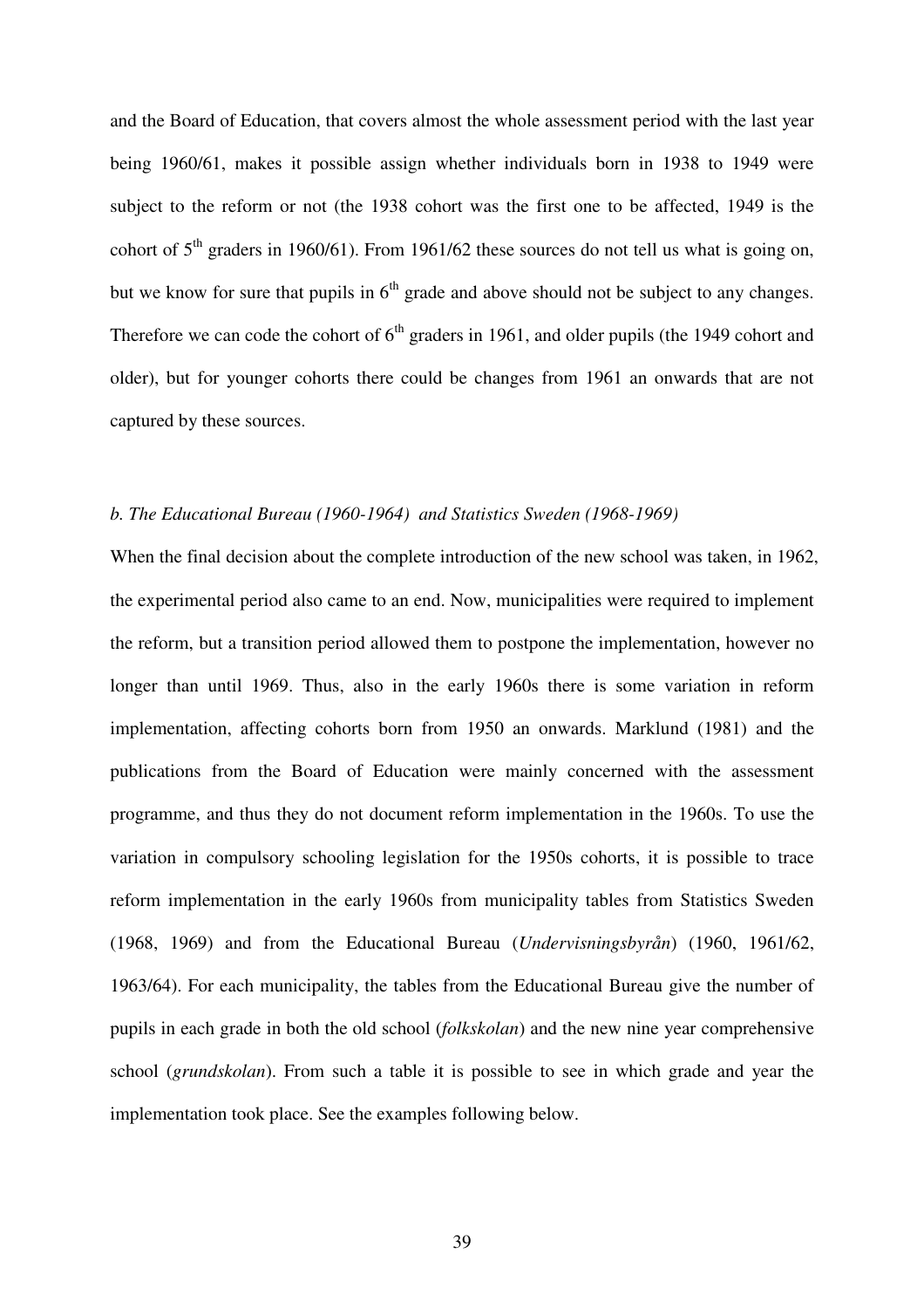and the Board of Education, that covers almost the whole assessment period with the last year being 1960/61, makes it possible assign whether individuals born in 1938 to 1949 were subject to the reform or not (the 1938 cohort was the first one to be affected, 1949 is the cohort of 5$^{th}$ graders in 1960/61). From 1961/62 these sources do not tell us what is going on, but we know for sure that pupils in 6$^{th}$ grade and above should not be subject to any changes. Therefore we can code the cohort of 6$^{th}$ graders in 1961, and older pupils (the 1949 cohort and older), but for younger cohorts there could be changes from 1961 an onwards that are not captured by these sources.

*b. The Educational Bureau (1960-1964) and Statistics Sweden (1968-1969)*

When the final decision about the complete introduction of the new school was taken, in 1962, the experimental period also came to an end. Now, municipalities were required to implement the reform, but a transition period allowed them to postpone the implementation, however no longer than until 1969. Thus, also in the early 1960s there is some variation in reform implementation, affecting cohorts born from 1950 an onwards. Marklund (1981) and the publications from the Board of Education were mainly concerned with the assessment programme, and thus they do not document reform implementation in the 1960s. To use the variation in compulsory schooling legislation for the 1950s cohorts, it is possible to trace reform implementation in the early 1960s from municipality tables from Statistics Sweden (1968, 1969) and from the Educational Bureau (*Undervisningsbyrån*) (1960, 1961/62, 1963/64). For each municipality, the tables from the Educational Bureau give the number of pupils in each grade in both the old school (*folkskolan*) and the new nine year comprehensive school (*grundskolan*). From such a table it is possible to see in which grade and year the implementation took place. See the examples following below.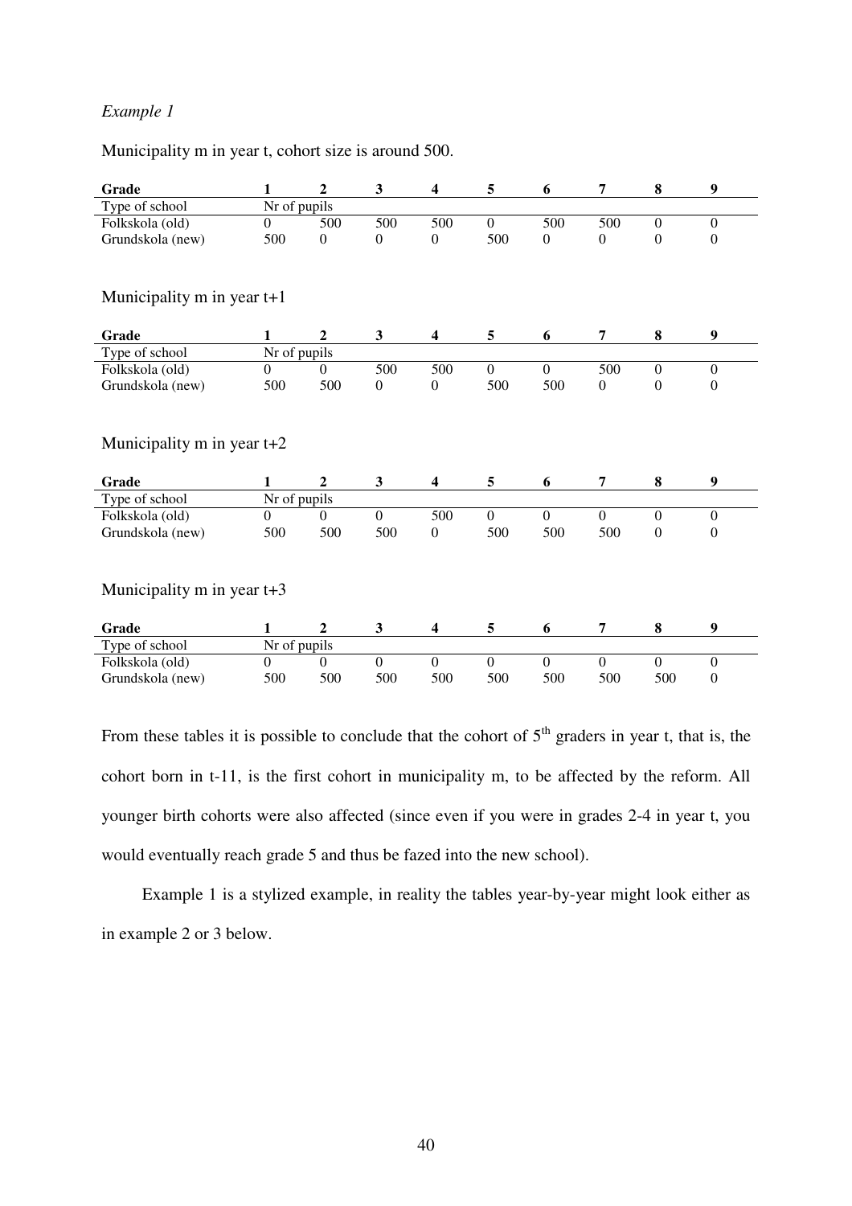*Example 1*

Municipality m in year t, cohort size is around 500.

| Grade | 1 | 2 | 3 | 4 | 5 | 6 | 7 | 8 | 9 |
|---|---|---|---|---|---|---|---|---|---|
| Type of school | Nr of pupils | | | | | | | | |
| Folkskola (old) | 0 | 500 | 500 | 500 | 0 | 500 | 500 | 0 | 0 |
| Grundskola (new) | 500 | 0 | 0 | 0 | 500 | 0 | 0 | 0 | 0 |

Municipality m in year t+1

| Grade | 1 | 2 | 3 | 4 | 5 | 6 | 7 | 8 | 9 |
|---|---|---|---|---|---|---|---|---|---|
| Type of school | Nr of pupils | | | | | | | | |
| Folkskola (old) | 0 | 0 | 500 | 500 | 0 | 0 | 500 | 0 | 0 |
| Grundskola (new) | 500 | 500 | 0 | 0 | 500 | 500 | 0 | 0 | 0 |

Municipality m in year t+2

| Grade | 1 | 2 | 3 | 4 | 5 | 6 | 7 | 8 | 9 |
|---|---|---|---|---|---|---|---|---|---|
| Type of school | Nr of pupils | | | | | | | | |
| Folkskola (old) | 0 | 0 | 0 | 500 | 0 | 0 | 0 | 0 | 0 |
| Grundskola (new) | 500 | 500 | 500 | 0 | 500 | 500 | 500 | 0 | 0 |

Municipality m in year t+3

| Grade | 1 | 2 | 3 | 4 | 5 | 6 | 7 | 8 | 9 |
|---|---|---|---|---|---|---|---|---|---|
| Type of school | Nr of pupils | | | | | | | | |
| Folkskola (old) | 0 | 0 | 0 | 0 | 0 | 0 | 0 | 0 | 0 |
| Grundskola (new) | 500 | 500 | 500 | 500 | 500 | 500 | 500 | 500 | 0 |

From these tables it is possible to conclude that the cohort of 5[th] graders in year t, that is, the cohort born in t-11, is the first cohort in municipality m, to be affected by the reform. All younger birth cohorts were also affected (since even if you were in grades 2-4 in year t, you would eventually reach grade 5 and thus be fazed into the new school).

Example 1 is a stylized example, in reality the tables year-by-year might look either as in example 2 or 3 below.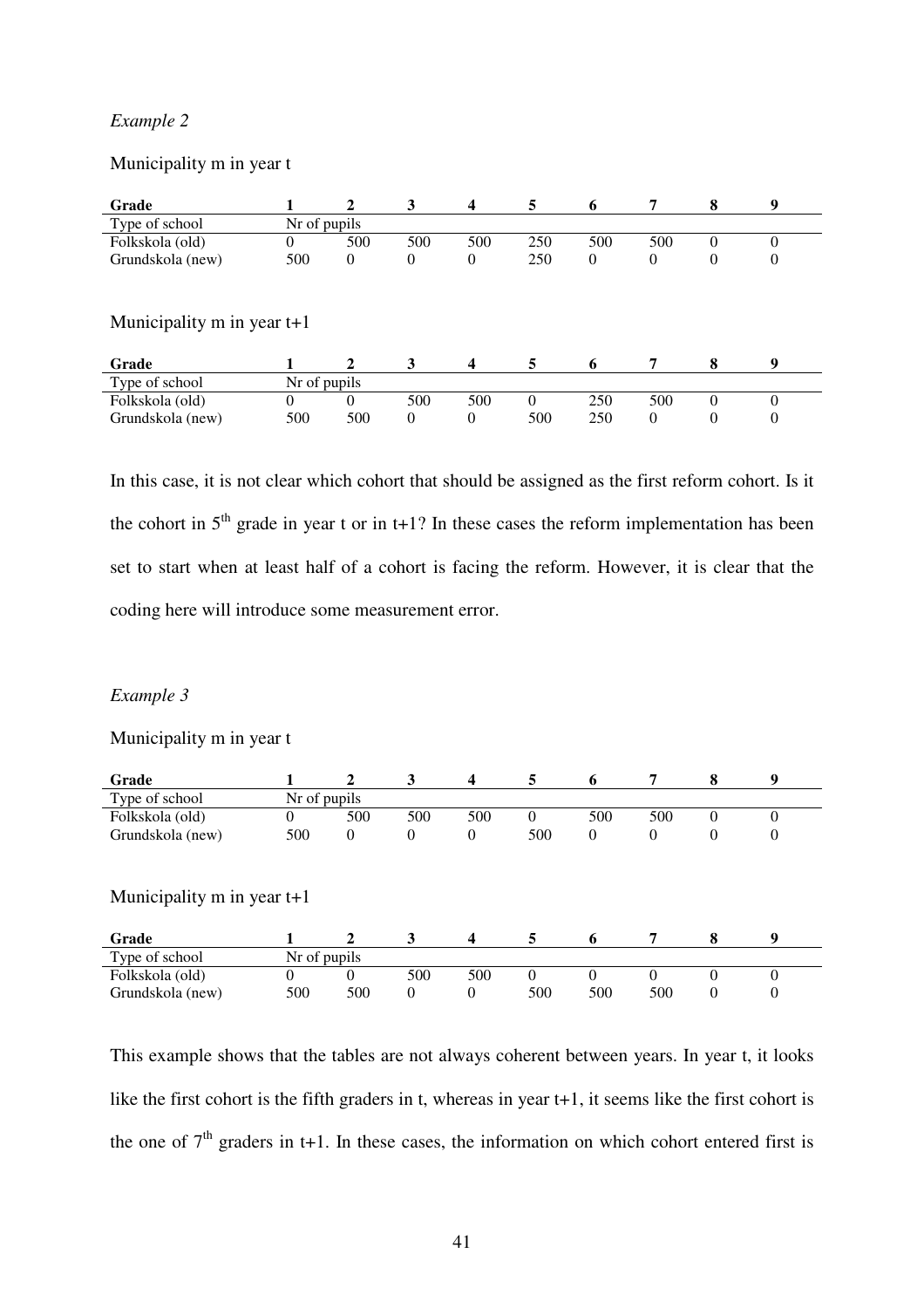*Example 2*

Municipality m in year t

| Grade | 1 | 2 | 3 | 4 | 5 | 6 | 7 | 8 | 9 |
|---|---|---|---|---|---|---|---|---|---|
| Type of school | Nr of pupils | | | | | | | | |
| Folkskola (old) | 0 | 500 | 500 | 500 | 250 | 500 | 500 | 0 | 0 |
| Grundskola (new) | 500 | 0 | 0 | 0 | 250 | 0 | 0 | 0 | 0 |

Municipality m in year t+1

| Grade | 1 | 2 | 3 | 4 | 5 | 6 | 7 | 8 | 9 |
|---|---|---|---|---|---|---|---|---|---|
| Type of school | Nr of pupils | | | | | | | | |
| Folkskola (old) | 0 | 0 | 500 | 500 | 0 | 250 | 500 | 0 | 0 |
| Grundskola (new) | 500 | 500 | 0 | 0 | 500 | 250 | 0 | 0 | 0 |

In this case, it is not clear which cohort that should be assigned as the first reform cohort. Is it the cohort in 5th grade in year t or in t+1? In these cases the reform implementation has been set to start when at least half of a cohort is facing the reform. However, it is clear that the coding here will introduce some measurement error.

*Example 3*

Municipality m in year t

| Grade | 1 | 2 | 3 | 4 | 5 | 6 | 7 | 8 | 9 |
|---|---|---|---|---|---|---|---|---|---|
| Type of school | Nr of pupils | | | | | | | | |
| Folkskola (old) | 0 | 500 | 500 | 500 | 0 | 500 | 500 | 0 | 0 |
| Grundskola (new) | 500 | 0 | 0 | 0 | 500 | 0 | 0 | 0 | 0 |

Municipality m in year t+1

| Grade | 1 | 2 | 3 | 4 | 5 | 6 | 7 | 8 | 9 |
|---|---|---|---|---|---|---|---|---|---|
| Type of school | Nr of pupils | | | | | | | | |
| Folkskola (old) | 0 | 0 | 500 | 500 | 0 | 0 | 0 | 0 | 0 |
| Grundskola (new) | 500 | 500 | 0 | 0 | 500 | 500 | 500 | 0 | 0 |

This example shows that the tables are not always coherent between years. In year t, it looks like the first cohort is the fifth graders in t, whereas in year t+1, it seems like the first cohort is the one of 7th graders in t+1. In these cases, the information on which cohort entered first is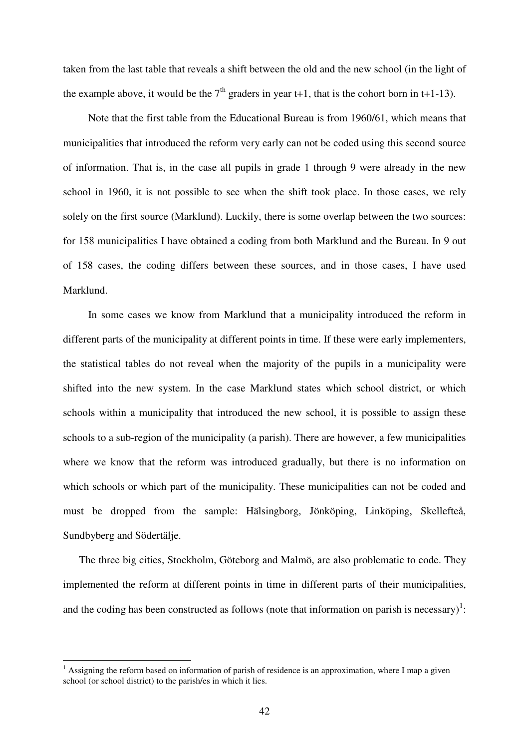taken from the last table that reveals a shift between the old and the new school (in the light of the example above, it would be the $7^{th}$ graders in year t+1, that is the cohort born in t+1-13).

Note that the first table from the Educational Bureau is from 1960/61, which means that municipalities that introduced the reform very early can not be coded using this second source of information. That is, in the case all pupils in grade 1 through 9 were already in the new school in 1960, it is not possible to see when the shift took place. In those cases, we rely solely on the first source (Marklund). Luckily, there is some overlap between the two sources: for 158 municipalities I have obtained a coding from both Marklund and the Bureau. In 9 out of 158 cases, the coding differs between these sources, and in those cases, I have used Marklund.

In some cases we know from Marklund that a municipality introduced the reform in different parts of the municipality at different points in time. If these were early implementers, the statistical tables do not reveal when the majority of the pupils in a municipality were shifted into the new system. In the case Marklund states which school district, or which schools within a municipality that introduced the new school, it is possible to assign these schools to a sub-region of the municipality (a parish). There are however, a few municipalities where we know that the reform was introduced gradually, but there is no information on which schools or which part of the municipality. These municipalities can not be coded and must be dropped from the sample: Hälsingborg, Jönköping, Linköping, Skellefteå, Sundbyberg and Södertälje.

The three big cities, Stockholm, Göteborg and Malmö, are also problematic to code. They implemented the reform at different points in time in different parts of their municipalities, and the coding has been constructed as follows (note that information on parish is necessary)[1]:

[1] Assigning the reform based on information of parish of residence is an approximation, where I map a given school (or school district) to the parish/es in which it lies.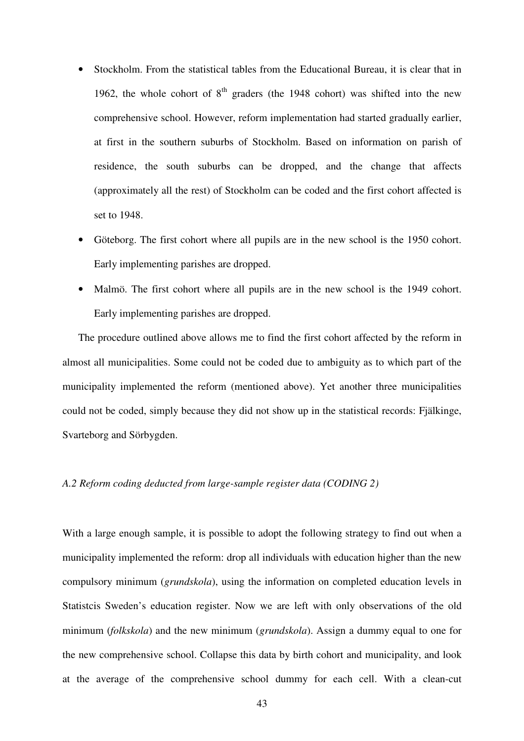- Stockholm. From the statistical tables from the Educational Bureau, it is clear that in 1962, the whole cohort of 8th graders (the 1948 cohort) was shifted into the new comprehensive school. However, reform implementation had started gradually earlier, at first in the southern suburbs of Stockholm. Based on information on parish of residence, the south suburbs can be dropped, and the change that affects (approximately all the rest) of Stockholm can be coded and the first cohort affected is set to 1948.
- Göteborg. The first cohort where all pupils are in the new school is the 1950 cohort. Early implementing parishes are dropped.
- Malmö. The first cohort where all pupils are in the new school is the 1949 cohort. Early implementing parishes are dropped.

The procedure outlined above allows me to find the first cohort affected by the reform in almost all municipalities. Some could not be coded due to ambiguity as to which part of the municipality implemented the reform (mentioned above). Yet another three municipalities could not be coded, simply because they did not show up in the statistical records: Fjälkinge, Svarteborg and Sörbygden.

### *A.2 Reform coding deducted from large-sample register data (CODING 2)*

With a large enough sample, it is possible to adopt the following strategy to find out when a municipality implemented the reform: drop all individuals with education higher than the new compulsory minimum (*grundskola*), using the information on completed education levels in Statistcis Sweden's education register. Now we are left with only observations of the old minimum (*folkskola*) and the new minimum (*grundskola*). Assign a dummy equal to one for the new comprehensive school. Collapse this data by birth cohort and municipality, and look at the average of the comprehensive school dummy for each cell. With a clean-cut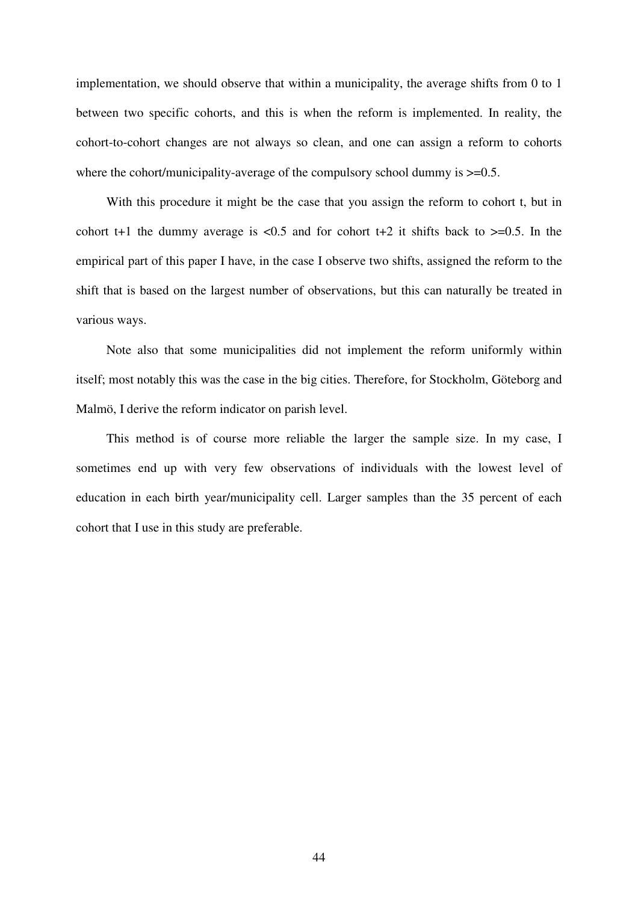implementation, we should observe that within a municipality, the average shifts from 0 to 1 between two specific cohorts, and this is when the reform is implemented. In reality, the cohort-to-cohort changes are not always so clean, and one can assign a reform to cohorts where the cohort/municipality-average of the compulsory school dummy is >=0.5.

With this procedure it might be the case that you assign the reform to cohort t, but in cohort t+1 the dummy average is <0.5 and for cohort t+2 it shifts back to >=0.5. In the empirical part of this paper I have, in the case I observe two shifts, assigned the reform to the shift that is based on the largest number of observations, but this can naturally be treated in various ways.

Note also that some municipalities did not implement the reform uniformly within itself; most notably this was the case in the big cities. Therefore, for Stockholm, Göteborg and Malmö, I derive the reform indicator on parish level.

This method is of course more reliable the larger the sample size. In my case, I sometimes end up with very few observations of individuals with the lowest level of education in each birth year/municipality cell. Larger samples than the 35 percent of each cohort that I use in this study are preferable.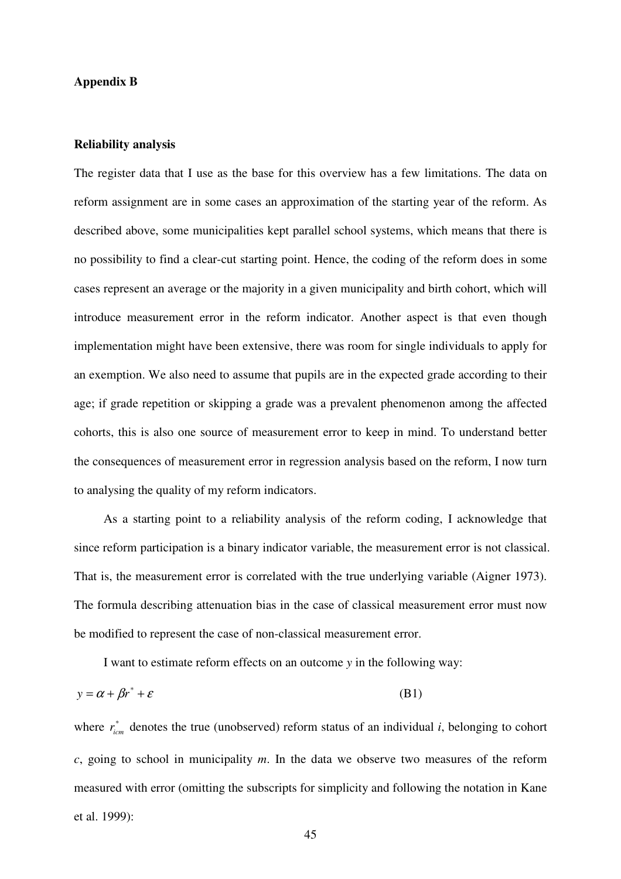**Appendix B**

**Reliability analysis**

The register data that I use as the base for this overview has a few limitations. The data on reform assignment are in some cases an approximation of the starting year of the reform. As described above, some municipalities kept parallel school systems, which means that there is no possibility to find a clear-cut starting point. Hence, the coding of the reform does in some cases represent an average or the majority in a given municipality and birth cohort, which will introduce measurement error in the reform indicator. Another aspect is that even though implementation might have been extensive, there was room for single individuals to apply for an exemption. We also need to assume that pupils are in the expected grade according to their age; if grade repetition or skipping a grade was a prevalent phenomenon among the affected cohorts, this is also one source of measurement error to keep in mind. To understand better the consequences of measurement error in regression analysis based on the reform, I now turn to analysing the quality of my reform indicators.

As a starting point to a reliability analysis of the reform coding, I acknowledge that since reform participation is a binary indicator variable, the measurement error is not classical. That is, the measurement error is correlated with the true underlying variable (Aigner 1973). The formula describing attenuation bias in the case of classical measurement error must now be modified to represent the case of non-classical measurement error.

I want to estimate reform effects on an outcome *y* in the following way:

$$y = \alpha + \beta r^{*} + \varepsilon \qquad \text{(B1)}$$

where $r^{*}_{icm}$ denotes the true (unobserved) reform status of an individual *i*, belonging to cohort *c*, going to school in municipality *m*. In the data we observe two measures of the reform measured with error (omitting the subscripts for simplicity and following the notation in Kane et al. 1999):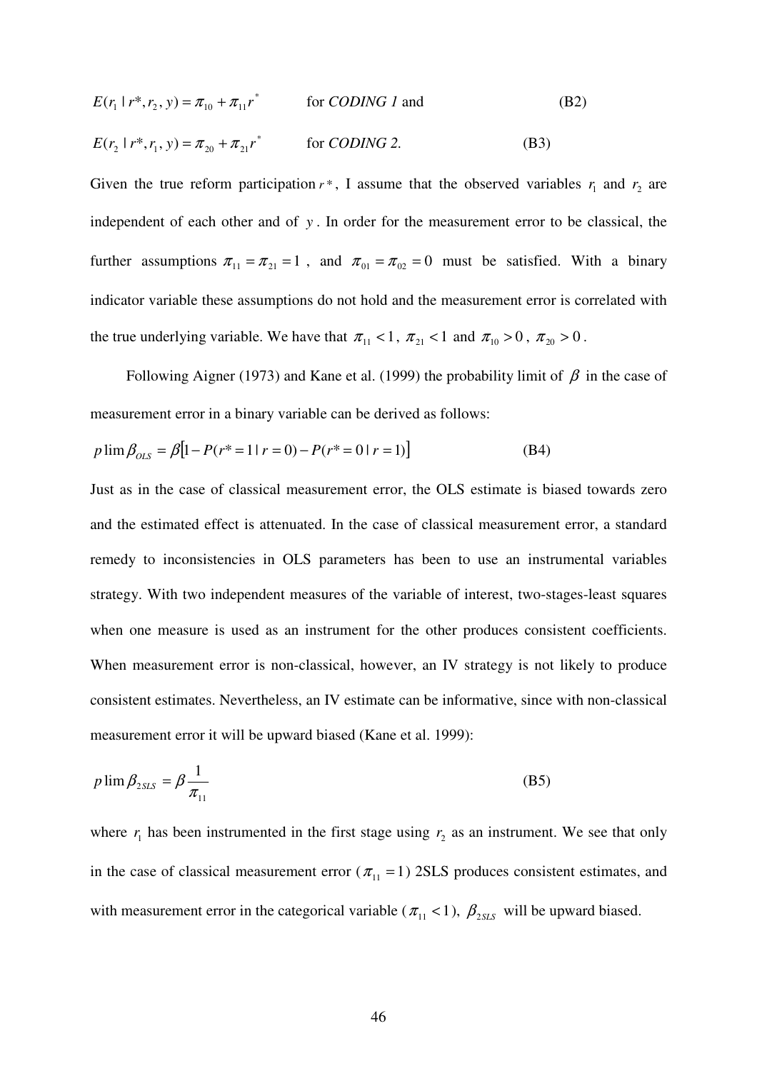$$E(r_1 \mid r^*, r_2, y) = \pi_{10} + \pi_{11} r^* \qquad \text{for } \textit{CODING 1} \text{ and} \tag{B2}$$

$$E(r_2 \mid r^*, r_1, y) = \pi_{20} + \pi_{21} r^* \qquad \text{for } \textit{CODING 2.} \tag{B3}$$

Given the true reform participation $r^*$, I assume that the observed variables $r_1$ and $r_2$ are independent of each other and of $y$. In order for the measurement error to be classical, the further assumptions $\pi_{11} = \pi_{21} = 1$, and $\pi_{01} = \pi_{02} = 0$ must be satisfied. With a binary indicator variable these assumptions do not hold and the measurement error is correlated with the true underlying variable. We have that $\pi_{11} < 1$, $\pi_{21} < 1$ and $\pi_{10} > 0$, $\pi_{20} > 0$.

Following Aigner (1973) and Kane et al. (1999) the probability limit of $\beta$ in the case of measurement error in a binary variable can be derived as follows:

$$p\lim \beta_{OLS} = \beta\left[1 - P(r^* = 1 \mid r = 0) - P(r^* = 0 \mid r = 1)\right] \tag{B4}$$

Just as in the case of classical measurement error, the OLS estimate is biased towards zero and the estimated effect is attenuated. In the case of classical measurement error, a standard remedy to inconsistencies in OLS parameters has been to use an instrumental variables strategy. With two independent measures of the variable of interest, two-stages-least squares when one measure is used as an instrument for the other produces consistent coefficients. When measurement error is non-classical, however, an IV strategy is not likely to produce consistent estimates. Nevertheless, an IV estimate can be informative, since with non-classical measurement error it will be upward biased (Kane et al. 1999):

$$p\lim \beta_{2SLS} = \beta \frac{1}{\pi_{11}} \tag{B5}$$

where $r_1$ has been instrumented in the first stage using $r_2$ as an instrument. We see that only in the case of classical measurement error ($\pi_{11} = 1$) 2SLS produces consistent estimates, and with measurement error in the categorical variable ($\pi_{11} < 1$), $\beta_{2SLS}$ will be upward biased.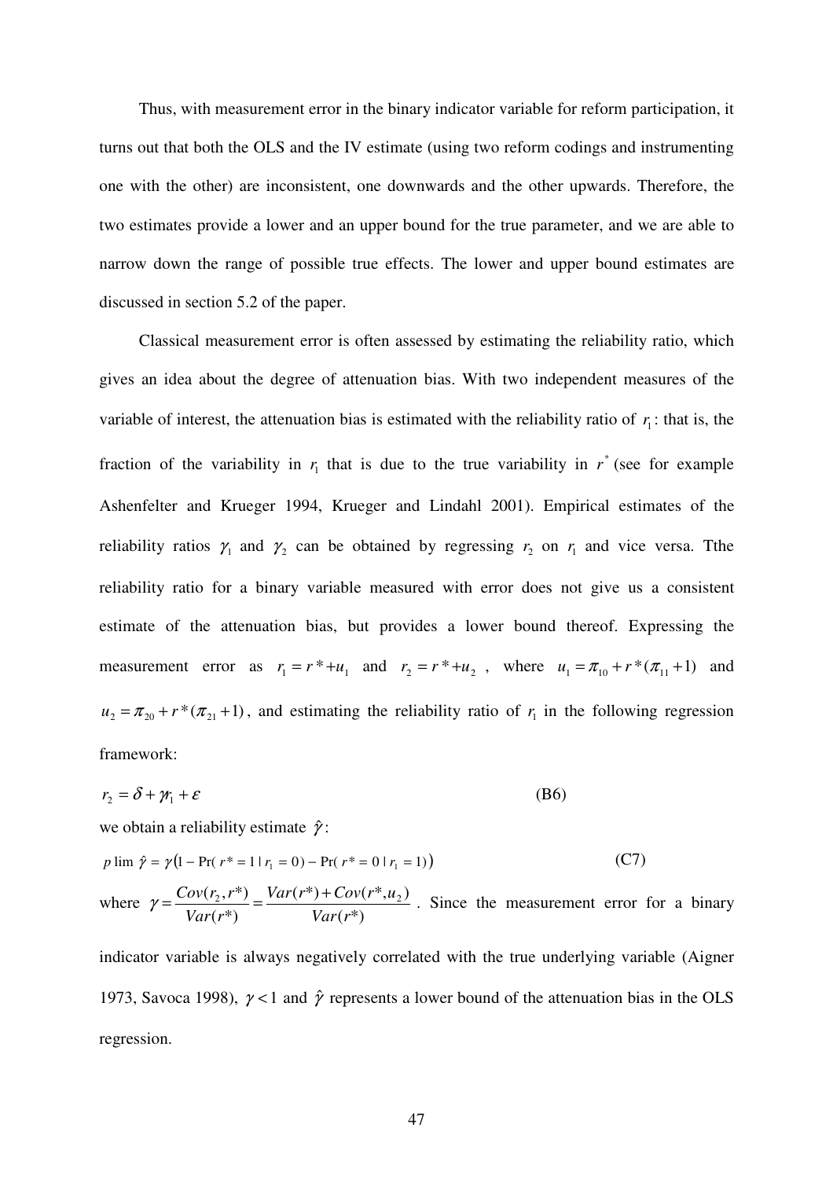Thus, with measurement error in the binary indicator variable for reform participation, it turns out that both the OLS and the IV estimate (using two reform codings and instrumenting one with the other) are inconsistent, one downwards and the other upwards. Therefore, the two estimates provide a lower and an upper bound for the true parameter, and we are able to narrow down the range of possible true effects. The lower and upper bound estimates are discussed in section 5.2 of the paper.

Classical measurement error is often assessed by estimating the reliability ratio, which gives an idea about the degree of attenuation bias. With two independent measures of the variable of interest, the attenuation bias is estimated with the reliability ratio of $r_1$: that is, the fraction of the variability in $r_1$ that is due to the true variability in $r^*$ (see for example Ashenfelter and Krueger 1994, Krueger and Lindahl 2001). Empirical estimates of the reliability ratios $\gamma_1$ and $\gamma_2$ can be obtained by regressing $r_2$ on $r_1$ and vice versa. Tthe reliability ratio for a binary variable measured with error does not give us a consistent estimate of the attenuation bias, but provides a lower bound thereof. Expressing the measurement error as $r_1 = r^* + u_1$ and $r_2 = r^* + u_2$, where $u_1 = \pi_{10} + r^*(\pi_{11} + 1)$ and $u_2 = \pi_{20} + r^*(\pi_{21} + 1)$, and estimating the reliability ratio of $r_1$ in the following regression framework:

$$r_2 = \delta + \gamma r_1 + \varepsilon \tag{B6}$$

we obtain a reliability estimate $\hat{\gamma}$:

$$p\lim\, \hat{\gamma} = \gamma\left(1 - \Pr(r^* = 1 \mid r_1 = 0) - \Pr(r^* = 0 \mid r_1 = 1)\right) \tag{C7}$$

where $\gamma = \dfrac{Cov(r_2, r^*)}{Var(r^*)} = \dfrac{Var(r^*) + Cov(r^*, u_2)}{Var(r^*)}$. Since the measurement error for a binary indicator variable is always negatively correlated with the true underlying variable (Aigner 1973, Savoca 1998), $\gamma < 1$ and $\hat{\gamma}$ represents a lower bound of the attenuation bias in the OLS regression.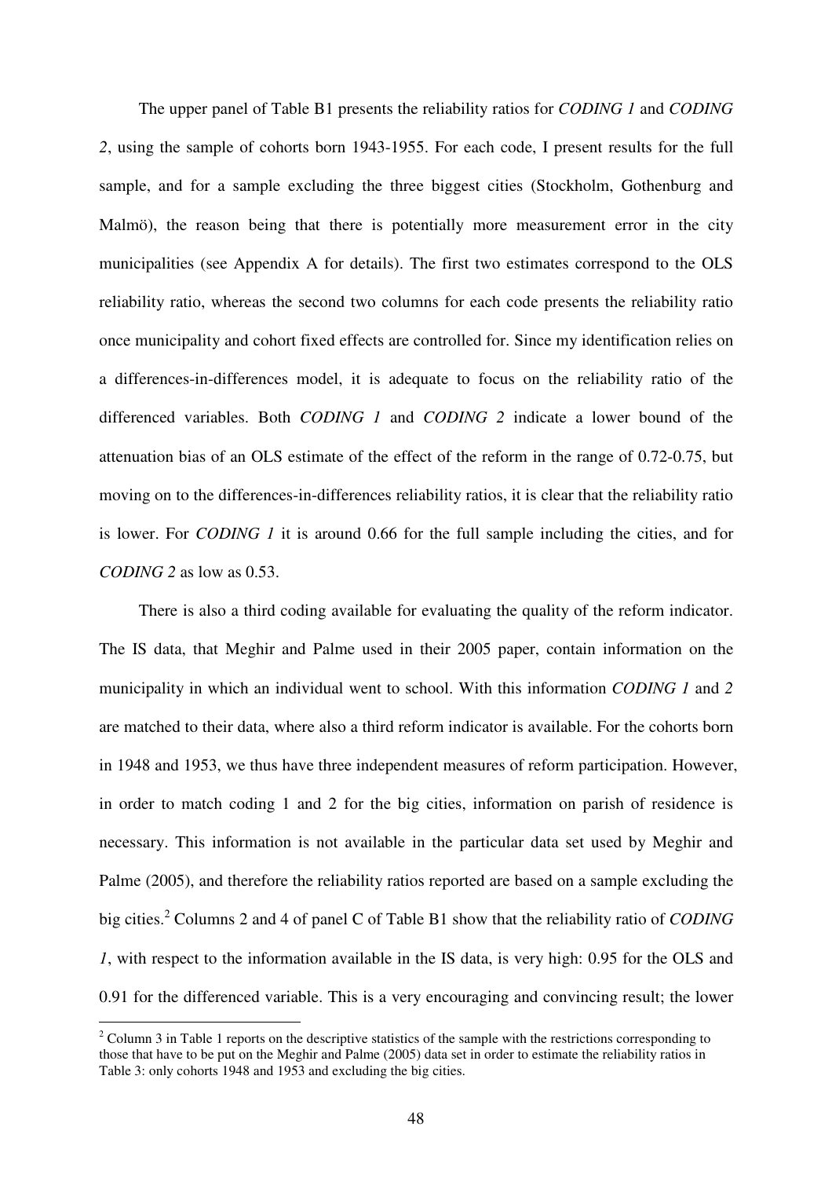The upper panel of Table B1 presents the reliability ratios for *CODING 1* and *CODING 2*, using the sample of cohorts born 1943-1955. For each code, I present results for the full sample, and for a sample excluding the three biggest cities (Stockholm, Gothenburg and Malmö), the reason being that there is potentially more measurement error in the city municipalities (see Appendix A for details). The first two estimates correspond to the OLS reliability ratio, whereas the second two columns for each code presents the reliability ratio once municipality and cohort fixed effects are controlled for. Since my identification relies on a differences-in-differences model, it is adequate to focus on the reliability ratio of the differenced variables. Both *CODING 1* and *CODING 2* indicate a lower bound of the attenuation bias of an OLS estimate of the effect of the reform in the range of 0.72-0.75, but moving on to the differences-in-differences reliability ratios, it is clear that the reliability ratio is lower. For *CODING 1* it is around 0.66 for the full sample including the cities, and for *CODING 2* as low as 0.53.

There is also a third coding available for evaluating the quality of the reform indicator. The IS data, that Meghir and Palme used in their 2005 paper, contain information on the municipality in which an individual went to school. With this information *CODING 1* and *2* are matched to their data, where also a third reform indicator is available. For the cohorts born in 1948 and 1953, we thus have three independent measures of reform participation. However, in order to match coding 1 and 2 for the big cities, information on parish of residence is necessary. This information is not available in the particular data set used by Meghir and Palme (2005), and therefore the reliability ratios reported are based on a sample excluding the big cities.[2] Columns 2 and 4 of panel C of Table B1 show that the reliability ratio of *CODING 1*, with respect to the information available in the IS data, is very high: 0.95 for the OLS and 0.91 for the differenced variable. This is a very encouraging and convincing result; the lower

[2] Column 3 in Table 1 reports on the descriptive statistics of the sample with the restrictions corresponding to those that have to be put on the Meghir and Palme (2005) data set in order to estimate the reliability ratios in Table 3: only cohorts 1948 and 1953 and excluding the big cities.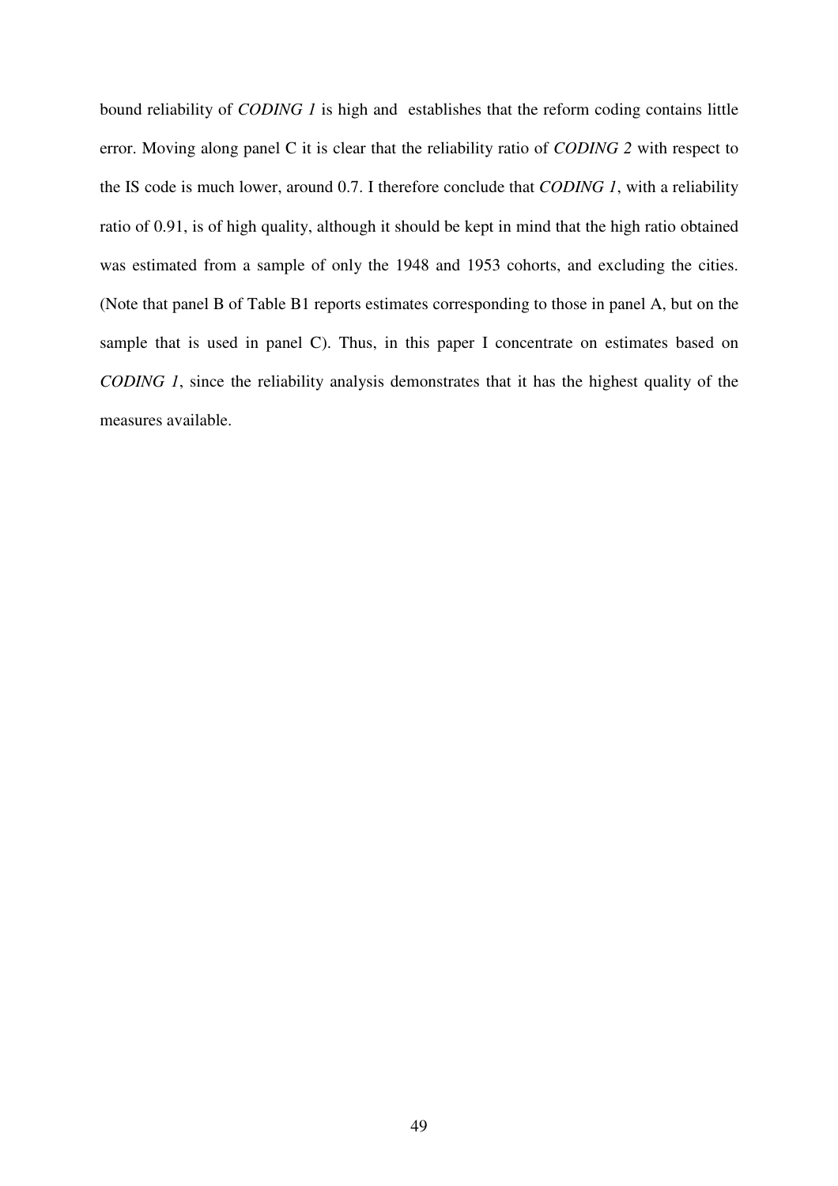bound reliability of *CODING 1* is high and establishes that the reform coding contains little error. Moving along panel C it is clear that the reliability ratio of *CODING 2* with respect to the IS code is much lower, around 0.7. I therefore conclude that *CODING 1*, with a reliability ratio of 0.91, is of high quality, although it should be kept in mind that the high ratio obtained was estimated from a sample of only the 1948 and 1953 cohorts, and excluding the cities. (Note that panel B of Table B1 reports estimates corresponding to those in panel A, but on the sample that is used in panel C). Thus, in this paper I concentrate on estimates based on *CODING 1*, since the reliability analysis demonstrates that it has the highest quality of the measures available.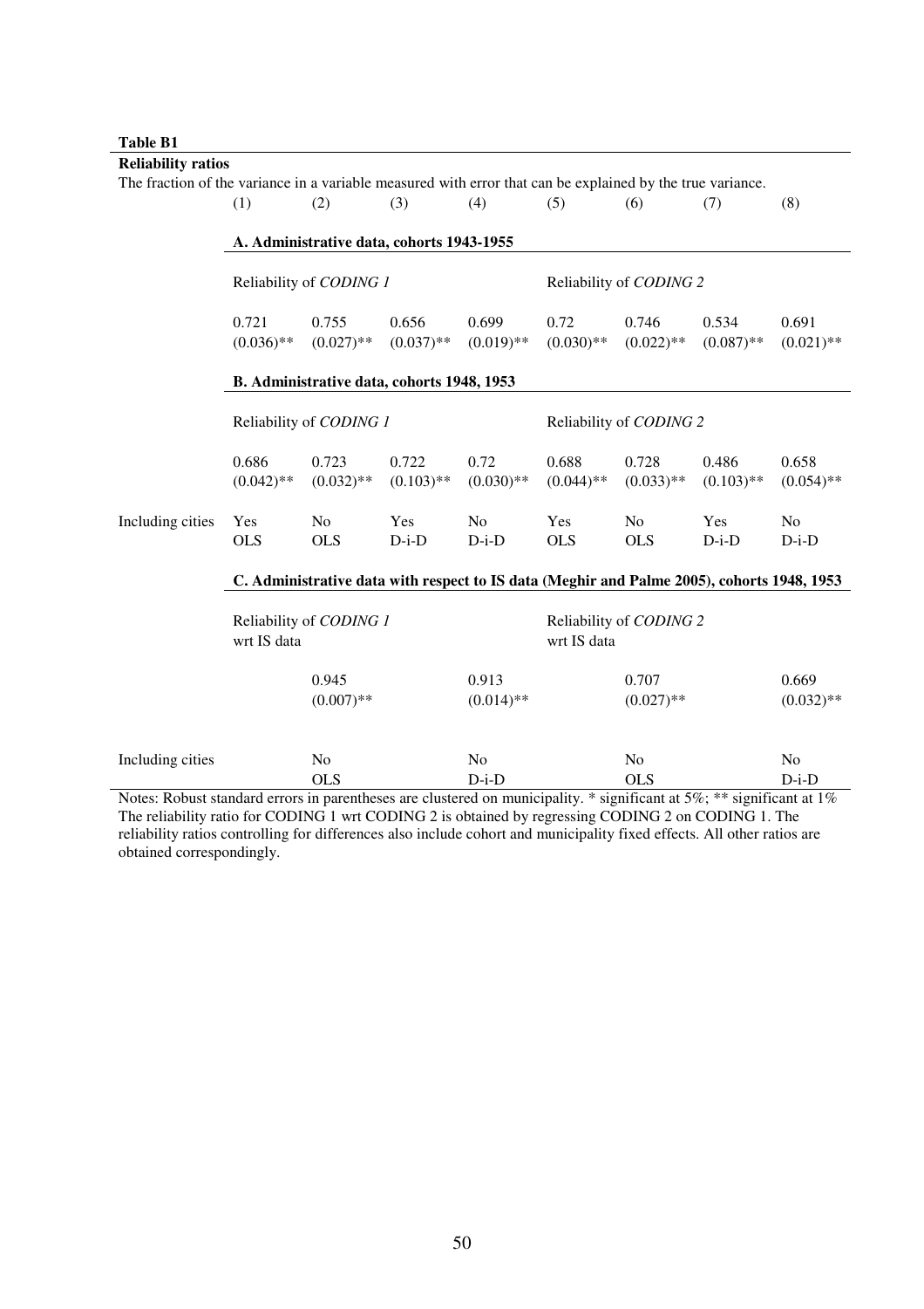**Table B1**

**Reliability ratios**

The fraction of the variance in a variable measured with error that can be explained by the true variance.

| | (1) | (2) | (3) | (4) | (5) | (6) | (7) | (8) |
|---|---|---|---|---|---|---|---|---|
| | **A. Administrative data, cohorts 1943-1955** | | | | | | | |
| | Reliability of *CODING 1* | | | | Reliability of *CODING 2* | | | |
| | 0.721 | 0.755 | 0.656 | 0.699 | 0.72 | 0.746 | 0.534 | 0.691 |
| | (0.036)** | (0.027)** | (0.037)** | (0.019)** | (0.030)** | (0.022)** | (0.087)** | (0.021)** |
| | **B. Administrative data, cohorts 1948, 1953** | | | | | | | |
| | Reliability of *CODING 1* | | | | Reliability of *CODING 2* | | | |
| | 0.686 | 0.723 | 0.722 | 0.72 | 0.688 | 0.728 | 0.486 | 0.658 |
| | (0.042)** | (0.032)** | (0.103)** | (0.030)** | (0.044)** | (0.033)** | (0.103)** | (0.054)** |
| Including cities | Yes | No | Yes | No | Yes | No | Yes | No |
| | OLS | OLS | D-i-D | D-i-D | OLS | OLS | D-i-D | D-i-D |
| | **C. Administrative data with respect to IS data (Meghir and Palme 2005), cohorts 1948, 1953** | | | | | | | |
| | Reliability of *CODING 1* wrt IS data | | | | Reliability of *CODING 2* wrt IS data | | | |
| | | 0.945 | | 0.913 | | 0.707 | | 0.669 |
| | | (0.007)** | | (0.014)** | | (0.027)** | | (0.032)** |
| Including cities | | No | | No | | No | | No |
| | | OLS | | D-i-D | | OLS | | D-i-D |

Notes: Robust standard errors in parentheses are clustered on municipality. * significant at 5%; ** significant at 1%
The reliability ratio for CODING 1 wrt CODING 2 is obtained by regressing CODING 2 on CODING 1. The reliability ratios controlling for differences also include cohort and municipality fixed effects. All other ratios are obtained correspondingly.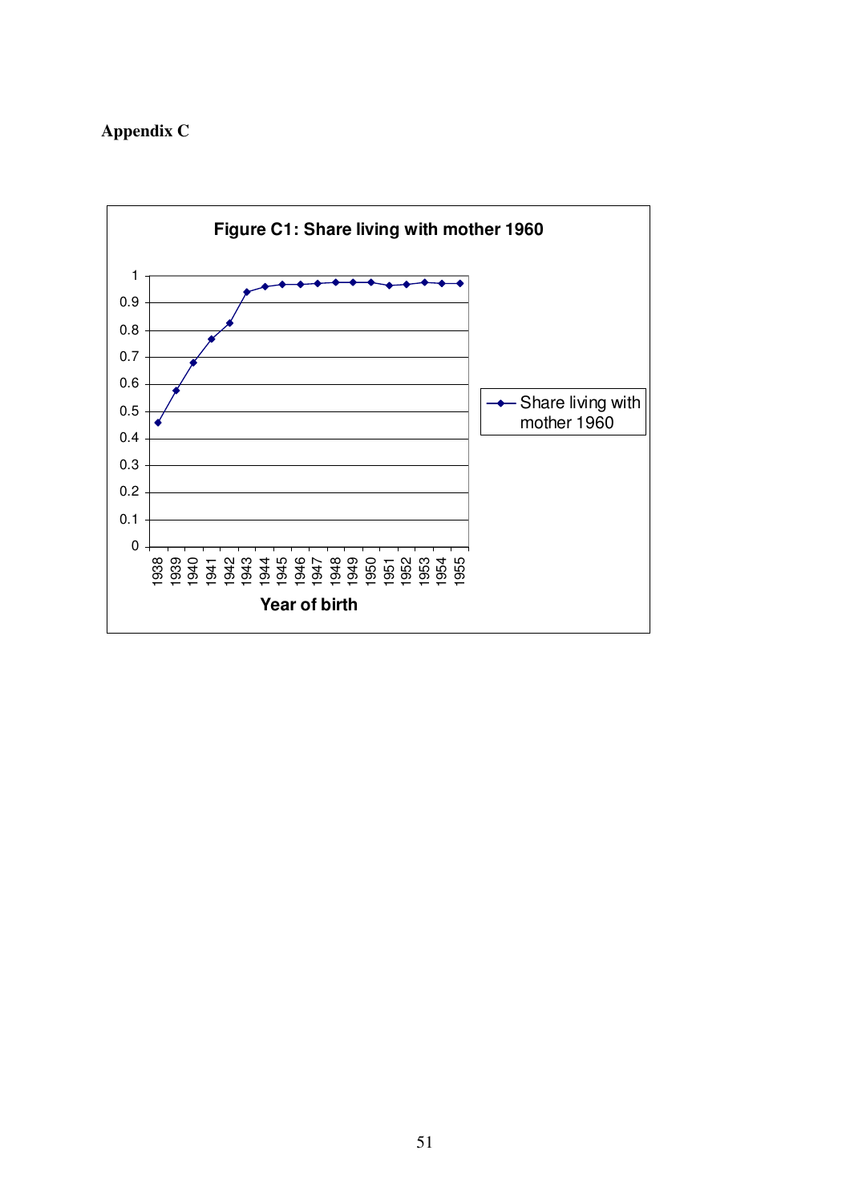**Appendix C**

Figure C1: Share living with mother 1960

1
0.9
0.8
0.7
0.6
0.5
0.4
0.3
0.2
0.1
0

1938 1939 1940 1941 1942 1943 1944 1945 1946 1947 1948 1949 1950 1951 1952 1953 1954 1955

Year of birth

Share living with mother 1960